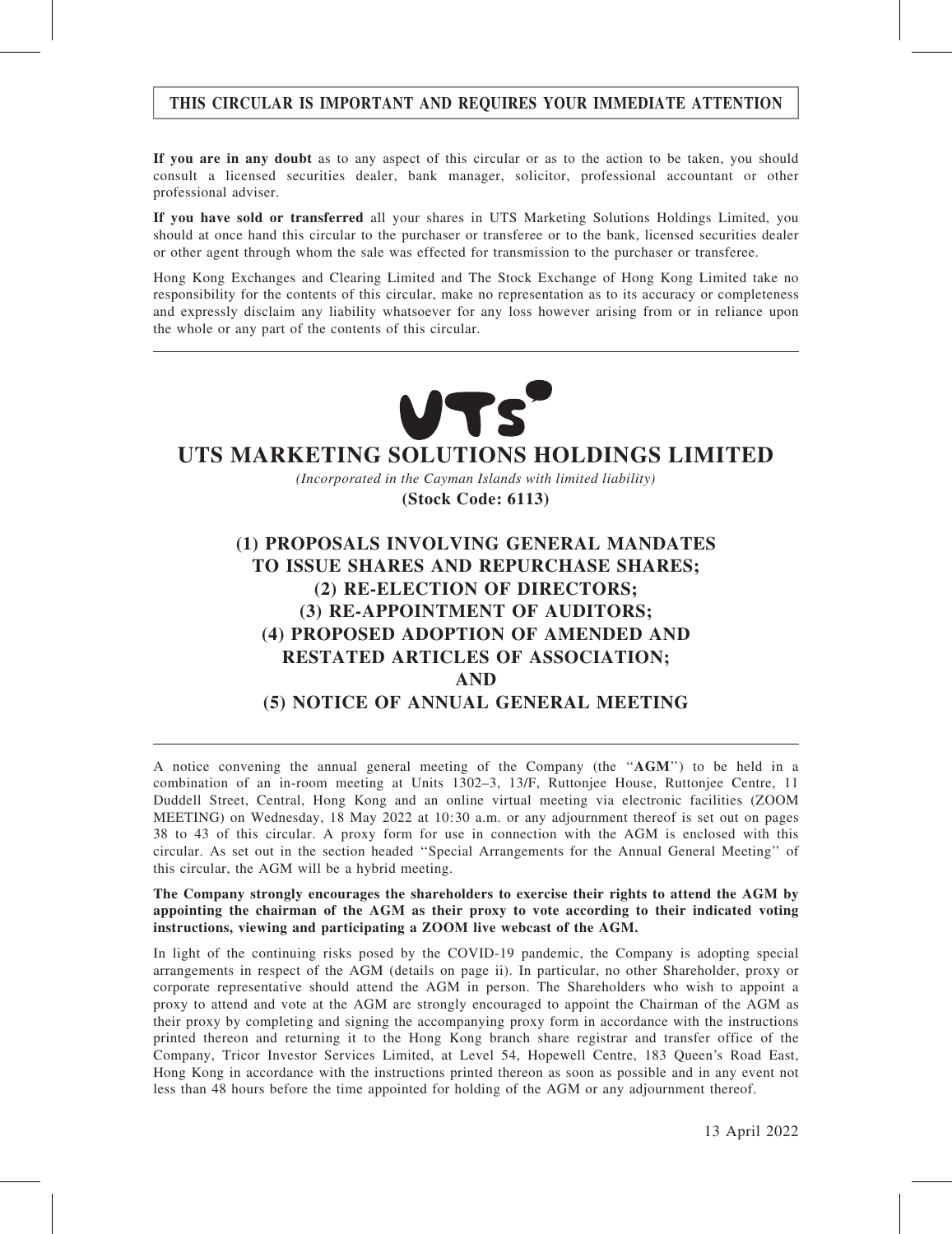**THIS CIRCULAR IS IMPORTANT AND REQUIRES YOUR IMMEDIATE ATTENTION**

**If you are in any doubt** as to any aspect of this circular or as to the action to be taken, you should consult a licensed securities dealer, bank manager, solicitor, professional accountant or other professional adviser.

**If you have sold or transferred** all your shares in UTS Marketing Solutions Holdings Limited, you should at once hand this circular to the purchaser or transferee or to the bank, licensed securities dealer or other agent through whom the sale was effected for transmission to the purchaser or transferee.

Hong Kong Exchanges and Clearing Limited and The Stock Exchange of Hong Kong Limited take no responsibility for the contents of this circular, make no representation as to its accuracy or completeness and expressly disclaim any liability whatsoever for any loss however arising from or in reliance upon the whole or any part of the contents of this circular.

# UTS MARKETING SOLUTIONS HOLDINGS LIMITED

*(Incorporated in the Cayman Islands with limited liability)*

**(Stock Code: 6113)**

## (1) PROPOSALS INVOLVING GENERAL MANDATES TO ISSUE SHARES AND REPURCHASE SHARES; (2) RE-ELECTION OF DIRECTORS; (3) RE-APPOINTMENT OF AUDITORS; (4) PROPOSED ADOPTION OF AMENDED AND RESTATED ARTICLES OF ASSOCIATION; AND (5) NOTICE OF ANNUAL GENERAL MEETING

A notice convening the annual general meeting of the Company (the "**AGM**") to be held in a combination of an in-room meeting at Units 1302–3, 13/F, Ruttonjee House, Ruttonjee Centre, 11 Duddell Street, Central, Hong Kong and an online virtual meeting via electronic facilities (ZOOM MEETING) on Wednesday, 18 May 2022 at 10:30 a.m. or any adjournment thereof is set out on pages 38 to 43 of this circular. A proxy form for use in connection with the AGM is enclosed with this circular. As set out in the section headed "Special Arrangements for the Annual General Meeting" of this circular, the AGM will be a hybrid meeting.

**The Company strongly encourages the shareholders to exercise their rights to attend the AGM by appointing the chairman of the AGM as their proxy to vote according to their indicated voting instructions, viewing and participating a ZOOM live webcast of the AGM.**

In light of the continuing risks posed by the COVID-19 pandemic, the Company is adopting special arrangements in respect of the AGM (details on page ii). In particular, no other Shareholder, proxy or corporate representative should attend the AGM in person. The Shareholders who wish to appoint a proxy to attend and vote at the AGM are strongly encouraged to appoint the Chairman of the AGM as their proxy by completing and signing the accompanying proxy form in accordance with the instructions printed thereon and returning it to the Hong Kong branch share registrar and transfer office of the Company, Tricor Investor Services Limited, at Level 54, Hopewell Centre, 183 Queen's Road East, Hong Kong in accordance with the instructions printed thereon as soon as possible and in any event not less than 48 hours before the time appointed for holding of the AGM or any adjournment thereof.

13 April 2022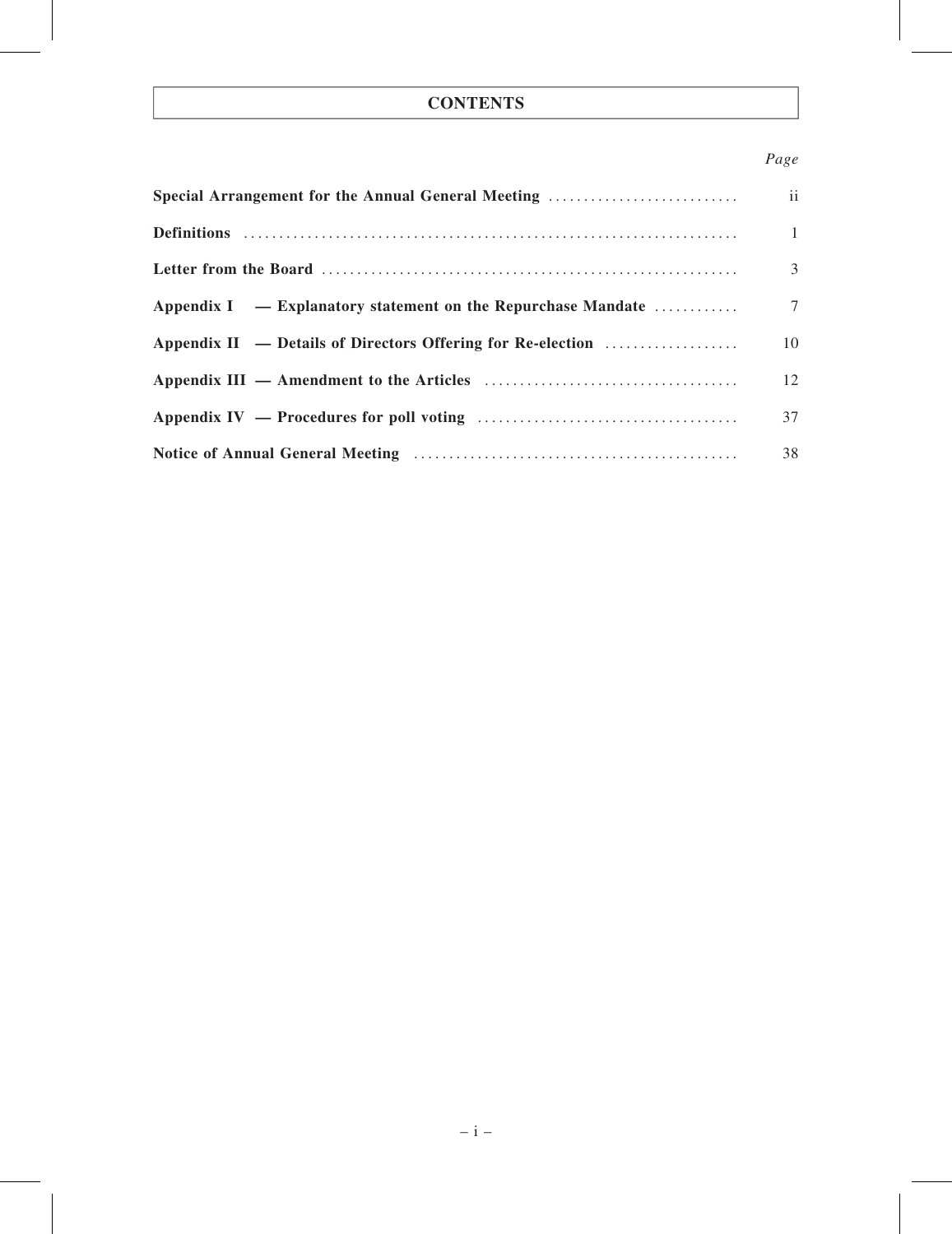# CONTENTS

| | Page |
|---|---|
| **Special Arrangement for the Annual General Meeting** | ii |
| **Definitions** | 1 |
| **Letter from the Board** | 3 |
| **Appendix I — Explanatory statement on the Repurchase Mandate** | 7 |
| **Appendix II — Details of Directors Offering for Re-election** | 10 |
| **Appendix III — Amendment to the Articles** | 12 |
| **Appendix IV — Procedures for poll voting** | 37 |
| **Notice of Annual General Meeting** | 38 |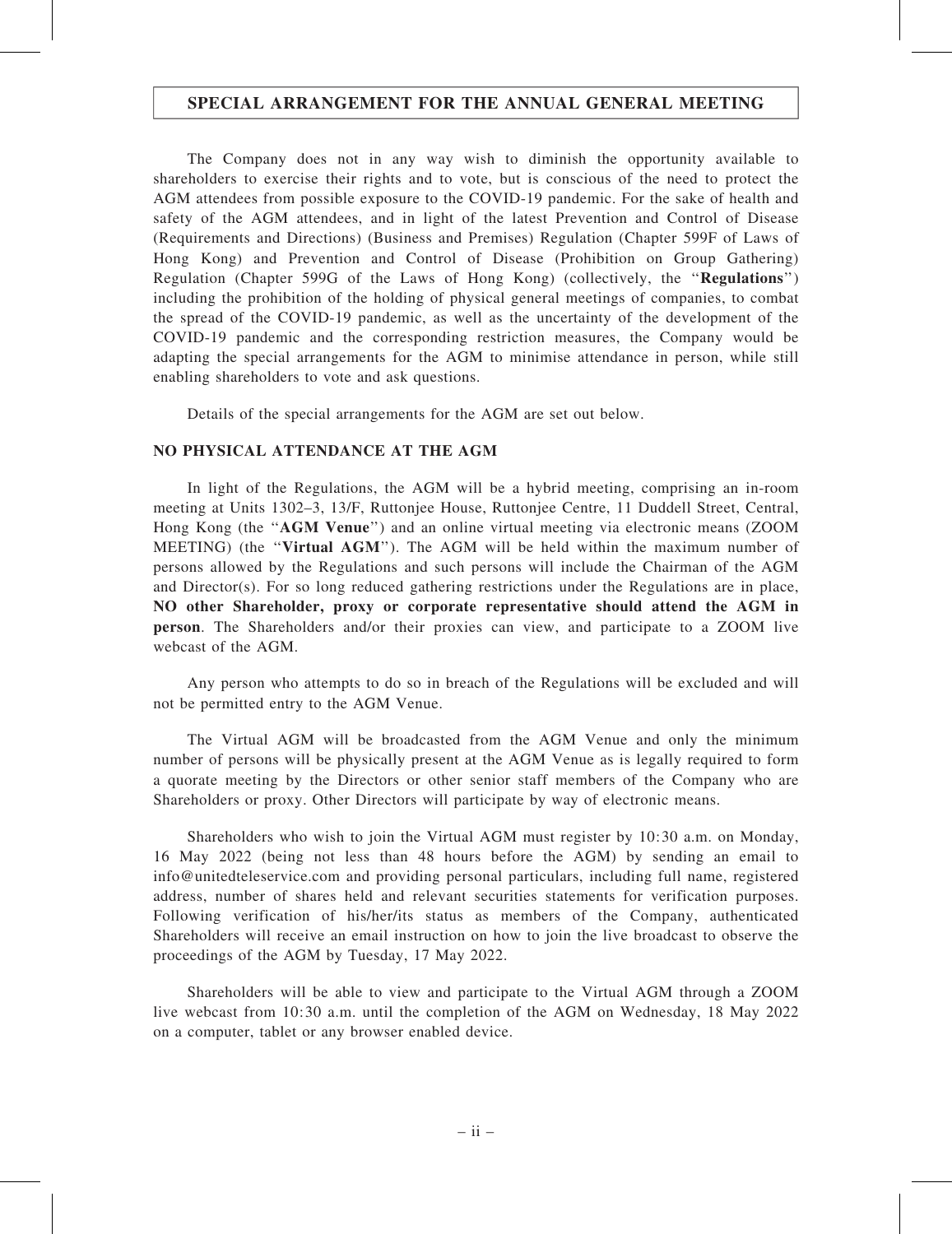# SPECIAL ARRANGEMENT FOR THE ANNUAL GENERAL MEETING

The Company does not in any way wish to diminish the opportunity available to shareholders to exercise their rights and to vote, but is conscious of the need to protect the AGM attendees from possible exposure to the COVID-19 pandemic. For the sake of health and safety of the AGM attendees, and in light of the latest Prevention and Control of Disease (Requirements and Directions) (Business and Premises) Regulation (Chapter 599F of Laws of Hong Kong) and Prevention and Control of Disease (Prohibition on Group Gathering) Regulation (Chapter 599G of the Laws of Hong Kong) (collectively, the "**Regulations**") including the prohibition of the holding of physical general meetings of companies, to combat the spread of the COVID-19 pandemic, as well as the uncertainty of the development of the COVID-19 pandemic and the corresponding restriction measures, the Company would be adapting the special arrangements for the AGM to minimise attendance in person, while still enabling shareholders to vote and ask questions.

Details of the special arrangements for the AGM are set out below.

## NO PHYSICAL ATTENDANCE AT THE AGM

In light of the Regulations, the AGM will be a hybrid meeting, comprising an in-room meeting at Units 1302–3, 13/F, Ruttonjee House, Ruttonjee Centre, 11 Duddell Street, Central, Hong Kong (the "**AGM Venue**") and an online virtual meeting via electronic means (ZOOM MEETING) (the "**Virtual AGM**"). The AGM will be held within the maximum number of persons allowed by the Regulations and such persons will include the Chairman of the AGM and Director(s). For so long reduced gathering restrictions under the Regulations are in place, **NO other Shareholder, proxy or corporate representative should attend the AGM in person**. The Shareholders and/or their proxies can view, and participate to a ZOOM live webcast of the AGM.

Any person who attempts to do so in breach of the Regulations will be excluded and will not be permitted entry to the AGM Venue.

The Virtual AGM will be broadcasted from the AGM Venue and only the minimum number of persons will be physically present at the AGM Venue as is legally required to form a quorate meeting by the Directors or other senior staff members of the Company who are Shareholders or proxy. Other Directors will participate by way of electronic means.

Shareholders who wish to join the Virtual AGM must register by 10:30 a.m. on Monday, 16 May 2022 (being not less than 48 hours before the AGM) by sending an email to info@unitedteleservice.com and providing personal particulars, including full name, registered address, number of shares held and relevant securities statements for verification purposes. Following verification of his/her/its status as members of the Company, authenticated Shareholders will receive an email instruction on how to join the live broadcast to observe the proceedings of the AGM by Tuesday, 17 May 2022.

Shareholders will be able to view and participate to the Virtual AGM through a ZOOM live webcast from 10:30 a.m. until the completion of the AGM on Wednesday, 18 May 2022 on a computer, tablet or any browser enabled device.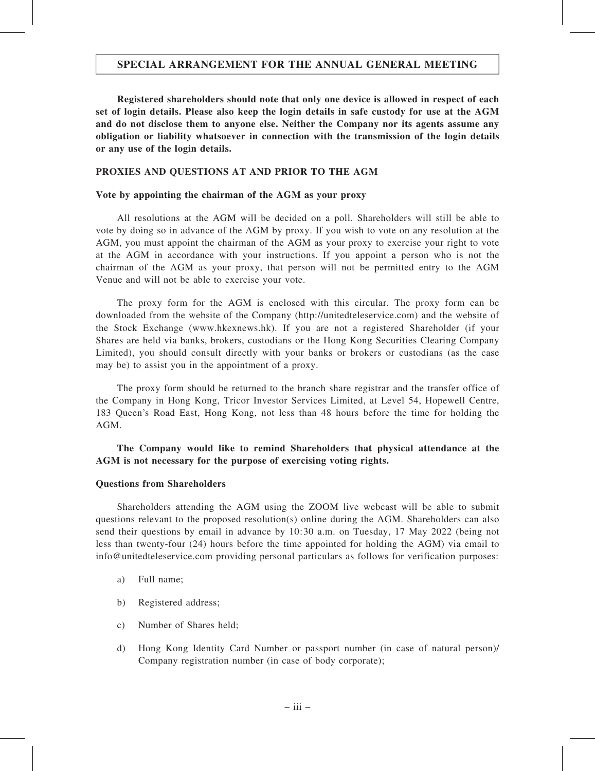## SPECIAL ARRANGEMENT FOR THE ANNUAL GENERAL MEETING

**Registered shareholders should note that only one device is allowed in respect of each set of login details. Please also keep the login details in safe custody for use at the AGM and do not disclose them to anyone else. Neither the Company nor its agents assume any obligation or liability whatsoever in connection with the transmission of the login details or any use of the login details.**

### PROXIES AND QUESTIONS AT AND PRIOR TO THE AGM

#### Vote by appointing the chairman of the AGM as your proxy

All resolutions at the AGM will be decided on a poll. Shareholders will still be able to vote by doing so in advance of the AGM by proxy. If you wish to vote on any resolution at the AGM, you must appoint the chairman of the AGM as your proxy to exercise your right to vote at the AGM in accordance with your instructions. If you appoint a person who is not the chairman of the AGM as your proxy, that person will not be permitted entry to the AGM Venue and will not be able to exercise your vote.

The proxy form for the AGM is enclosed with this circular. The proxy form can be downloaded from the website of the Company (http://unitedteleservice.com) and the website of the Stock Exchange (www.hkexnews.hk). If you are not a registered Shareholder (if your Shares are held via banks, brokers, custodians or the Hong Kong Securities Clearing Company Limited), you should consult directly with your banks or brokers or custodians (as the case may be) to assist you in the appointment of a proxy.

The proxy form should be returned to the branch share registrar and the transfer office of the Company in Hong Kong, Tricor Investor Services Limited, at Level 54, Hopewell Centre, 183 Queen's Road East, Hong Kong, not less than 48 hours before the time for holding the AGM.

**The Company would like to remind Shareholders that physical attendance at the AGM is not necessary for the purpose of exercising voting rights.**

#### Questions from Shareholders

Shareholders attending the AGM using the ZOOM live webcast will be able to submit questions relevant to the proposed resolution(s) online during the AGM. Shareholders can also send their questions by email in advance by 10:30 a.m. on Tuesday, 17 May 2022 (being not less than twenty-four (24) hours before the time appointed for holding the AGM) via email to info@unitedteleservice.com providing personal particulars as follows for verification purposes:

a) Full name;

b) Registered address;

c) Number of Shares held;

d) Hong Kong Identity Card Number or passport number (in case of natural person)/ Company registration number (in case of body corporate);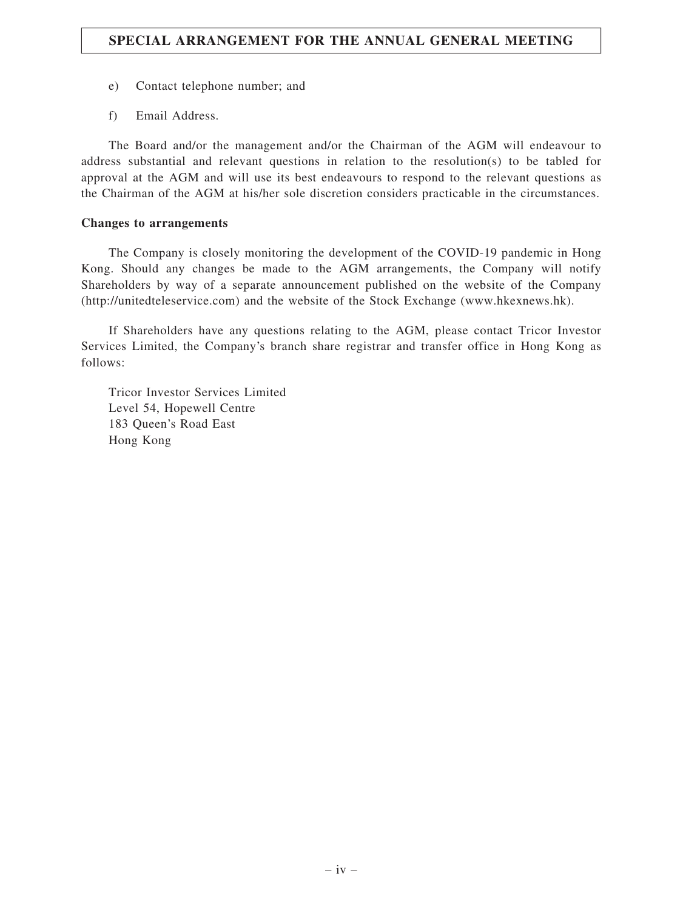e) Contact telephone number; and

f) Email Address.

The Board and/or the management and/or the Chairman of the AGM will endeavour to address substantial and relevant questions in relation to the resolution(s) to be tabled for approval at the AGM and will use its best endeavours to respond to the relevant questions as the Chairman of the AGM at his/her sole discretion considers practicable in the circumstances.

**Changes to arrangements**

The Company is closely monitoring the development of the COVID-19 pandemic in Hong Kong. Should any changes be made to the AGM arrangements, the Company will notify Shareholders by way of a separate announcement published on the website of the Company (http://unitedteleservice.com) and the website of the Stock Exchange (www.hkexnews.hk).

If Shareholders have any questions relating to the AGM, please contact Tricor Investor Services Limited, the Company's branch share registrar and transfer office in Hong Kong as follows:

Tricor Investor Services Limited
Level 54, Hopewell Centre
183 Queen's Road East
Hong Kong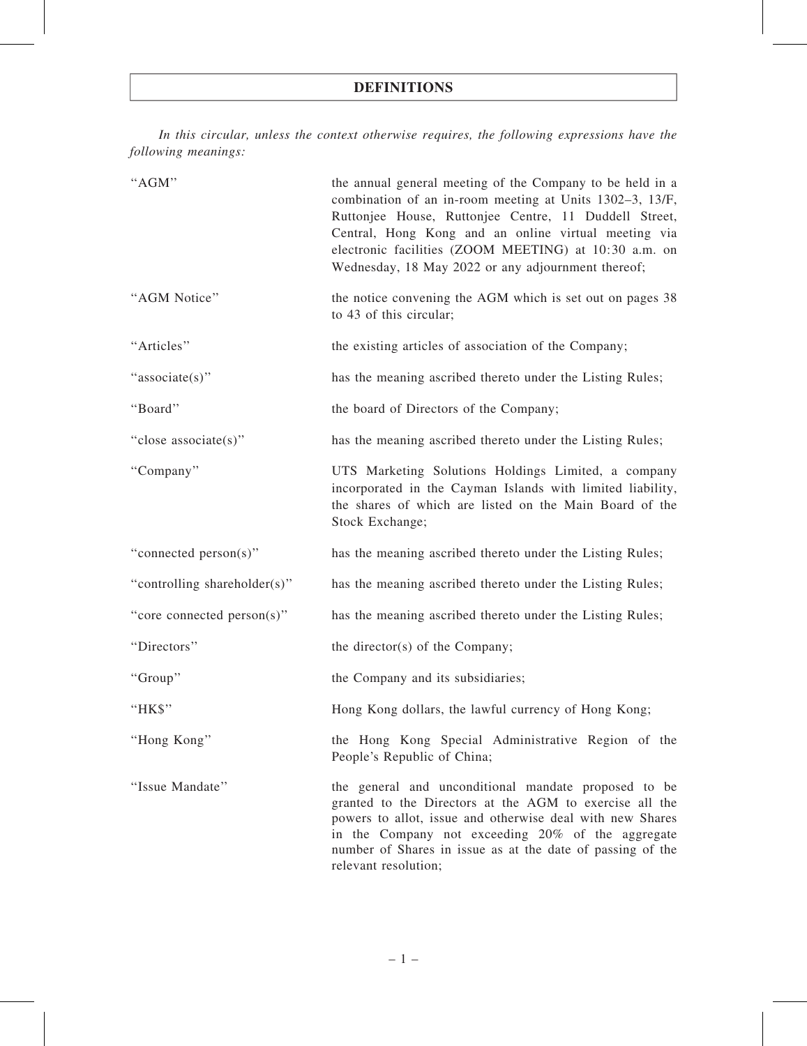# DEFINITIONS

*In this circular, unless the context otherwise requires, the following expressions have the following meanings:*

| | |
|---|---|
| "AGM" | the annual general meeting of the Company to be held in a combination of an in-room meeting at Units 1302–3, 13/F, Ruttonjee House, Ruttonjee Centre, 11 Duddell Street, Central, Hong Kong and an online virtual meeting via electronic facilities (ZOOM MEETING) at 10:30 a.m. on Wednesday, 18 May 2022 or any adjournment thereof; |
| "AGM Notice" | the notice convening the AGM which is set out on pages 38 to 43 of this circular; |
| "Articles" | the existing articles of association of the Company; |
| "associate(s)" | has the meaning ascribed thereto under the Listing Rules; |
| "Board" | the board of Directors of the Company; |
| "close associate(s)" | has the meaning ascribed thereto under the Listing Rules; |
| "Company" | UTS Marketing Solutions Holdings Limited, a company incorporated in the Cayman Islands with limited liability, the shares of which are listed on the Main Board of the Stock Exchange; |
| "connected person(s)" | has the meaning ascribed thereto under the Listing Rules; |
| "controlling shareholder(s)" | has the meaning ascribed thereto under the Listing Rules; |
| "core connected person(s)" | has the meaning ascribed thereto under the Listing Rules; |
| "Directors" | the director(s) of the Company; |
| "Group" | the Company and its subsidiaries; |
| "HK$" | Hong Kong dollars, the lawful currency of Hong Kong; |
| "Hong Kong" | the Hong Kong Special Administrative Region of the People's Republic of China; |
| "Issue Mandate" | the general and unconditional mandate proposed to be granted to the Directors at the AGM to exercise all the powers to allot, issue and otherwise deal with new Shares in the Company not exceeding 20% of the aggregate number of Shares in issue as at the date of passing of the relevant resolution; |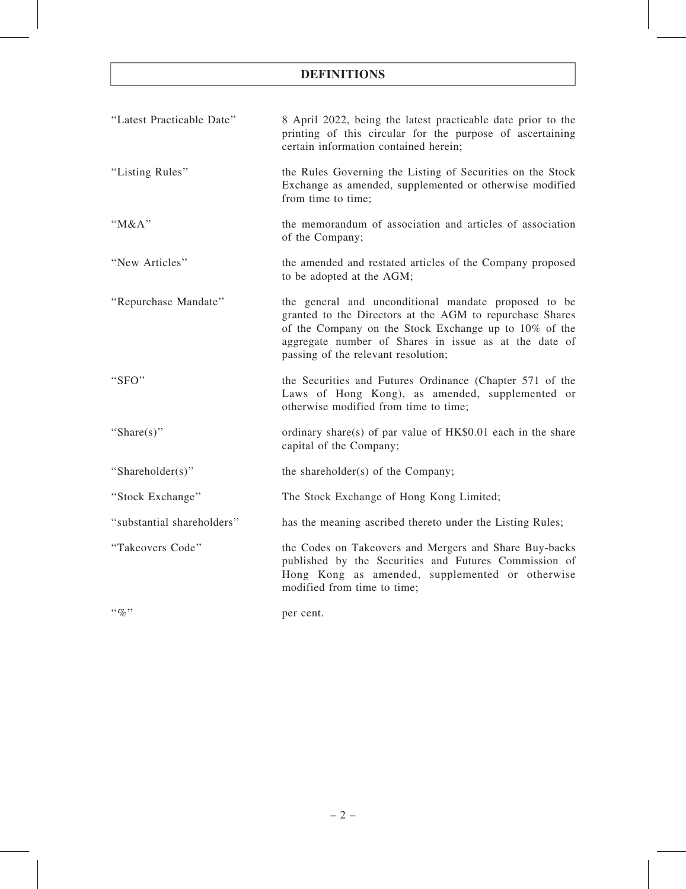# DEFINITIONS

| | |
|---|---|
| "Latest Practicable Date" | 8 April 2022, being the latest practicable date prior to the printing of this circular for the purpose of ascertaining certain information contained herein; |
| "Listing Rules" | the Rules Governing the Listing of Securities on the Stock Exchange as amended, supplemented or otherwise modified from time to time; |
| "M&A" | the memorandum of association and articles of association of the Company; |
| "New Articles" | the amended and restated articles of the Company proposed to be adopted at the AGM; |
| "Repurchase Mandate" | the general and unconditional mandate proposed to be granted to the Directors at the AGM to repurchase Shares of the Company on the Stock Exchange up to 10% of the aggregate number of Shares in issue as at the date of passing of the relevant resolution; |
| "SFO" | the Securities and Futures Ordinance (Chapter 571 of the Laws of Hong Kong), as amended, supplemented or otherwise modified from time to time; |
| "Share(s)" | ordinary share(s) of par value of HK$0.01 each in the share capital of the Company; |
| "Shareholder(s)" | the shareholder(s) of the Company; |
| "Stock Exchange" | The Stock Exchange of Hong Kong Limited; |
| "substantial shareholders" | has the meaning ascribed thereto under the Listing Rules; |
| "Takeovers Code" | the Codes on Takeovers and Mergers and Share Buy-backs published by the Securities and Futures Commission of Hong Kong as amended, supplemented or otherwise modified from time to time; |
| "%" | per cent. |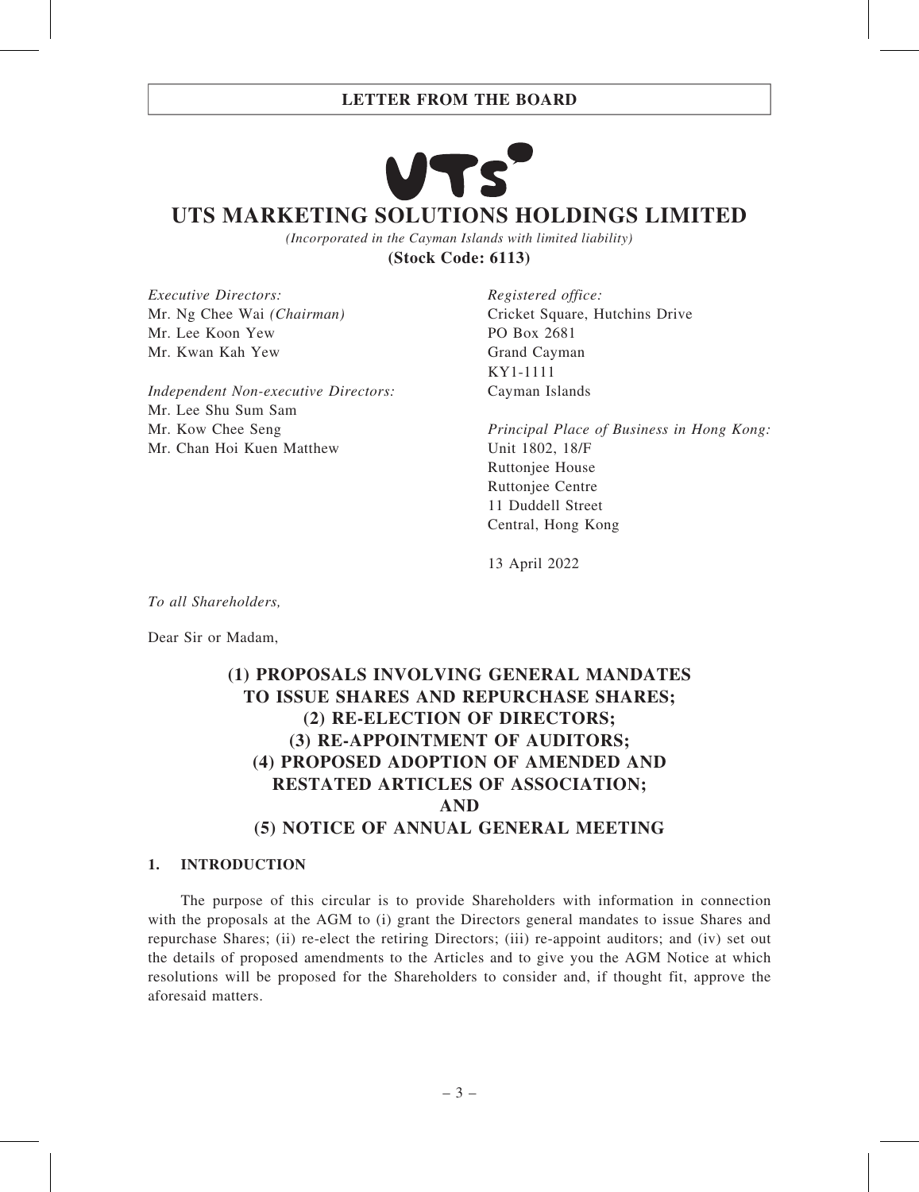# UTS MARKETING SOLUTIONS HOLDINGS LIMITED

*(Incorporated in the Cayman Islands with limited liability)*

**(Stock Code: 6113)**

*Executive Directors:*
Mr. Ng Chee Wai *(Chairman)*
Mr. Lee Koon Yew
Mr. Kwan Kah Yew

*Independent Non-executive Directors:*
Mr. Lee Shu Sum Sam
Mr. Kow Chee Seng
Mr. Chan Hoi Kuen Matthew

*Registered office:*
Cricket Square, Hutchins Drive
PO Box 2681
Grand Cayman
KY1-1111
Cayman Islands

*Principal Place of Business in Hong Kong:*
Unit 1802, 18/F
Ruttonjee House
Ruttonjee Centre
11 Duddell Street
Central, Hong Kong

13 April 2022

*To all Shareholders,*

Dear Sir or Madam,

## (1) PROPOSALS INVOLVING GENERAL MANDATES TO ISSUE SHARES AND REPURCHASE SHARES; (2) RE-ELECTION OF DIRECTORS; (3) RE-APPOINTMENT OF AUDITORS; (4) PROPOSED ADOPTION OF AMENDED AND RESTATED ARTICLES OF ASSOCIATION; AND (5) NOTICE OF ANNUAL GENERAL MEETING

### 1. INTRODUCTION

The purpose of this circular is to provide Shareholders with information in connection with the proposals at the AGM to (i) grant the Directors general mandates to issue Shares and repurchase Shares; (ii) re-elect the retiring Directors; (iii) re-appoint auditors; and (iv) set out the details of proposed amendments to the Articles and to give you the AGM Notice at which resolutions will be proposed for the Shareholders to consider and, if thought fit, approve the aforesaid matters.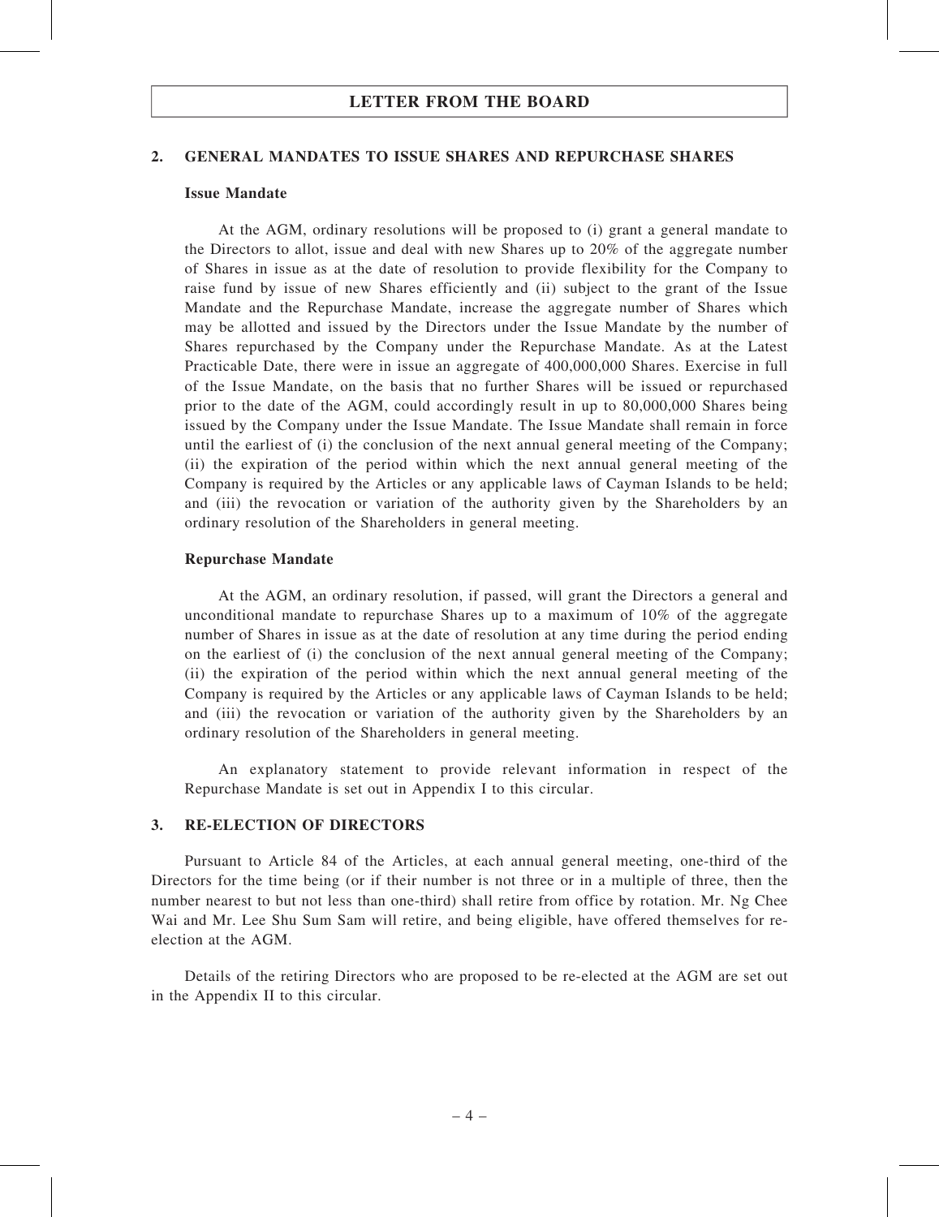## LETTER FROM THE BOARD

### 2. GENERAL MANDATES TO ISSUE SHARES AND REPURCHASE SHARES

**Issue Mandate**

At the AGM, ordinary resolutions will be proposed to (i) grant a general mandate to the Directors to allot, issue and deal with new Shares up to 20% of the aggregate number of Shares in issue as at the date of resolution to provide flexibility for the Company to raise fund by issue of new Shares efficiently and (ii) subject to the grant of the Issue Mandate and the Repurchase Mandate, increase the aggregate number of Shares which may be allotted and issued by the Directors under the Issue Mandate by the number of Shares repurchased by the Company under the Repurchase Mandate. As at the Latest Practicable Date, there were in issue an aggregate of 400,000,000 Shares. Exercise in full of the Issue Mandate, on the basis that no further Shares will be issued or repurchased prior to the date of the AGM, could accordingly result in up to 80,000,000 Shares being issued by the Company under the Issue Mandate. The Issue Mandate shall remain in force until the earliest of (i) the conclusion of the next annual general meeting of the Company; (ii) the expiration of the period within which the next annual general meeting of the Company is required by the Articles or any applicable laws of Cayman Islands to be held; and (iii) the revocation or variation of the authority given by the Shareholders by an ordinary resolution of the Shareholders in general meeting.

**Repurchase Mandate**

At the AGM, an ordinary resolution, if passed, will grant the Directors a general and unconditional mandate to repurchase Shares up to a maximum of 10% of the aggregate number of Shares in issue as at the date of resolution at any time during the period ending on the earliest of (i) the conclusion of the next annual general meeting of the Company; (ii) the expiration of the period within which the next annual general meeting of the Company is required by the Articles or any applicable laws of Cayman Islands to be held; and (iii) the revocation or variation of the authority given by the Shareholders by an ordinary resolution of the Shareholders in general meeting.

An explanatory statement to provide relevant information in respect of the Repurchase Mandate is set out in Appendix I to this circular.

### 3. RE-ELECTION OF DIRECTORS

Pursuant to Article 84 of the Articles, at each annual general meeting, one-third of the Directors for the time being (or if their number is not three or in a multiple of three, then the number nearest to but not less than one-third) shall retire from office by rotation. Mr. Ng Chee Wai and Mr. Lee Shu Sum Sam will retire, and being eligible, have offered themselves for re-election at the AGM.

Details of the retiring Directors who are proposed to be re-elected at the AGM are set out in the Appendix II to this circular.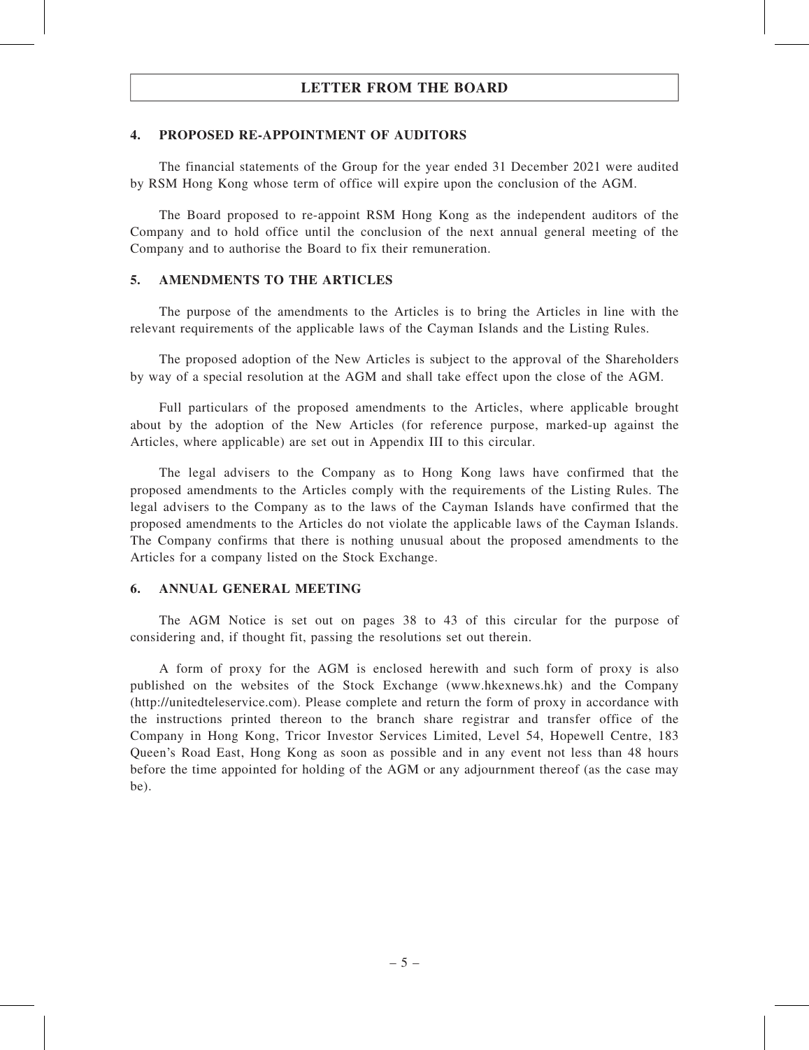## 4. PROPOSED RE-APPOINTMENT OF AUDITORS

The financial statements of the Group for the year ended 31 December 2021 were audited by RSM Hong Kong whose term of office will expire upon the conclusion of the AGM.

The Board proposed to re-appoint RSM Hong Kong as the independent auditors of the Company and to hold office until the conclusion of the next annual general meeting of the Company and to authorise the Board to fix their remuneration.

## 5. AMENDMENTS TO THE ARTICLES

The purpose of the amendments to the Articles is to bring the Articles in line with the relevant requirements of the applicable laws of the Cayman Islands and the Listing Rules.

The proposed adoption of the New Articles is subject to the approval of the Shareholders by way of a special resolution at the AGM and shall take effect upon the close of the AGM.

Full particulars of the proposed amendments to the Articles, where applicable brought about by the adoption of the New Articles (for reference purpose, marked-up against the Articles, where applicable) are set out in Appendix III to this circular.

The legal advisers to the Company as to Hong Kong laws have confirmed that the proposed amendments to the Articles comply with the requirements of the Listing Rules. The legal advisers to the Company as to the laws of the Cayman Islands have confirmed that the proposed amendments to the Articles do not violate the applicable laws of the Cayman Islands. The Company confirms that there is nothing unusual about the proposed amendments to the Articles for a company listed on the Stock Exchange.

## 6. ANNUAL GENERAL MEETING

The AGM Notice is set out on pages 38 to 43 of this circular for the purpose of considering and, if thought fit, passing the resolutions set out therein.

A form of proxy for the AGM is enclosed herewith and such form of proxy is also published on the websites of the Stock Exchange (www.hkexnews.hk) and the Company (http://unitedteleservice.com). Please complete and return the form of proxy in accordance with the instructions printed thereon to the branch share registrar and transfer office of the Company in Hong Kong, Tricor Investor Services Limited, Level 54, Hopewell Centre, 183 Queen's Road East, Hong Kong as soon as possible and in any event not less than 48 hours before the time appointed for holding of the AGM or any adjournment thereof (as the case may be).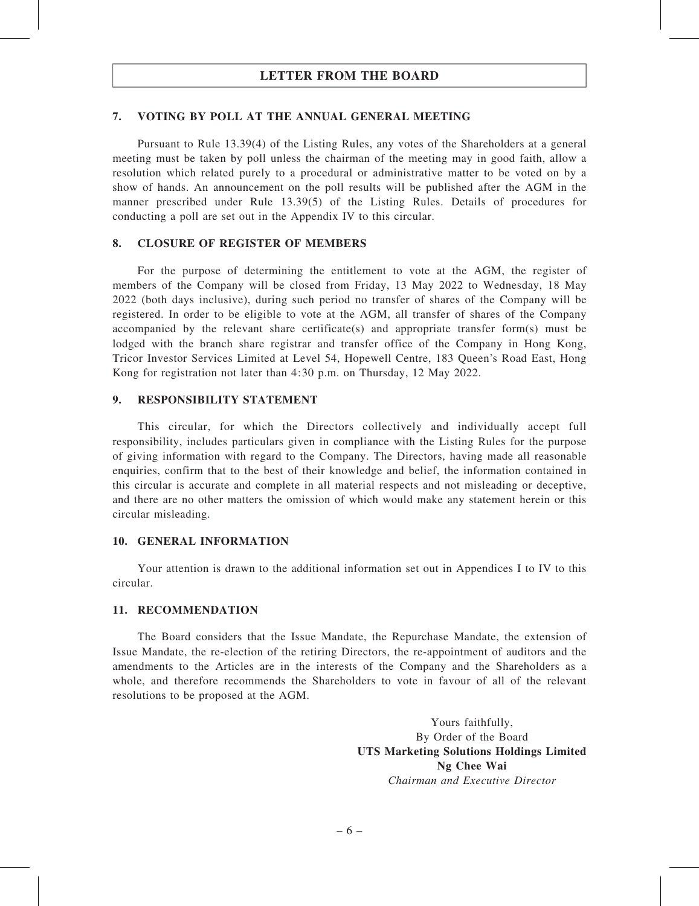## LETTER FROM THE BOARD

### 7. VOTING BY POLL AT THE ANNUAL GENERAL MEETING

Pursuant to Rule 13.39(4) of the Listing Rules, any votes of the Shareholders at a general meeting must be taken by poll unless the chairman of the meeting may in good faith, allow a resolution which related purely to a procedural or administrative matter to be voted on by a show of hands. An announcement on the poll results will be published after the AGM in the manner prescribed under Rule 13.39(5) of the Listing Rules. Details of procedures for conducting a poll are set out in the Appendix IV to this circular.

### 8. CLOSURE OF REGISTER OF MEMBERS

For the purpose of determining the entitlement to vote at the AGM, the register of members of the Company will be closed from Friday, 13 May 2022 to Wednesday, 18 May 2022 (both days inclusive), during such period no transfer of shares of the Company will be registered. In order to be eligible to vote at the AGM, all transfer of shares of the Company accompanied by the relevant share certificate(s) and appropriate transfer form(s) must be lodged with the branch share registrar and transfer office of the Company in Hong Kong, Tricor Investor Services Limited at Level 54, Hopewell Centre, 183 Queen's Road East, Hong Kong for registration not later than 4:30 p.m. on Thursday, 12 May 2022.

### 9. RESPONSIBILITY STATEMENT

This circular, for which the Directors collectively and individually accept full responsibility, includes particulars given in compliance with the Listing Rules for the purpose of giving information with regard to the Company. The Directors, having made all reasonable enquiries, confirm that to the best of their knowledge and belief, the information contained in this circular is accurate and complete in all material respects and not misleading or deceptive, and there are no other matters the omission of which would make any statement herein or this circular misleading.

### 10. GENERAL INFORMATION

Your attention is drawn to the additional information set out in Appendices I to IV to this circular.

### 11. RECOMMENDATION

The Board considers that the Issue Mandate, the Repurchase Mandate, the extension of Issue Mandate, the re-election of the retiring Directors, the re-appointment of auditors and the amendments to the Articles are in the interests of the Company and the Shareholders as a whole, and therefore recommends the Shareholders to vote in favour of all of the relevant resolutions to be proposed at the AGM.

Yours faithfully,
By Order of the Board
**UTS Marketing Solutions Holdings Limited**
**Ng Chee Wai**
*Chairman and Executive Director*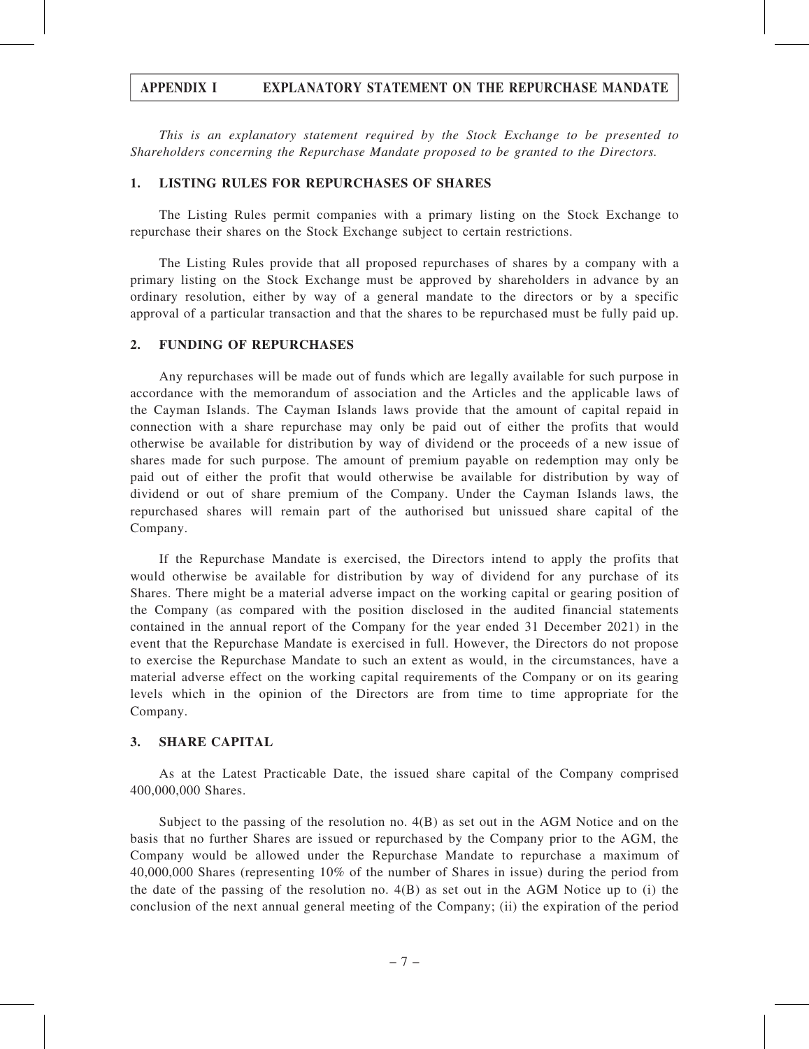# APPENDIX I EXPLANATORY STATEMENT ON THE REPURCHASE MANDATE

*This is an explanatory statement required by the Stock Exchange to be presented to Shareholders concerning the Repurchase Mandate proposed to be granted to the Directors.*

## 1. LISTING RULES FOR REPURCHASES OF SHARES

The Listing Rules permit companies with a primary listing on the Stock Exchange to repurchase their shares on the Stock Exchange subject to certain restrictions.

The Listing Rules provide that all proposed repurchases of shares by a company with a primary listing on the Stock Exchange must be approved by shareholders in advance by an ordinary resolution, either by way of a general mandate to the directors or by a specific approval of a particular transaction and that the shares to be repurchased must be fully paid up.

## 2. FUNDING OF REPURCHASES

Any repurchases will be made out of funds which are legally available for such purpose in accordance with the memorandum of association and the Articles and the applicable laws of the Cayman Islands. The Cayman Islands laws provide that the amount of capital repaid in connection with a share repurchase may only be paid out of either the profits that would otherwise be available for distribution by way of dividend or the proceeds of a new issue of shares made for such purpose. The amount of premium payable on redemption may only be paid out of either the profit that would otherwise be available for distribution by way of dividend or out of share premium of the Company. Under the Cayman Islands laws, the repurchased shares will remain part of the authorised but unissued share capital of the Company.

If the Repurchase Mandate is exercised, the Directors intend to apply the profits that would otherwise be available for distribution by way of dividend for any purchase of its Shares. There might be a material adverse impact on the working capital or gearing position of the Company (as compared with the position disclosed in the audited financial statements contained in the annual report of the Company for the year ended 31 December 2021) in the event that the Repurchase Mandate is exercised in full. However, the Directors do not propose to exercise the Repurchase Mandate to such an extent as would, in the circumstances, have a material adverse effect on the working capital requirements of the Company or on its gearing levels which in the opinion of the Directors are from time to time appropriate for the Company.

## 3. SHARE CAPITAL

As at the Latest Practicable Date, the issued share capital of the Company comprised 400,000,000 Shares.

Subject to the passing of the resolution no. 4(B) as set out in the AGM Notice and on the basis that no further Shares are issued or repurchased by the Company prior to the AGM, the Company would be allowed under the Repurchase Mandate to repurchase a maximum of 40,000,000 Shares (representing 10% of the number of Shares in issue) during the period from the date of the passing of the resolution no. 4(B) as set out in the AGM Notice up to (i) the conclusion of the next annual general meeting of the Company; (ii) the expiration of the period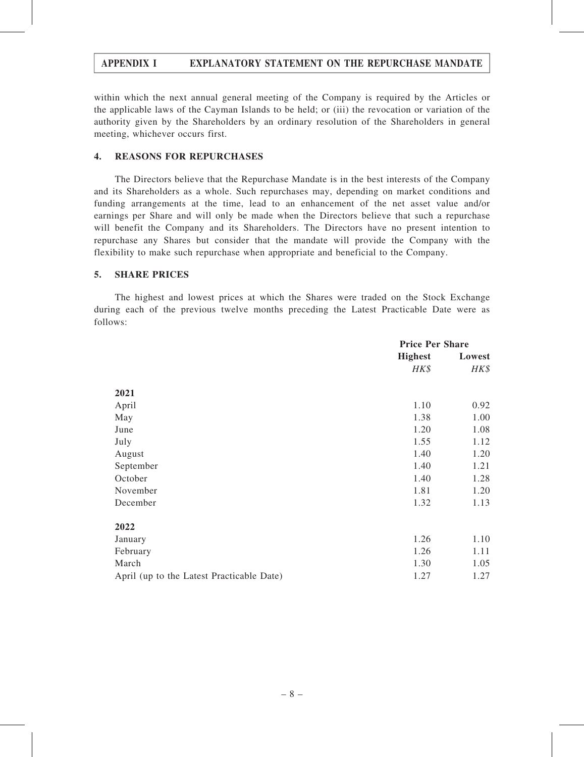within which the next annual general meeting of the Company is required by the Articles or the applicable laws of the Cayman Islands to be held; or (iii) the revocation or variation of the authority given by the Shareholders by an ordinary resolution of the Shareholders in general meeting, whichever occurs first.

## 4. REASONS FOR REPURCHASES

The Directors believe that the Repurchase Mandate is in the best interests of the Company and its Shareholders as a whole. Such repurchases may, depending on market conditions and funding arrangements at the time, lead to an enhancement of the net asset value and/or earnings per Share and will only be made when the Directors believe that such a repurchase will benefit the Company and its Shareholders. The Directors have no present intention to repurchase any Shares but consider that the mandate will provide the Company with the flexibility to make such repurchase when appropriate and beneficial to the Company.

## 5. SHARE PRICES

The highest and lowest prices at which the Shares were traded on the Stock Exchange during each of the previous twelve months preceding the Latest Practicable Date were as follows:

| | Price Per Share | |
|---|---|---|
| | **Highest** | **Lowest** |
| | *HK$* | *HK$* |
| **2021** | | |
| April | 1.10 | 0.92 |
| May | 1.38 | 1.00 |
| June | 1.20 | 1.08 |
| July | 1.55 | 1.12 |
| August | 1.40 | 1.20 |
| September | 1.40 | 1.21 |
| October | 1.40 | 1.28 |
| November | 1.81 | 1.20 |
| December | 1.32 | 1.13 |
| **2022** | | |
| January | 1.26 | 1.10 |
| February | 1.26 | 1.11 |
| March | 1.30 | 1.05 |
| April (up to the Latest Practicable Date) | 1.27 | 1.27 |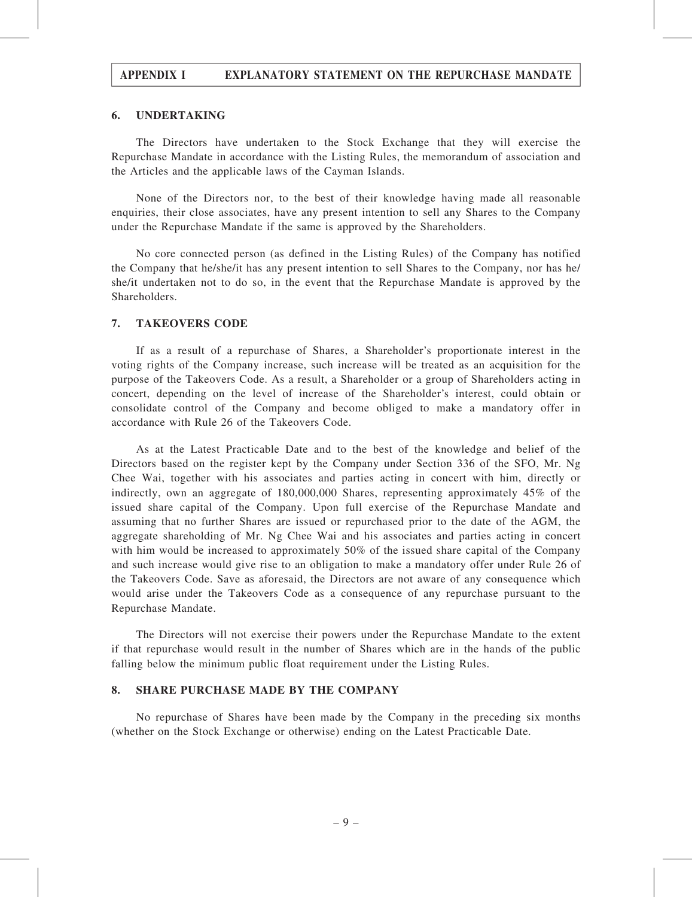## 6. UNDERTAKING

The Directors have undertaken to the Stock Exchange that they will exercise the Repurchase Mandate in accordance with the Listing Rules, the memorandum of association and the Articles and the applicable laws of the Cayman Islands.

None of the Directors nor, to the best of their knowledge having made all reasonable enquiries, their close associates, have any present intention to sell any Shares to the Company under the Repurchase Mandate if the same is approved by the Shareholders.

No core connected person (as defined in the Listing Rules) of the Company has notified the Company that he/she/it has any present intention to sell Shares to the Company, nor has he/she/it undertaken not to do so, in the event that the Repurchase Mandate is approved by the Shareholders.

## 7. TAKEOVERS CODE

If as a result of a repurchase of Shares, a Shareholder's proportionate interest in the voting rights of the Company increase, such increase will be treated as an acquisition for the purpose of the Takeovers Code. As a result, a Shareholder or a group of Shareholders acting in concert, depending on the level of increase of the Shareholder's interest, could obtain or consolidate control of the Company and become obliged to make a mandatory offer in accordance with Rule 26 of the Takeovers Code.

As at the Latest Practicable Date and to the best of the knowledge and belief of the Directors based on the register kept by the Company under Section 336 of the SFO, Mr. Ng Chee Wai, together with his associates and parties acting in concert with him, directly or indirectly, own an aggregate of 180,000,000 Shares, representing approximately 45% of the issued share capital of the Company. Upon full exercise of the Repurchase Mandate and assuming that no further Shares are issued or repurchased prior to the date of the AGM, the aggregate shareholding of Mr. Ng Chee Wai and his associates and parties acting in concert with him would be increased to approximately 50% of the issued share capital of the Company and such increase would give rise to an obligation to make a mandatory offer under Rule 26 of the Takeovers Code. Save as aforesaid, the Directors are not aware of any consequence which would arise under the Takeovers Code as a consequence of any repurchase pursuant to the Repurchase Mandate.

The Directors will not exercise their powers under the Repurchase Mandate to the extent if that repurchase would result in the number of Shares which are in the hands of the public falling below the minimum public float requirement under the Listing Rules.

## 8. SHARE PURCHASE MADE BY THE COMPANY

No repurchase of Shares have been made by the Company in the preceding six months (whether on the Stock Exchange or otherwise) ending on the Latest Practicable Date.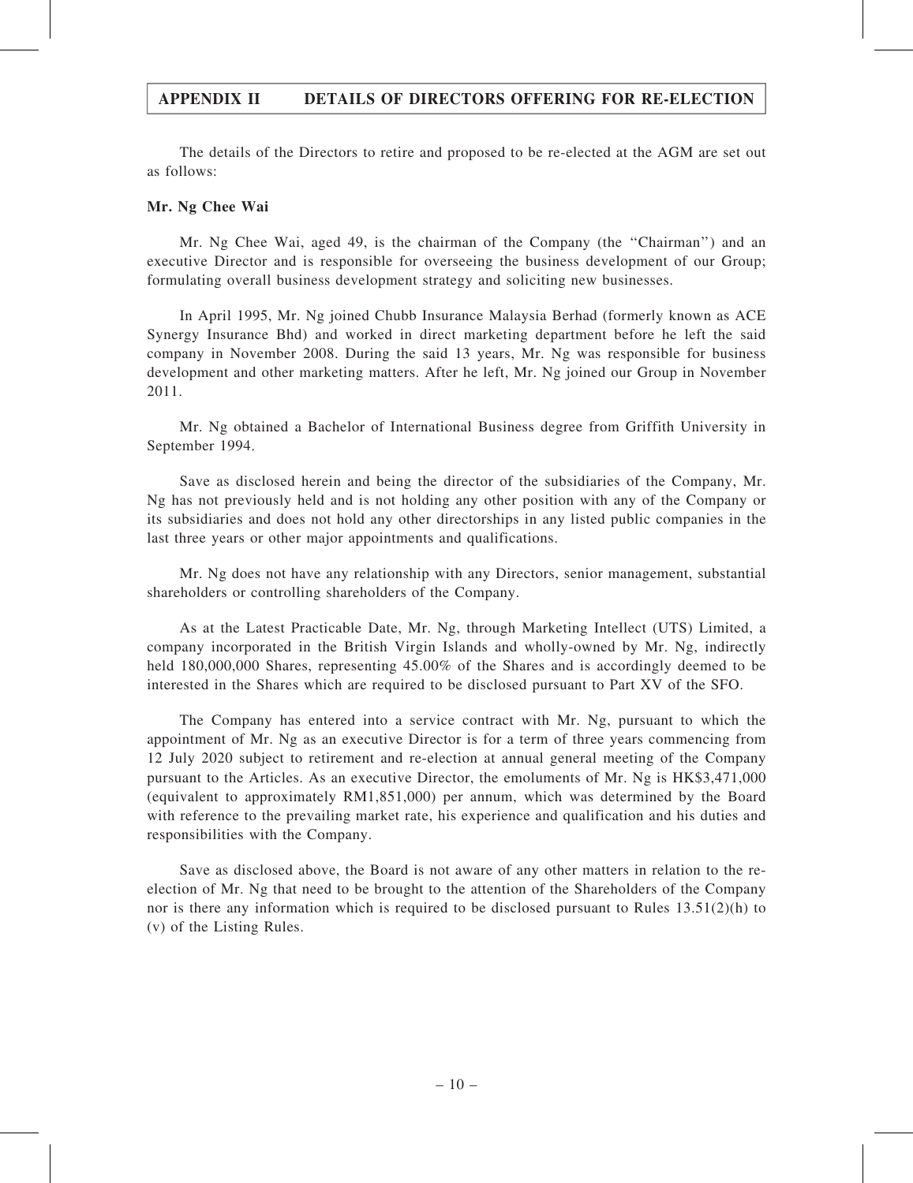# APPENDIX II DETAILS OF DIRECTORS OFFERING FOR RE-ELECTION

The details of the Directors to retire and proposed to be re-elected at the AGM are set out as follows:

**Mr. Ng Chee Wai**

Mr. Ng Chee Wai, aged 49, is the chairman of the Company (the "Chairman") and an executive Director and is responsible for overseeing the business development of our Group; formulating overall business development strategy and soliciting new businesses.

In April 1995, Mr. Ng joined Chubb Insurance Malaysia Berhad (formerly known as ACE Synergy Insurance Bhd) and worked in direct marketing department before he left the said company in November 2008. During the said 13 years, Mr. Ng was responsible for business development and other marketing matters. After he left, Mr. Ng joined our Group in November 2011.

Mr. Ng obtained a Bachelor of International Business degree from Griffith University in September 1994.

Save as disclosed herein and being the director of the subsidiaries of the Company, Mr. Ng has not previously held and is not holding any other position with any of the Company or its subsidiaries and does not hold any other directorships in any listed public companies in the last three years or other major appointments and qualifications.

Mr. Ng does not have any relationship with any Directors, senior management, substantial shareholders or controlling shareholders of the Company.

As at the Latest Practicable Date, Mr. Ng, through Marketing Intellect (UTS) Limited, a company incorporated in the British Virgin Islands and wholly-owned by Mr. Ng, indirectly held 180,000,000 Shares, representing 45.00% of the Shares and is accordingly deemed to be interested in the Shares which are required to be disclosed pursuant to Part XV of the SFO.

The Company has entered into a service contract with Mr. Ng, pursuant to which the appointment of Mr. Ng as an executive Director is for a term of three years commencing from 12 July 2020 subject to retirement and re-election at annual general meeting of the Company pursuant to the Articles. As an executive Director, the emoluments of Mr. Ng is HK$3,471,000 (equivalent to approximately RM1,851,000) per annum, which was determined by the Board with reference to the prevailing market rate, his experience and qualification and his duties and responsibilities with the Company.

Save as disclosed above, the Board is not aware of any other matters in relation to the re-election of Mr. Ng that need to be brought to the attention of the Shareholders of the Company nor is there any information which is required to be disclosed pursuant to Rules 13.51(2)(h) to (v) of the Listing Rules.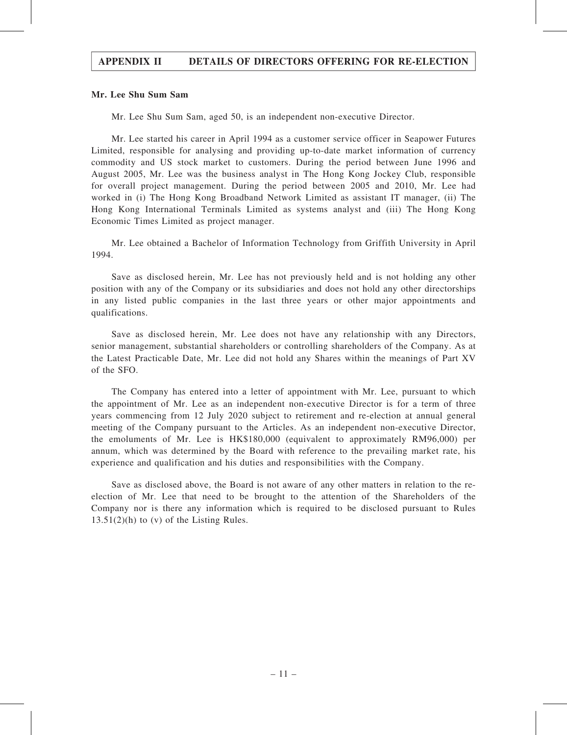**Mr. Lee Shu Sum Sam**

Mr. Lee Shu Sum Sam, aged 50, is an independent non-executive Director.

Mr. Lee started his career in April 1994 as a customer service officer in Seapower Futures Limited, responsible for analysing and providing up-to-date market information of currency commodity and US stock market to customers. During the period between June 1996 and August 2005, Mr. Lee was the business analyst in The Hong Kong Jockey Club, responsible for overall project management. During the period between 2005 and 2010, Mr. Lee had worked in (i) The Hong Kong Broadband Network Limited as assistant IT manager, (ii) The Hong Kong International Terminals Limited as systems analyst and (iii) The Hong Kong Economic Times Limited as project manager.

Mr. Lee obtained a Bachelor of Information Technology from Griffith University in April 1994.

Save as disclosed herein, Mr. Lee has not previously held and is not holding any other position with any of the Company or its subsidiaries and does not hold any other directorships in any listed public companies in the last three years or other major appointments and qualifications.

Save as disclosed herein, Mr. Lee does not have any relationship with any Directors, senior management, substantial shareholders or controlling shareholders of the Company. As at the Latest Practicable Date, Mr. Lee did not hold any Shares within the meanings of Part XV of the SFO.

The Company has entered into a letter of appointment with Mr. Lee, pursuant to which the appointment of Mr. Lee as an independent non-executive Director is for a term of three years commencing from 12 July 2020 subject to retirement and re-election at annual general meeting of the Company pursuant to the Articles. As an independent non-executive Director, the emoluments of Mr. Lee is HK$180,000 (equivalent to approximately RM96,000) per annum, which was determined by the Board with reference to the prevailing market rate, his experience and qualification and his duties and responsibilities with the Company.

Save as disclosed above, the Board is not aware of any other matters in relation to the re-election of Mr. Lee that need to be brought to the attention of the Shareholders of the Company nor is there any information which is required to be disclosed pursuant to Rules 13.51(2)(h) to (v) of the Listing Rules.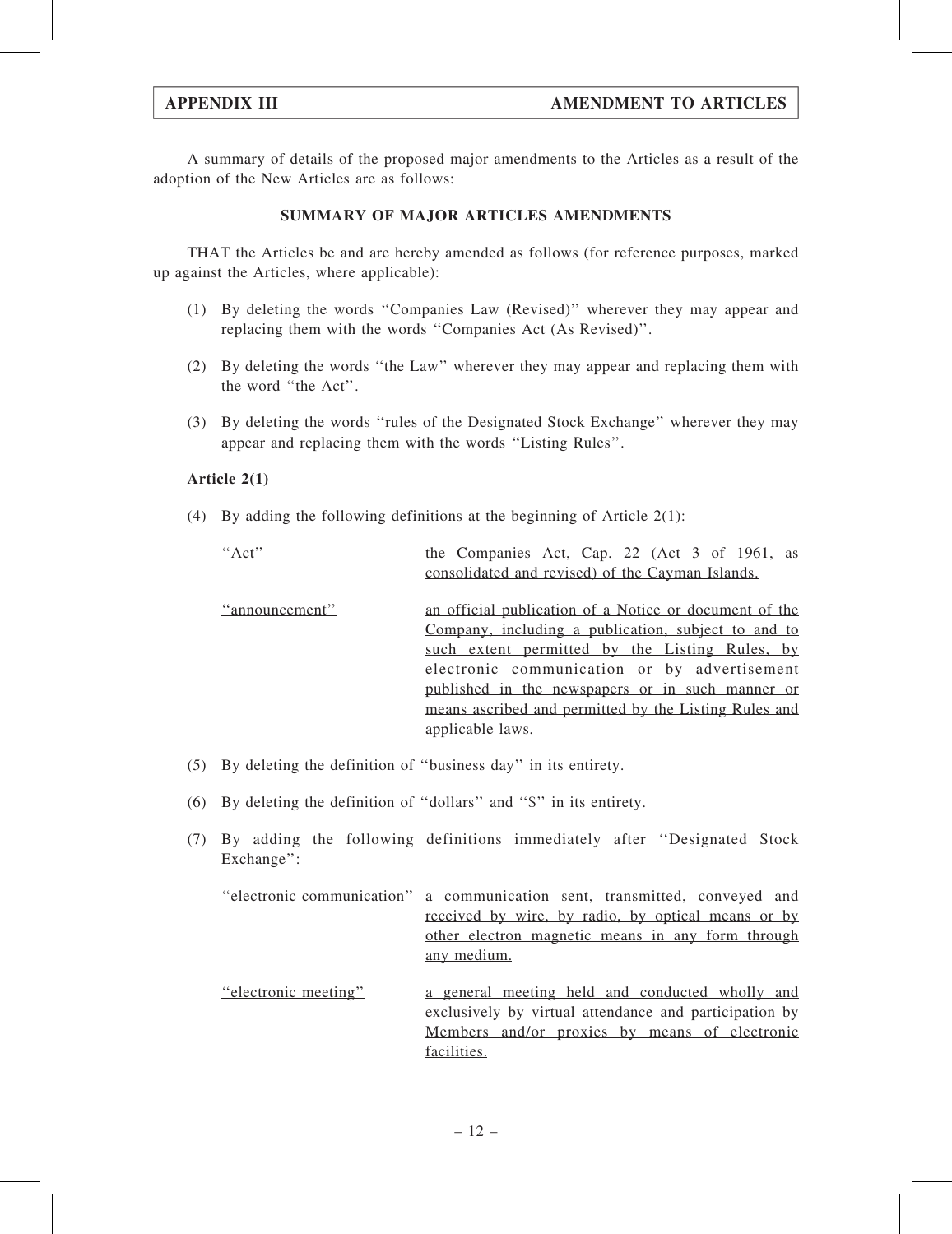A summary of details of the proposed major amendments to the Articles as a result of the adoption of the New Articles are as follows:

**SUMMARY OF MAJOR ARTICLES AMENDMENTS**

THAT the Articles be and are hereby amended as follows (for reference purposes, marked up against the Articles, where applicable):

(1) By deleting the words ''Companies Law (Revised)'' wherever they may appear and replacing them with the words ''Companies Act (As Revised)''.

(2) By deleting the words ''the Law'' wherever they may appear and replacing them with the word ''the Act''.

(3) By deleting the words ''rules of the Designated Stock Exchange'' wherever they may appear and replacing them with the words ''Listing Rules''.

**Article 2(1)**

(4) By adding the following definitions at the beginning of Article 2(1):

| | |
|---|---|
| ''Act'' | the Companies Act, Cap. 22 (Act 3 of 1961, as consolidated and revised) of the Cayman Islands. |
| ''announcement'' | an official publication of a Notice or document of the Company, including a publication, subject to and to such extent permitted by the Listing Rules, by electronic communication or by advertisement published in the newspapers or in such manner or means ascribed and permitted by the Listing Rules and applicable laws. |

(5) By deleting the definition of ''business day'' in its entirety.

(6) By deleting the definition of ''dollars'' and ''$'' in its entirety.

(7) By adding the following definitions immediately after ''Designated Stock Exchange'':

| | |
|---|---|
| ''electronic communication'' | a communication sent, transmitted, conveyed and received by wire, by radio, by optical means or by other electron magnetic means in any form through any medium. |
| ''electronic meeting'' | a general meeting held and conducted wholly and exclusively by virtual attendance and participation by Members and/or proxies by means of electronic facilities. |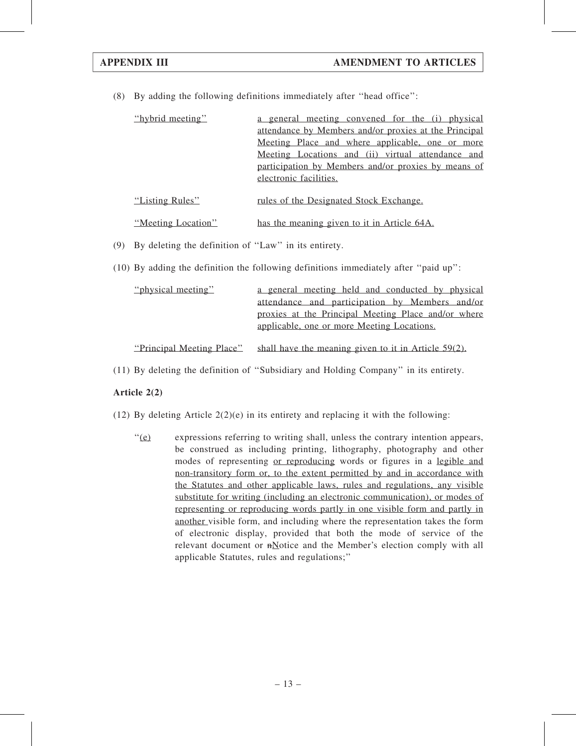(8) By adding the following definitions immediately after "head office":

| | |
|---|---|
| "hybrid meeting" | a general meeting convened for the (i) physical attendance by Members and/or proxies at the Principal Meeting Place and where applicable, one or more Meeting Locations and (ii) virtual attendance and participation by Members and/or proxies by means of electronic facilities. |
| "Listing Rules" | rules of the Designated Stock Exchange. |
| "Meeting Location" | has the meaning given to it in Article 64A. |

(9) By deleting the definition of "Law" in its entirety.

(10) By adding the definition the following definitions immediately after "paid up":

| | |
|---|---|
| "physical meeting" | a general meeting held and conducted by physical attendance and participation by Members and/or proxies at the Principal Meeting Place and/or where applicable, one or more Meeting Locations. |
| "Principal Meeting Place" | shall have the meaning given to it in Article 59(2). |

(11) By deleting the definition of "Subsidiary and Holding Company" in its entirety.

**Article 2(2)**

(12) By deleting Article 2(2)(e) in its entirety and replacing it with the following:

"(e) expressions referring to writing shall, unless the contrary intention appears, be construed as including printing, lithography, photography and other modes of representing or reproducing words or figures in a legible and non-transitory form or, to the extent permitted by and in accordance with the Statutes and other applicable laws, rules and regulations, any visible substitute for writing (including an electronic communication), or modes of representing or reproducing words partly in one visible form and partly in another visible form, and including where the representation takes the form of electronic display, provided that both the mode of service of the relevant document or ~~n~~Notice and the Member's election comply with all applicable Statutes, rules and regulations;"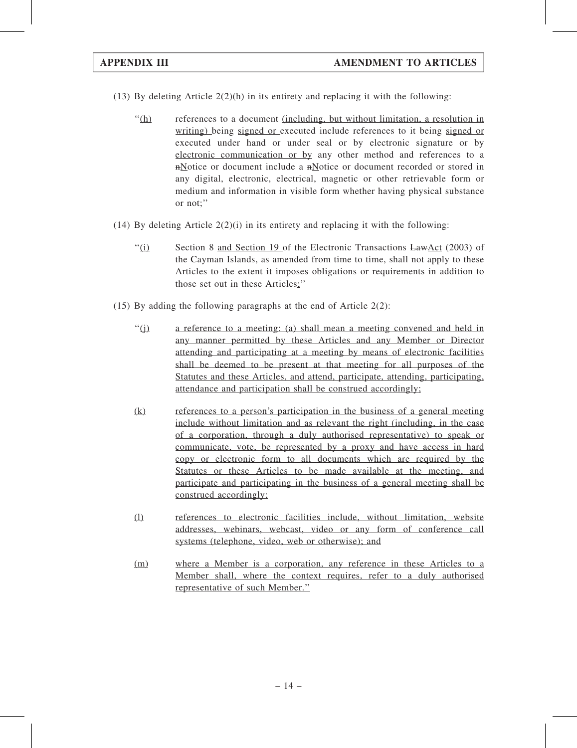(13) By deleting Article 2(2)(h) in its entirety and replacing it with the following:

> "<u>(h)</u> references to a document <u>(including, but without limitation, a resolution in writing)</u> being <u>signed or</u> executed include references to it being <u>signed or</u> executed under hand or under seal or by electronic signature or by <u>electronic communication or by</u> any other method and references to a ~~n~~<u>N</u>otice or document include a ~~n~~<u>N</u>otice or document recorded or stored in any digital, electronic, electrical, magnetic or other retrievable form or medium and information in visible form whether having physical substance or not;"

(14) By deleting Article 2(2)(i) in its entirety and replacing it with the following:

> "<u>(i)</u> Section 8 <u>and Section 19</u> of the Electronic Transactions ~~Law~~<u>Act</u> (2003) of the Cayman Islands, as amended from time to time, shall not apply to these Articles to the extent it imposes obligations or requirements in addition to those set out in these Articles<u>;</u>"

(15) By adding the following paragraphs at the end of Article 2(2):

> "<u>(j)</u> <u>a reference to a meeting: (a) shall mean a meeting convened and held in any manner permitted by these Articles and any Member or Director attending and participating at a meeting by means of electronic facilities shall be deemed to be present at that meeting for all purposes of the Statutes and these Articles, and attend, participate, attending, participating, attendance and participation shall be construed accordingly;</u>
>
> <u>(k)</u> <u>references to a person's participation in the business of a general meeting include without limitation and as relevant the right (including, in the case of a corporation, through a duly authorised representative) to speak or communicate, vote, be represented by a proxy and have access in hard copy or electronic form to all documents which are required by the Statutes or these Articles to be made available at the meeting, and participate and participating in the business of a general meeting shall be construed accordingly;</u>
>
> <u>(l)</u> <u>references to electronic facilities include, without limitation, website addresses, webinars, webcast, video or any form of conference call systems (telephone, video, web or otherwise); and</u>
>
> <u>(m)</u> <u>where a Member is a corporation, any reference in these Articles to a Member shall, where the context requires, refer to a duly authorised representative of such Member."</u>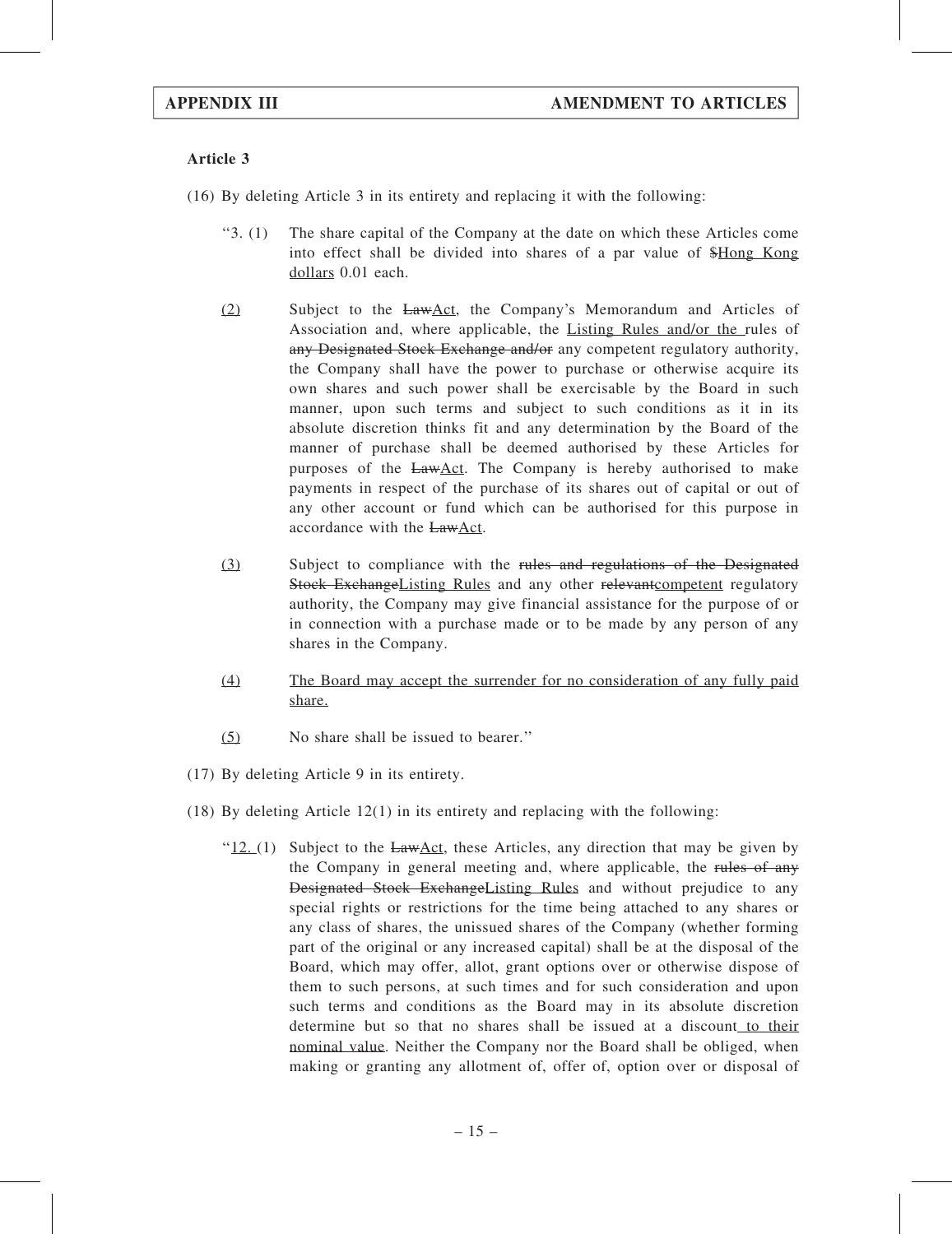**Article 3**

(16) By deleting Article 3 in its entirety and replacing it with the following:

"3. (1) The share capital of the Company at the date on which these Articles come into effect shall be divided into shares of a par value of ~~$~~<u>Hong Kong dollars</u> 0.01 each.

<u>(2)</u> Subject to the ~~Law~~<u>Act</u>, the Company's Memorandum and Articles of Association and, where applicable, the <u>Listing Rules and/or the</u> rules of ~~any Designated Stock Exchange and/or~~ any competent regulatory authority, the Company shall have the power to purchase or otherwise acquire its own shares and such power shall be exercisable by the Board in such manner, upon such terms and subject to such conditions as it in its absolute discretion thinks fit and any determination by the Board of the manner of purchase shall be deemed authorised by these Articles for purposes of the ~~Law~~<u>Act</u>. The Company is hereby authorised to make payments in respect of the purchase of its shares out of capital or out of any other account or fund which can be authorised for this purpose in accordance with the ~~Law~~<u>Act</u>.

<u>(3)</u> Subject to compliance with the ~~rules and regulations of the Designated Stock Exchange~~<u>Listing Rules</u> and any other ~~relevant~~<u>competent</u> regulatory authority, the Company may give financial assistance for the purpose of or in connection with a purchase made or to be made by any person of any shares in the Company.

<u>(4)</u> <u>The Board may accept the surrender for no consideration of any fully paid share.</u>

<u>(5)</u> No share shall be issued to bearer."

(17) By deleting Article 9 in its entirety.

(18) By deleting Article 12(1) in its entirety and replacing with the following:

"<u>12.</u> (1) Subject to the ~~Law~~<u>Act</u>, these Articles, any direction that may be given by the Company in general meeting and, where applicable, the ~~rules of any Designated Stock Exchange~~<u>Listing Rules</u> and without prejudice to any special rights or restrictions for the time being attached to any shares or any class of shares, the unissued shares of the Company (whether forming part of the original or any increased capital) shall be at the disposal of the Board, which may offer, allot, grant options over or otherwise dispose of them to such persons, at such times and for such consideration and upon such terms and conditions as the Board may in its absolute discretion determine but so that no shares shall be issued at a discount<u> to their nominal value</u>. Neither the Company nor the Board shall be obliged, when making or granting any allotment of, offer of, option over or disposal of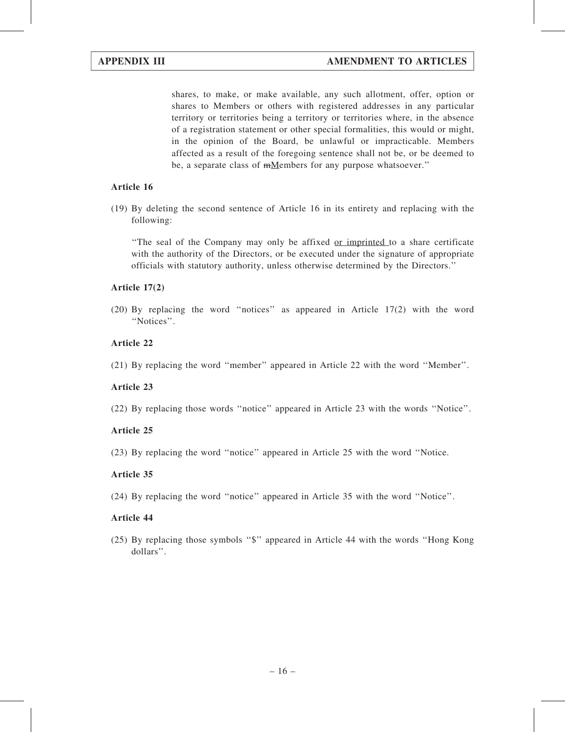shares, to make, or make available, any such allotment, offer, option or shares to Members or others with registered addresses in any particular territory or territories being a territory or territories where, in the absence of a registration statement or other special formalities, this would or might, in the opinion of the Board, be unlawful or impracticable. Members affected as a result of the foregoing sentence shall not be, or be deemed to be, a separate class of ~~m~~<u>M</u>embers for any purpose whatsoever."

**Article 16**

(19) By deleting the second sentence of Article 16 in its entirety and replacing with the following:

"The seal of the Company may only be affixed <u>or imprinted</u> to a share certificate with the authority of the Directors, or be executed under the signature of appropriate officials with statutory authority, unless otherwise determined by the Directors."

**Article 17(2)**

(20) By replacing the word "notices" as appeared in Article 17(2) with the word "Notices".

**Article 22**

(21) By replacing the word "member" appeared in Article 22 with the word "Member".

**Article 23**

(22) By replacing those words "notice" appeared in Article 23 with the words "Notice".

**Article 25**

(23) By replacing the word "notice" appeared in Article 25 with the word "Notice.

**Article 35**

(24) By replacing the word "notice" appeared in Article 35 with the word "Notice".

**Article 44**

(25) By replacing those symbols "$" appeared in Article 44 with the words "Hong Kong dollars".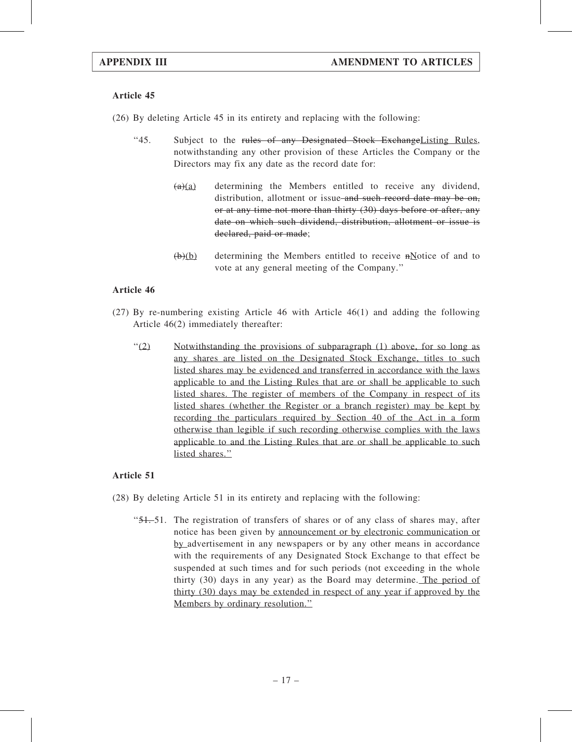### Article 45

(26) By deleting Article 45 in its entirety and replacing with the following:

> "45. Subject to the ~~rules of any Designated Stock Exchange~~<u>Listing Rules</u>, notwithstanding any other provision of these Articles the Company or the Directors may fix any date as the record date for:
>
> ~~(a)~~<u>(a)</u> determining the Members entitled to receive any dividend, distribution, allotment or issue~~ and such record date may be on, or at any time not more than thirty (30) days before or after, any date on which such dividend, distribution, allotment or issue is declared, paid or made~~;
>
> ~~(b)~~<u>(b)</u> determining the Members entitled to receive ~~n~~<u>N</u>otice of and to vote at any general meeting of the Company."

### Article 46

(27) By re-numbering existing Article 46 with Article 46(1) and adding the following Article 46(2) immediately thereafter:

> "<u>(2) Notwithstanding the provisions of subparagraph (1) above, for so long as any shares are listed on the Designated Stock Exchange, titles to such listed shares may be evidenced and transferred in accordance with the laws applicable to and the Listing Rules that are or shall be applicable to such listed shares. The register of members of the Company in respect of its listed shares (whether the Register or a branch register) may be kept by recording the particulars required by Section 40 of the Act in a form otherwise than legible if such recording otherwise complies with the laws applicable to and the Listing Rules that are or shall be applicable to such listed shares."</u>

### Article 51

(28) By deleting Article 51 in its entirety and replacing with the following:

> "~~51.~~ 51. The registration of transfers of shares or of any class of shares may, after notice has been given by <u>announcement or by electronic communication or by</u> advertisement in any newspapers or by any other means in accordance with the requirements of any Designated Stock Exchange to that effect be suspended at such times and for such periods (not exceeding in the whole thirty (30) days in any year) as the Board may determine.<u> The period of thirty (30) days may be extended in respect of any year if approved by the Members by ordinary resolution."</u>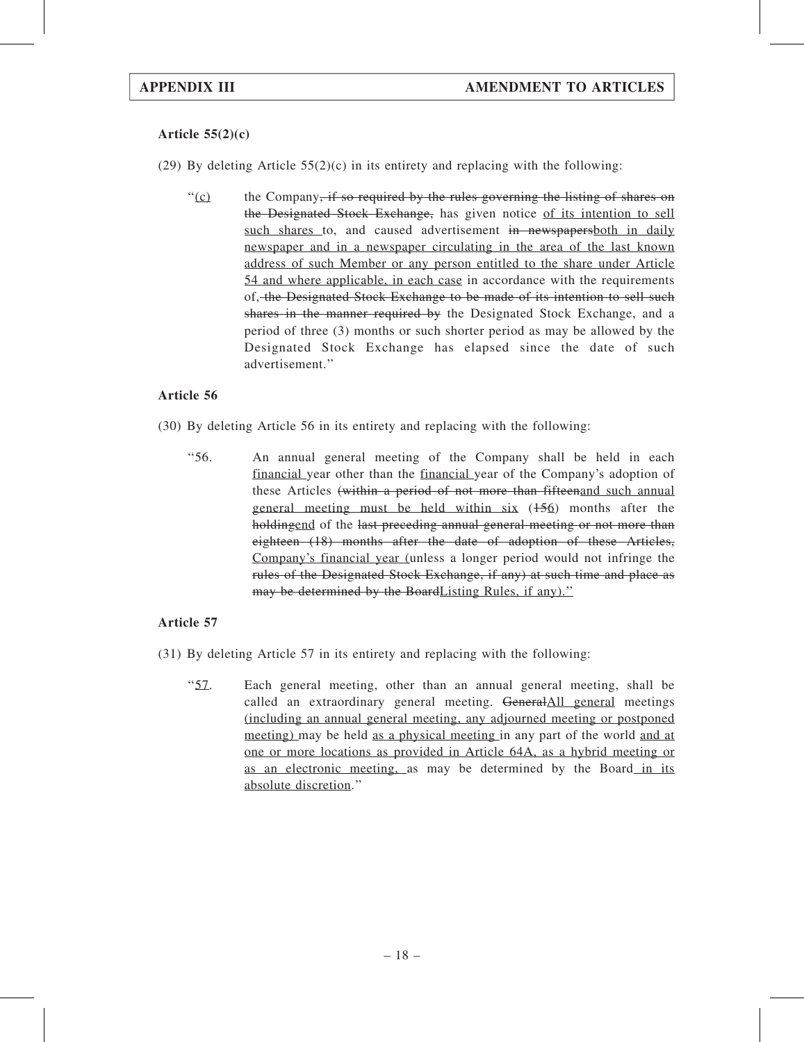**Article 55(2)(c)**

(29) By deleting Article 55(2)(c) in its entirety and replacing with the following:

"(c) the Company~~, if so required by the rules governing the listing of shares on the Designated Stock Exchange,~~ has given notice of its intention to sell such shares to, and caused advertisement ~~in newspapers~~both in daily newspaper and in a newspaper circulating in the area of the last known address of such Member or any person entitled to the share under Article 54 and where applicable, in each case in accordance with the requirements of~~, the Designated Stock Exchange to be made of its intention to sell such shares in the manner required by~~ the Designated Stock Exchange, and a period of three (3) months or such shorter period as may be allowed by the Designated Stock Exchange has elapsed since the date of such advertisement."

**Article 56**

(30) By deleting Article 56 in its entirety and replacing with the following:

"56. An annual general meeting of the Company shall be held in each financial year other than the financial year of the Company's adoption of these Articles ~~(within a period of not more than fifteen~~and such annual general meeting must be held within six (~~15~~6) months after the ~~holding~~end of the ~~last preceding annual general meeting or not more than eighteen (18) months after the date of adoption of these Articles,~~ Company's financial year (unless a longer period would not infringe the ~~rules of the Designated Stock Exchange, if any) at such time and place as may be determined by the Board~~Listing Rules, if any)."

**Article 57**

(31) By deleting Article 57 in its entirety and replacing with the following:

"57. Each general meeting, other than an annual general meeting, shall be called an extraordinary general meeting. ~~General~~All general meetings (including an annual general meeting, any adjourned meeting or postponed meeting) may be held as a physical meeting in any part of the world and at one or more locations as provided in Article 64A, as a hybrid meeting or as an electronic meeting, as may be determined by the Board in its absolute discretion."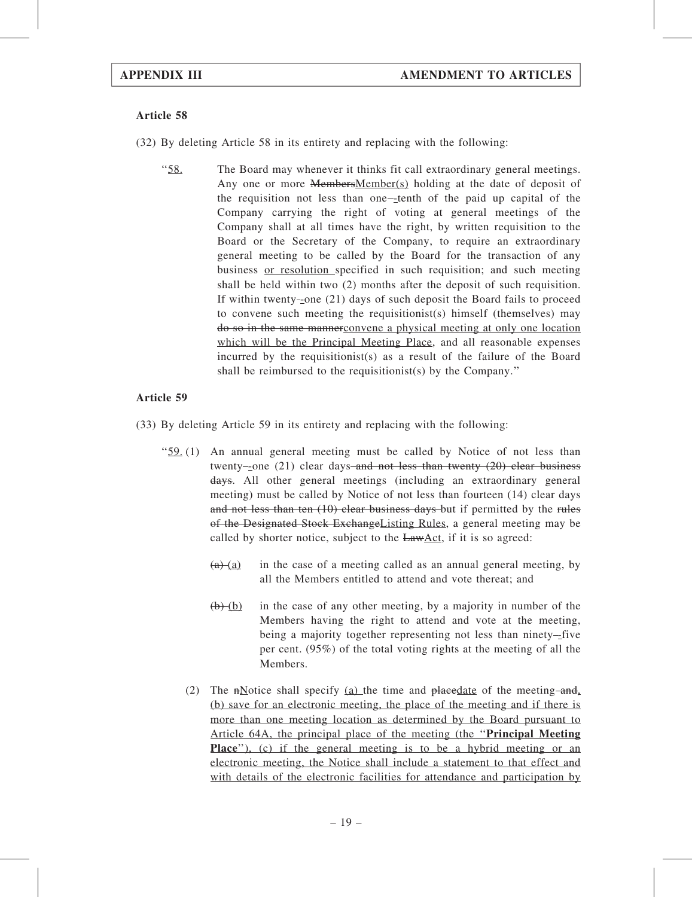**Article 58**

(32) By deleting Article 58 in its entirety and replacing with the following:

"<u>58.</u> The Board may whenever it thinks fit call extraordinary general meetings. Any one or more ~~Members~~<u>Member(s)</u> holding at the date of deposit of the requisition not less than one~~-~~<u>-</u>tenth of the paid up capital of the Company carrying the right of voting at general meetings of the Company shall at all times have the right, by written requisition to the Board or the Secretary of the Company, to require an extraordinary general meeting to be called by the Board for the transaction of any business <u>or resolution</u> specified in such requisition; and such meeting shall be held within two (2) months after the deposit of such requisition. If within twenty~~-~~<u>-</u>one (21) days of such deposit the Board fails to proceed to convene such meeting the requisitionist(s) himself (themselves) may ~~do so in the same manner~~<u>convene a physical meeting at only one location which will be the Principal Meeting Place</u>, and all reasonable expenses incurred by the requisitionist(s) as a result of the failure of the Board shall be reimbursed to the requisitionist(s) by the Company."

**Article 59**

(33) By deleting Article 59 in its entirety and replacing with the following:

"<u>59.</u> (1) An annual general meeting must be called by Notice of not less than twenty~~-~~<u>-</u>one (21) clear days ~~and not less than twenty (20) clear business days~~. All other general meetings (including an extraordinary general meeting) must be called by Notice of not less than fourteen (14) clear days ~~and not less than ten (10) clear business days~~ but if permitted by the ~~rules of the Designated Stock Exchange~~<u>Listing Rules</u>, a general meeting may be called by shorter notice, subject to the ~~Law~~<u>Act</u>, if it is so agreed:

~~(a)~~ <u>(a)</u> in the case of a meeting called as an annual general meeting, by all the Members entitled to attend and vote thereat; and

~~(b)~~ <u>(b)</u> in the case of any other meeting, by a majority in number of the Members having the right to attend and vote at the meeting, being a majority together representing not less than ninety~~-~~<u>-</u>five per cent. (95%) of the total voting rights at the meeting of all the Members.

(2) The ~~n~~<u>N</u>otice shall specify <u>(a)</u> the time and ~~place~~<u>date</u> of the meeting ~~and~~<u>, (b) save for an electronic meeting, the place of the meeting and if there is more than one meeting location as determined by the Board pursuant to Article 64A, the principal place of the meeting (the "**Principal Meeting Place**"), (c) if the general meeting is to be a hybrid meeting or an electronic meeting, the Notice shall include a statement to that effect and with details of the electronic facilities for attendance and participation by</u>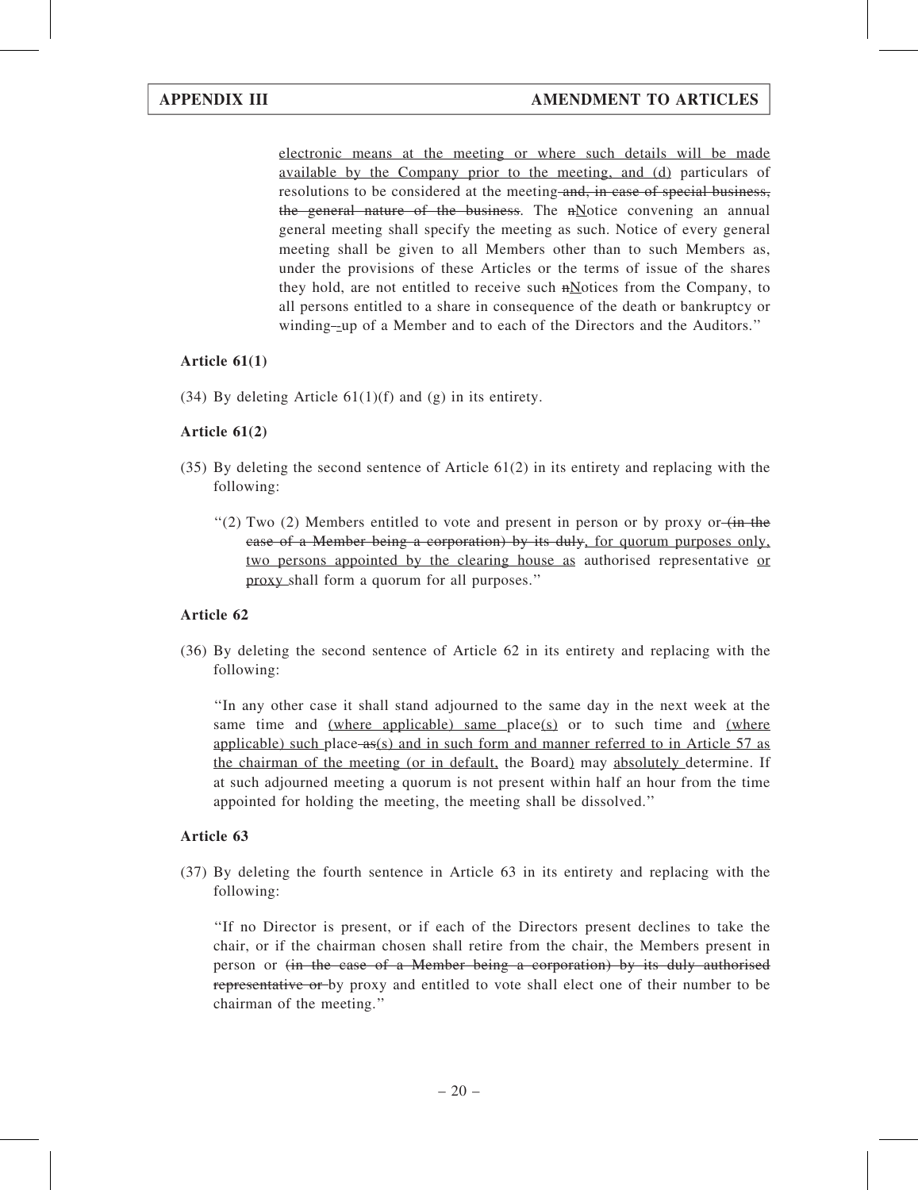electronic means at the meeting or where such details will be made available by the Company prior to the meeting, and (d) particulars of resolutions to be considered at the meeting ~~and, in case of special business, the general nature of the business~~. The ~~n~~Notice convening an annual general meeting shall specify the meeting as such. Notice of every general meeting shall be given to all Members other than to such Members as, under the provisions of these Articles or the terms of issue of the shares they hold, are not entitled to receive such ~~n~~Notices from the Company, to all persons entitled to a share in consequence of the death or bankruptcy or winding-up of a Member and to each of the Directors and the Auditors."

**Article 61(1)**

(34) By deleting Article 61(1)(f) and (g) in its entirety.

**Article 61(2)**

(35) By deleting the second sentence of Article 61(2) in its entirety and replacing with the following:

"(2) Two (2) Members entitled to vote and present in person or by proxy or ~~(in the case of a Member being a corporation) by its duly~~, for quorum purposes only, two persons appointed by the clearing house as authorised representative or proxy shall form a quorum for all purposes."

**Article 62**

(36) By deleting the second sentence of Article 62 in its entirety and replacing with the following:

"In any other case it shall stand adjourned to the same day in the next week at the same time and (where applicable) same place(s) or to such time and (where applicable) such place ~~as~~(s) and in such form and manner referred to in Article 57 as the chairman of the meeting (or in default, the Board) may absolutely determine. If at such adjourned meeting a quorum is not present within half an hour from the time appointed for holding the meeting, the meeting shall be dissolved."

**Article 63**

(37) By deleting the fourth sentence in Article 63 in its entirety and replacing with the following:

"If no Director is present, or if each of the Directors present declines to take the chair, or if the chairman chosen shall retire from the chair, the Members present in person or ~~(in the case of a Member being a corporation) by its duly authorised representative or~~ by proxy and entitled to vote shall elect one of their number to be chairman of the meeting."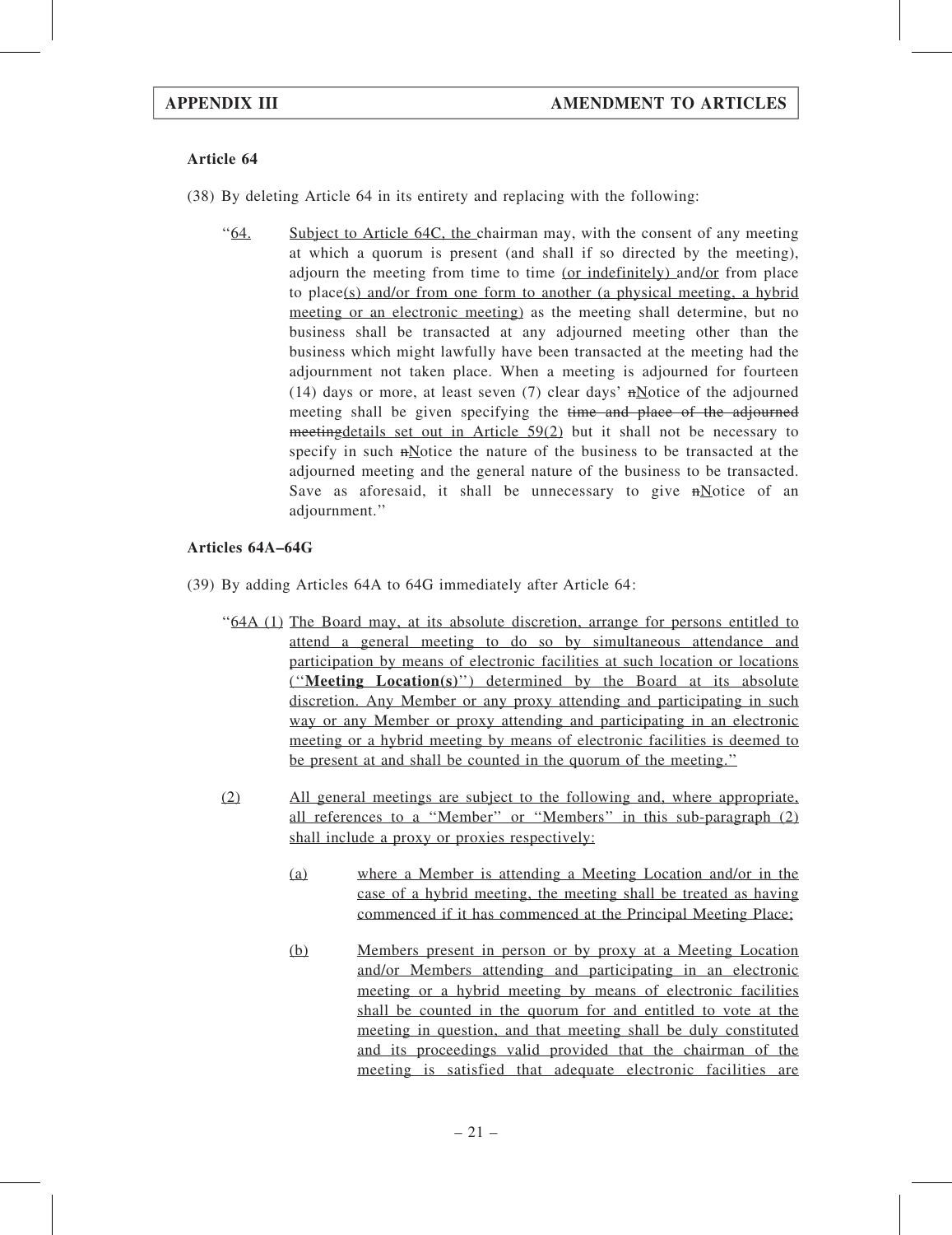**Article 64**

(38) By deleting Article 64 in its entirety and replacing with the following:

"64. Subject to Article 64C, the chairman may, with the consent of any meeting at which a quorum is present (and shall if so directed by the meeting), adjourn the meeting from time to time (or indefinitely) and/or from place to place(s) and/or from one form to another (a physical meeting, a hybrid meeting or an electronic meeting) as the meeting shall determine, but no business shall be transacted at any adjourned meeting other than the business which might lawfully have been transacted at the meeting had the adjournment not taken place. When a meeting is adjourned for fourteen (14) days or more, at least seven (7) clear days' ~~n~~Notice of the adjourned meeting shall be given specifying the ~~time and place of the adjourned meeting~~details set out in Article 59(2) but it shall not be necessary to specify in such ~~n~~Notice the nature of the business to be transacted at the adjourned meeting and the general nature of the business to be transacted. Save as aforesaid, it shall be unnecessary to give ~~n~~Notice of an adjournment."

**Articles 64A–64G**

(39) By adding Articles 64A to 64G immediately after Article 64:

"64A (1) The Board may, at its absolute discretion, arrange for persons entitled to attend a general meeting to do so by simultaneous attendance and participation by means of electronic facilities at such location or locations ("**Meeting Location(s)**") determined by the Board at its absolute discretion. Any Member or any proxy attending and participating in such way or any Member or proxy attending and participating in an electronic meeting or a hybrid meeting by means of electronic facilities is deemed to be present at and shall be counted in the quorum of the meeting."

(2) All general meetings are subject to the following and, where appropriate, all references to a "Member" or "Members" in this sub-paragraph (2) shall include a proxy or proxies respectively:

(a) where a Member is attending a Meeting Location and/or in the case of a hybrid meeting, the meeting shall be treated as having commenced if it has commenced at the Principal Meeting Place;

(b) Members present in person or by proxy at a Meeting Location and/or Members attending and participating in an electronic meeting or a hybrid meeting by means of electronic facilities shall be counted in the quorum for and entitled to vote at the meeting in question, and that meeting shall be duly constituted and its proceedings valid provided that the chairman of the meeting is satisfied that adequate electronic facilities are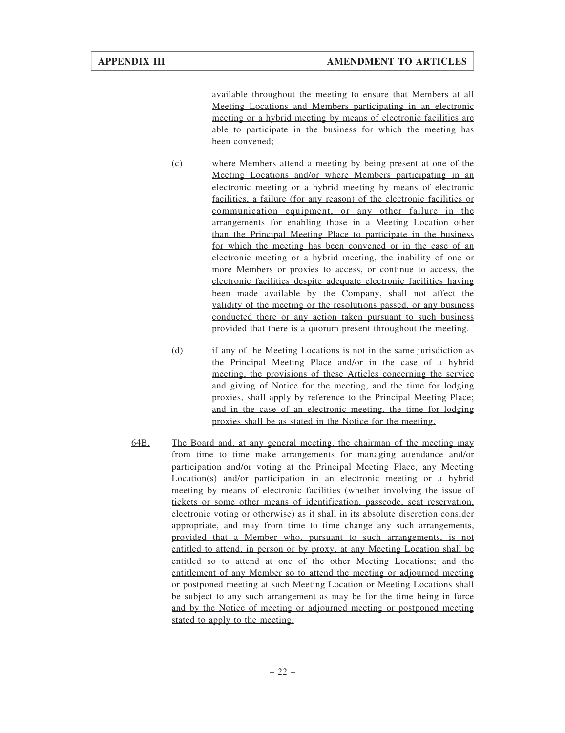available throughout the meeting to ensure that Members at all Meeting Locations and Members participating in an electronic meeting or a hybrid meeting by means of electronic facilities are able to participate in the business for which the meeting has been convened;

(c) where Members attend a meeting by being present at one of the Meeting Locations and/or where Members participating in an electronic meeting or a hybrid meeting by means of electronic facilities, a failure (for any reason) of the electronic facilities or communication equipment, or any other failure in the arrangements for enabling those in a Meeting Location other than the Principal Meeting Place to participate in the business for which the meeting has been convened or in the case of an electronic meeting or a hybrid meeting, the inability of one or more Members or proxies to access, or continue to access, the electronic facilities despite adequate electronic facilities having been made available by the Company, shall not affect the validity of the meeting or the resolutions passed, or any business conducted there or any action taken pursuant to such business provided that there is a quorum present throughout the meeting.

(d) if any of the Meeting Locations is not in the same jurisdiction as the Principal Meeting Place and/or in the case of a hybrid meeting, the provisions of these Articles concerning the service and giving of Notice for the meeting, and the time for lodging proxies, shall apply by reference to the Principal Meeting Place; and in the case of an electronic meeting, the time for lodging proxies shall be as stated in the Notice for the meeting.

64B. The Board and, at any general meeting, the chairman of the meeting may from time to time make arrangements for managing attendance and/or participation and/or voting at the Principal Meeting Place, any Meeting Location(s) and/or participation in an electronic meeting or a hybrid meeting by means of electronic facilities (whether involving the issue of tickets or some other means of identification, passcode, seat reservation, electronic voting or otherwise) as it shall in its absolute discretion consider appropriate, and may from time to time change any such arrangements, provided that a Member who, pursuant to such arrangements, is not entitled to attend, in person or by proxy, at any Meeting Location shall be entitled so to attend at one of the other Meeting Locations; and the entitlement of any Member so to attend the meeting or adjourned meeting or postponed meeting at such Meeting Location or Meeting Locations shall be subject to any such arrangement as may be for the time being in force and by the Notice of meeting or adjourned meeting or postponed meeting stated to apply to the meeting.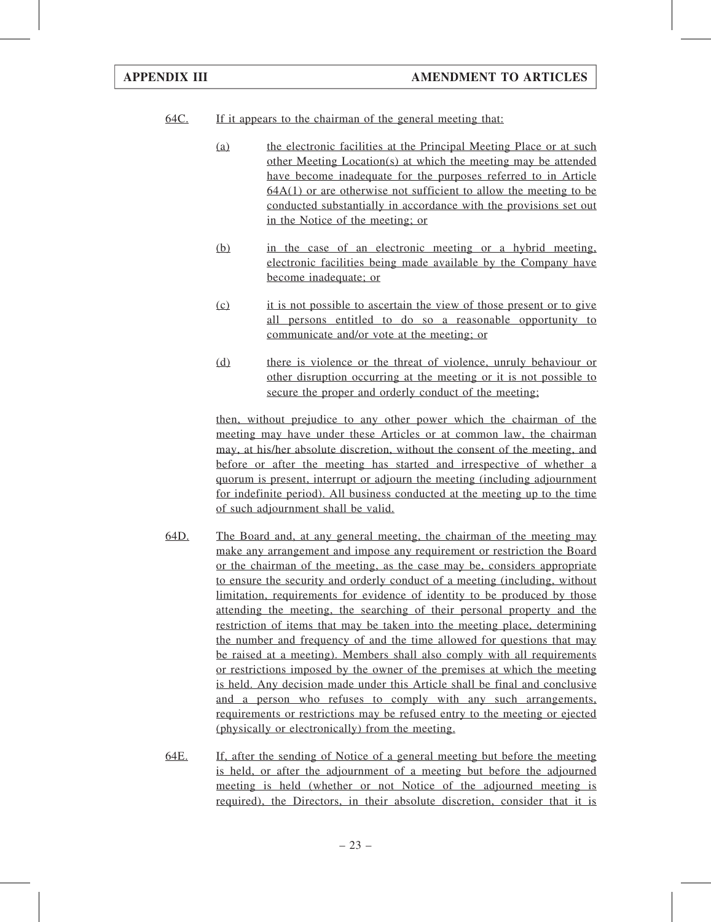64C. If it appears to the chairman of the general meeting that:

(a) the electronic facilities at the Principal Meeting Place or at such other Meeting Location(s) at which the meeting may be attended have become inadequate for the purposes referred to in Article 64A(1) or are otherwise not sufficient to allow the meeting to be conducted substantially in accordance with the provisions set out in the Notice of the meeting; or

(b) in the case of an electronic meeting or a hybrid meeting, electronic facilities being made available by the Company have become inadequate; or

(c) it is not possible to ascertain the view of those present or to give all persons entitled to do so a reasonable opportunity to communicate and/or vote at the meeting; or

(d) there is violence or the threat of violence, unruly behaviour or other disruption occurring at the meeting or it is not possible to secure the proper and orderly conduct of the meeting;

then, without prejudice to any other power which the chairman of the meeting may have under these Articles or at common law, the chairman may, at his/her absolute discretion, without the consent of the meeting, and before or after the meeting has started and irrespective of whether a quorum is present, interrupt or adjourn the meeting (including adjournment for indefinite period). All business conducted at the meeting up to the time of such adjournment shall be valid.

64D. The Board and, at any general meeting, the chairman of the meeting may make any arrangement and impose any requirement or restriction the Board or the chairman of the meeting, as the case may be, considers appropriate to ensure the security and orderly conduct of a meeting (including, without limitation, requirements for evidence of identity to be produced by those attending the meeting, the searching of their personal property and the restriction of items that may be taken into the meeting place, determining the number and frequency of and the time allowed for questions that may be raised at a meeting). Members shall also comply with all requirements or restrictions imposed by the owner of the premises at which the meeting is held. Any decision made under this Article shall be final and conclusive and a person who refuses to comply with any such arrangements, requirements or restrictions may be refused entry to the meeting or ejected (physically or electronically) from the meeting.

64E. If, after the sending of Notice of a general meeting but before the meeting is held, or after the adjournment of a meeting but before the adjourned meeting is held (whether or not Notice of the adjourned meeting is required), the Directors, in their absolute discretion, consider that it is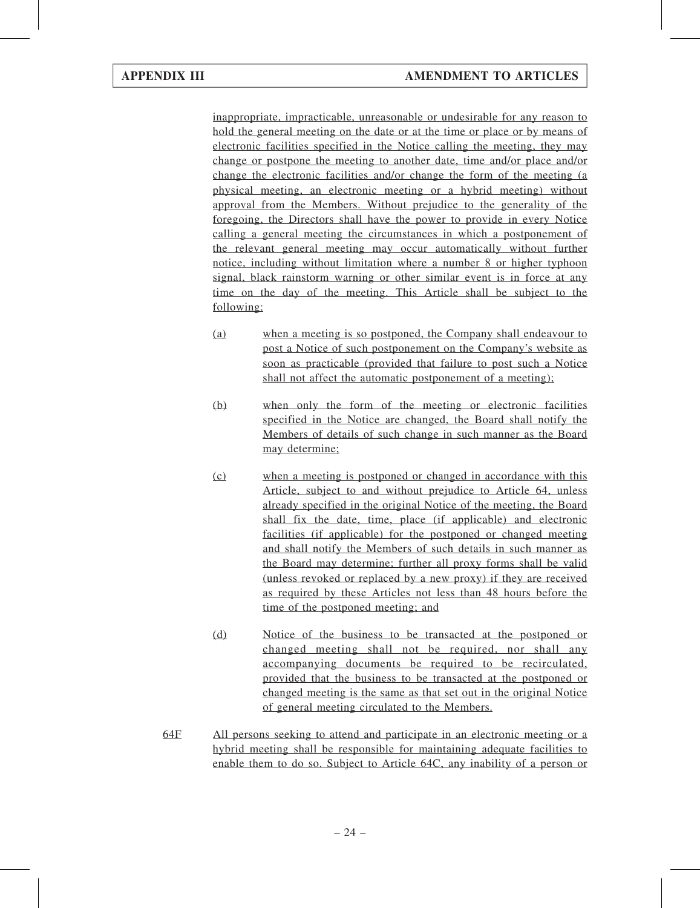inappropriate, impracticable, unreasonable or undesirable for any reason to hold the general meeting on the date or at the time or place or by means of electronic facilities specified in the Notice calling the meeting, they may change or postpone the meeting to another date, time and/or place and/or change the electronic facilities and/or change the form of the meeting (a physical meeting, an electronic meeting or a hybrid meeting) without approval from the Members. Without prejudice to the generality of the foregoing, the Directors shall have the power to provide in every Notice calling a general meeting the circumstances in which a postponement of the relevant general meeting may occur automatically without further notice, including without limitation where a number 8 or higher typhoon signal, black rainstorm warning or other similar event is in force at any time on the day of the meeting. This Article shall be subject to the following:

(a) when a meeting is so postponed, the Company shall endeavour to post a Notice of such postponement on the Company's website as soon as practicable (provided that failure to post such a Notice shall not affect the automatic postponement of a meeting);

(b) when only the form of the meeting or electronic facilities specified in the Notice are changed, the Board shall notify the Members of details of such change in such manner as the Board may determine;

(c) when a meeting is postponed or changed in accordance with this Article, subject to and without prejudice to Article 64, unless already specified in the original Notice of the meeting, the Board shall fix the date, time, place (if applicable) and electronic facilities (if applicable) for the postponed or changed meeting and shall notify the Members of such details in such manner as the Board may determine; further all proxy forms shall be valid (unless revoked or replaced by a new proxy) if they are received as required by these Articles not less than 48 hours before the time of the postponed meeting; and

(d) Notice of the business to be transacted at the postponed or changed meeting shall not be required, nor shall any accompanying documents be required to be recirculated, provided that the business to be transacted at the postponed or changed meeting is the same as that set out in the original Notice of general meeting circulated to the Members.

64F All persons seeking to attend and participate in an electronic meeting or a hybrid meeting shall be responsible for maintaining adequate facilities to enable them to do so. Subject to Article 64C, any inability of a person or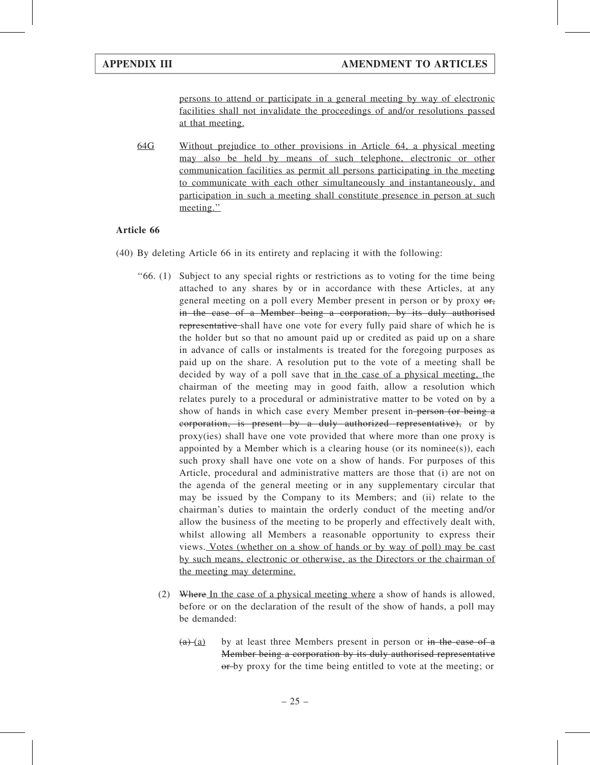persons to attend or participate in a general meeting by way of electronic facilities shall not invalidate the proceedings of and/or resolutions passed at that meeting.

64G Without prejudice to other provisions in Article 64, a physical meeting may also be held by means of such telephone, electronic or other communication facilities as permit all persons participating in the meeting to communicate with each other simultaneously and instantaneously, and participation in such a meeting shall constitute presence in person at such meeting."

**Article 66**

(40) By deleting Article 66 in its entirety and replacing it with the following:

"66. (1) Subject to any special rights or restrictions as to voting for the time being attached to any shares by or in accordance with these Articles, at any general meeting on a poll every Member present in person or by proxy ~~or, in the case of a Member being a corporation, by its duly authorised representative~~ shall have one vote for every fully paid share of which he is the holder but so that no amount paid up or credited as paid up on a share in advance of calls or instalments is treated for the foregoing purposes as paid up on the share. A resolution put to the vote of a meeting shall be decided by way of a poll save that in the case of a physical meeting, the chairman of the meeting may in good faith, allow a resolution which relates purely to a procedural or administrative matter to be voted on by a show of hands in which case every Member present in ~~person (or being a corporation, is present by a duly authorized representative),~~ or by proxy(ies) shall have one vote provided that where more than one proxy is appointed by a Member which is a clearing house (or its nominee(s)), each such proxy shall have one vote on a show of hands. For purposes of this Article, procedural and administrative matters are those that (i) are not on the agenda of the general meeting or in any supplementary circular that may be issued by the Company to its Members; and (ii) relate to the chairman's duties to maintain the orderly conduct of the meeting and/or allow the business of the meeting to be properly and effectively dealt with, whilst allowing all Members a reasonable opportunity to express their views. Votes (whether on a show of hands or by way of poll) may be cast by such means, electronic or otherwise, as the Directors or the chairman of the meeting may determine.

(2) ~~Where~~ In the case of a physical meeting where a show of hands is allowed, before or on the declaration of the result of the show of hands, a poll may be demanded:

~~(a)~~ (a) by at least three Members present in person or ~~in the case of a Member being a corporation by its duly authorised representative or~~ by proxy for the time being entitled to vote at the meeting; or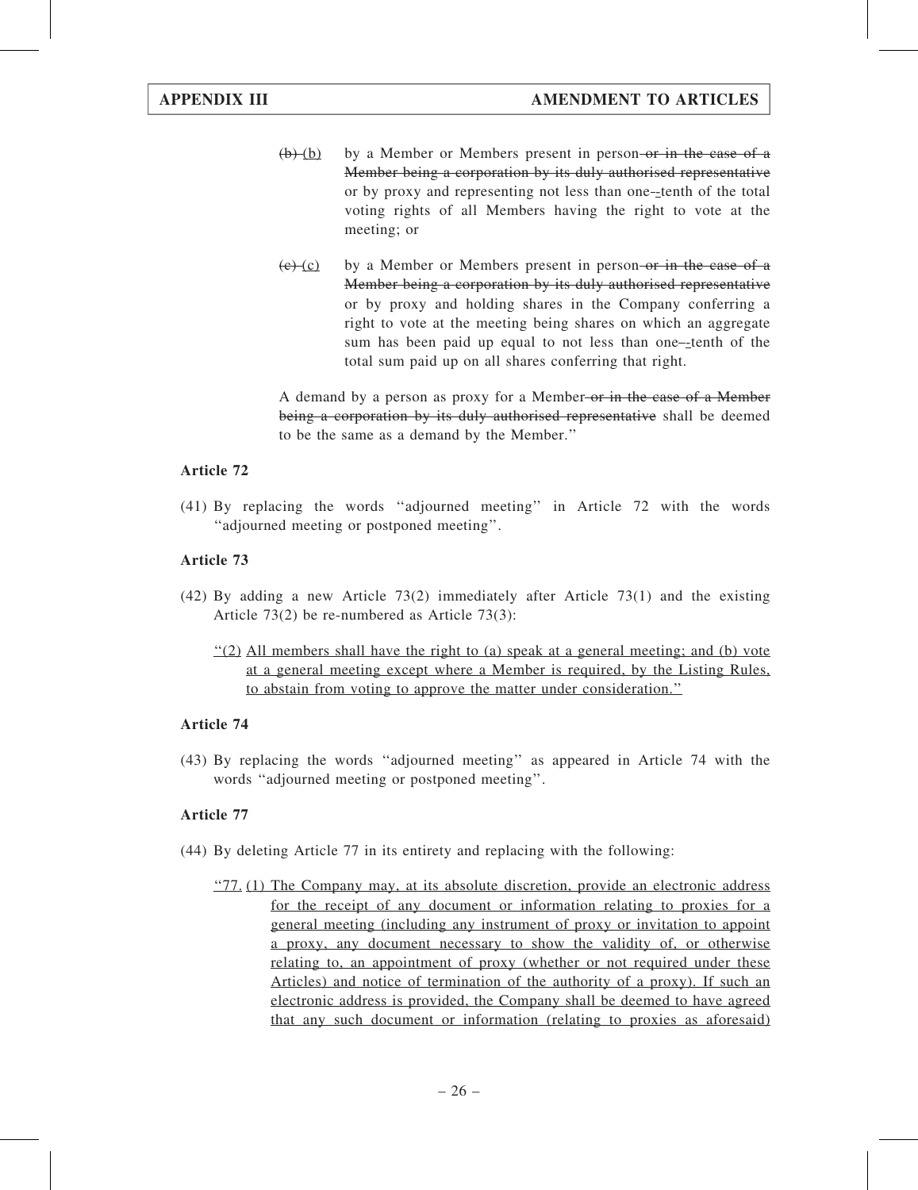~~(b)~~ (b) by a Member or Members present in person ~~or in the case of a Member being a corporation by its duly authorised representative~~ or by proxy and representing not less than one-~~-~~tenth of the total voting rights of all Members having the right to vote at the meeting; or

~~(c)~~ (c) by a Member or Members present in person ~~or in the case of a Member being a corporation by its duly authorised representative~~ or by proxy and holding shares in the Company conferring a right to vote at the meeting being shares on which an aggregate sum has been paid up equal to not less than one-~~-~~tenth of the total sum paid up on all shares conferring that right.

A demand by a person as proxy for a Member ~~or in the case of a Member being a corporation by its duly authorised representative~~ shall be deemed to be the same as a demand by the Member.''

**Article 72**

(41) By replacing the words ''adjourned meeting'' in Article 72 with the words ''adjourned meeting or postponed meeting''.

**Article 73**

(42) By adding a new Article 73(2) immediately after Article 73(1) and the existing Article 73(2) be re-numbered as Article 73(3):

<u>''(2) All members shall have the right to (a) speak at a general meeting; and (b) vote at a general meeting except where a Member is required, by the Listing Rules, to abstain from voting to approve the matter under consideration.''</u>

**Article 74**

(43) By replacing the words ''adjourned meeting'' as appeared in Article 74 with the words ''adjourned meeting or postponed meeting''.

**Article 77**

(44) By deleting Article 77 in its entirety and replacing with the following:

<u>''77. (1) The Company may, at its absolute discretion, provide an electronic address for the receipt of any document or information relating to proxies for a general meeting (including any instrument of proxy or invitation to appoint a proxy, any document necessary to show the validity of, or otherwise relating to, an appointment of proxy (whether or not required under these Articles) and notice of termination of the authority of a proxy). If such an electronic address is provided, the Company shall be deemed to have agreed that any such document or information (relating to proxies as aforesaid)</u>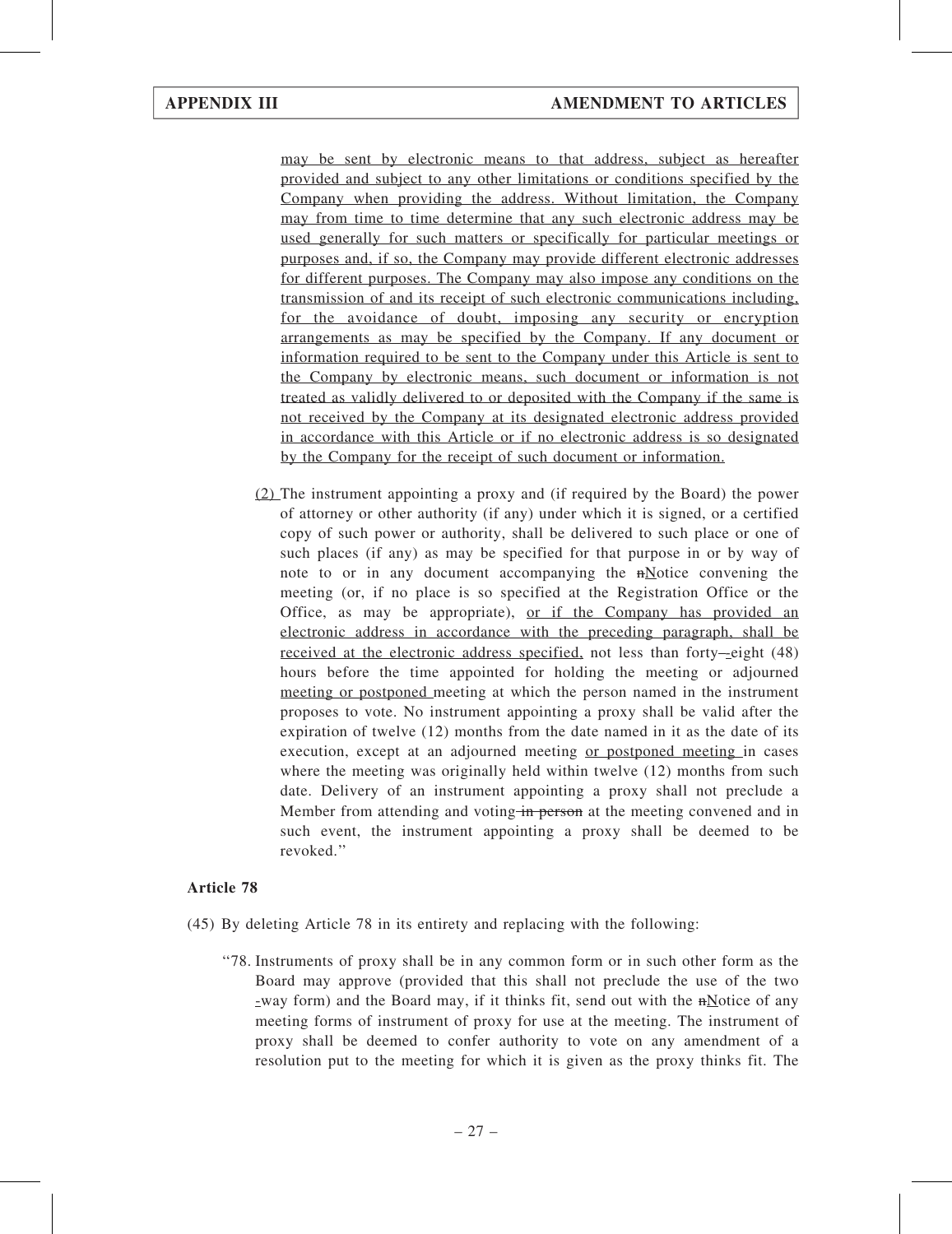may be sent by electronic means to that address, subject as hereafter provided and subject to any other limitations or conditions specified by the Company when providing the address. Without limitation, the Company may from time to time determine that any such electronic address may be used generally for such matters or specifically for particular meetings or purposes and, if so, the Company may provide different electronic addresses for different purposes. The Company may also impose any conditions on the transmission of and its receipt of such electronic communications including, for the avoidance of doubt, imposing any security or encryption arrangements as may be specified by the Company. If any document or information required to be sent to the Company under this Article is sent to the Company by electronic means, such document or information is not treated as validly delivered to or deposited with the Company if the same is not received by the Company at its designated electronic address provided in accordance with this Article or if no electronic address is so designated by the Company for the receipt of such document or information.

(2) The instrument appointing a proxy and (if required by the Board) the power of attorney or other authority (if any) under which it is signed, or a certified copy of such power or authority, shall be delivered to such place or one of such places (if any) as may be specified for that purpose in or by way of note to or in any document accompanying the nNotice convening the meeting (or, if no place is so specified at the Registration Office or the Office, as may be appropriate), or if the Company has provided an electronic address in accordance with the preceding paragraph, shall be received at the electronic address specified, not less than forty-eight (48) hours before the time appointed for holding the meeting or adjourned meeting or postponed meeting at which the person named in the instrument proposes to vote. No instrument appointing a proxy shall be valid after the expiration of twelve (12) months from the date named in it as the date of its execution, except at an adjourned meeting or postponed meeting in cases where the meeting was originally held within twelve (12) months from such date. Delivery of an instrument appointing a proxy shall not preclude a Member from attending and voting in person at the meeting convened and in such event, the instrument appointing a proxy shall be deemed to be revoked."

**Article 78**

(45) By deleting Article 78 in its entirety and replacing with the following:

"78. Instruments of proxy shall be in any common form or in such other form as the Board may approve (provided that this shall not preclude the use of the two -way form) and the Board may, if it thinks fit, send out with the nNotice of any meeting forms of instrument of proxy for use at the meeting. The instrument of proxy shall be deemed to confer authority to vote on any amendment of a resolution put to the meeting for which it is given as the proxy thinks fit. The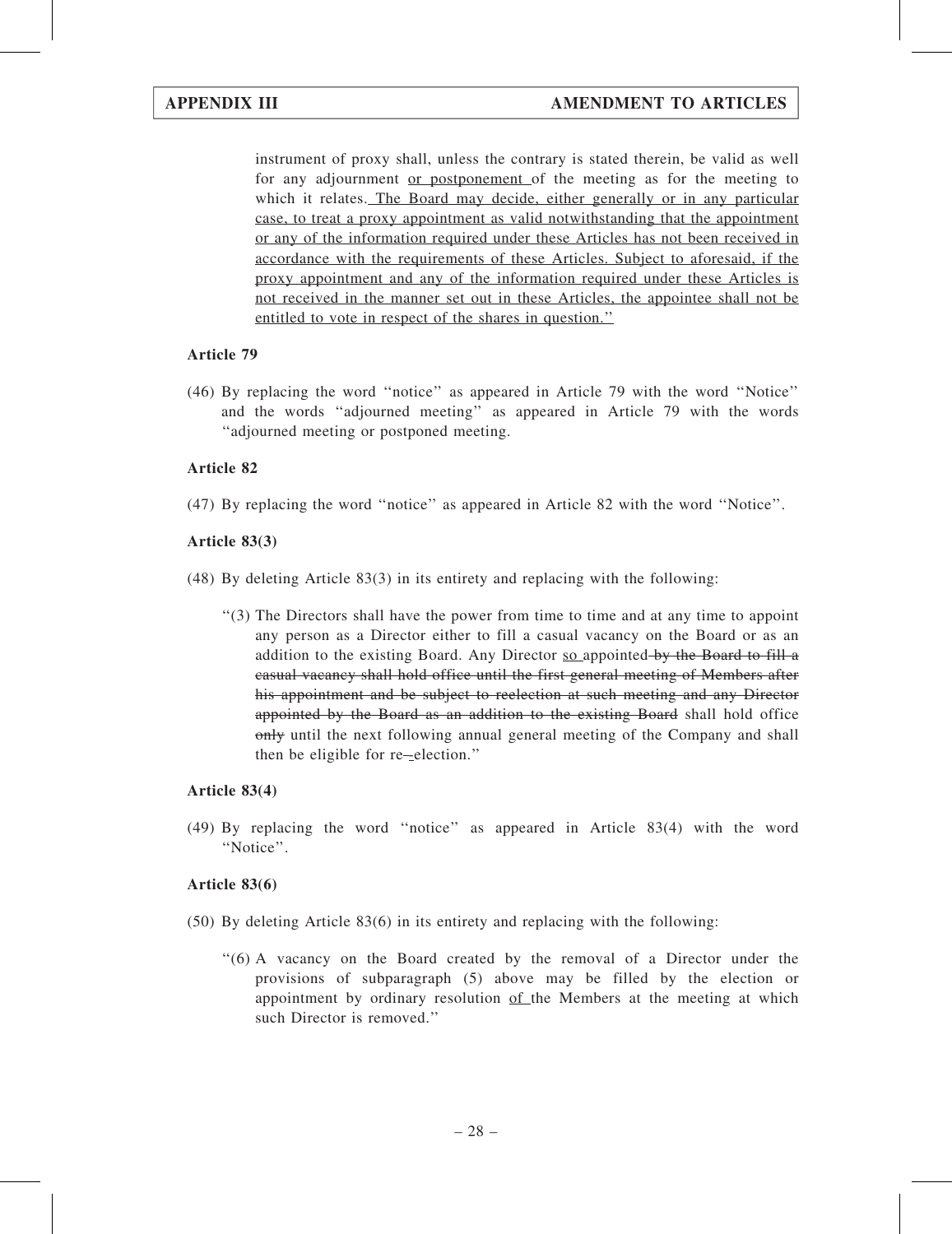instrument of proxy shall, unless the contrary is stated therein, be valid as well for any adjournment <u>or postponement</u> of the meeting as for the meeting to which it relates.<u> The Board may decide, either generally or in any particular case, to treat a proxy appointment as valid notwithstanding that the appointment or any of the information required under these Articles has not been received in accordance with the requirements of these Articles. Subject to aforesaid, if the proxy appointment and any of the information required under these Articles is not received in the manner set out in these Articles, the appointee shall not be entitled to vote in respect of the shares in question.</u>"

**Article 79**

(46) By replacing the word "notice" as appeared in Article 79 with the word "Notice" and the words "adjourned meeting" as appeared in Article 79 with the words "adjourned meeting or postponed meeting.

**Article 82**

(47) By replacing the word "notice" as appeared in Article 82 with the word "Notice".

**Article 83(3)**

(48) By deleting Article 83(3) in its entirety and replacing with the following:

"(3) The Directors shall have the power from time to time and at any time to appoint any person as a Director either to fill a casual vacancy on the Board or as an addition to the existing Board. Any Director <u>so</u> appointed ~~by the Board to fill a casual vacancy shall hold office until the first general meeting of Members after his appointment and be subject to reelection at such meeting and any Director appointed by the Board as an addition to the existing Board~~ shall hold office ~~only~~ until the next following annual general meeting of the Company and shall then be eligible for re-election."

**Article 83(4)**

(49) By replacing the word "notice" as appeared in Article 83(4) with the word "Notice".

**Article 83(6)**

(50) By deleting Article 83(6) in its entirety and replacing with the following:

"(6) A vacancy on the Board created by the removal of a Director under the provisions of subparagraph (5) above may be filled by the election or appointment by ordinary resolution <u>of</u> the Members at the meeting at which such Director is removed."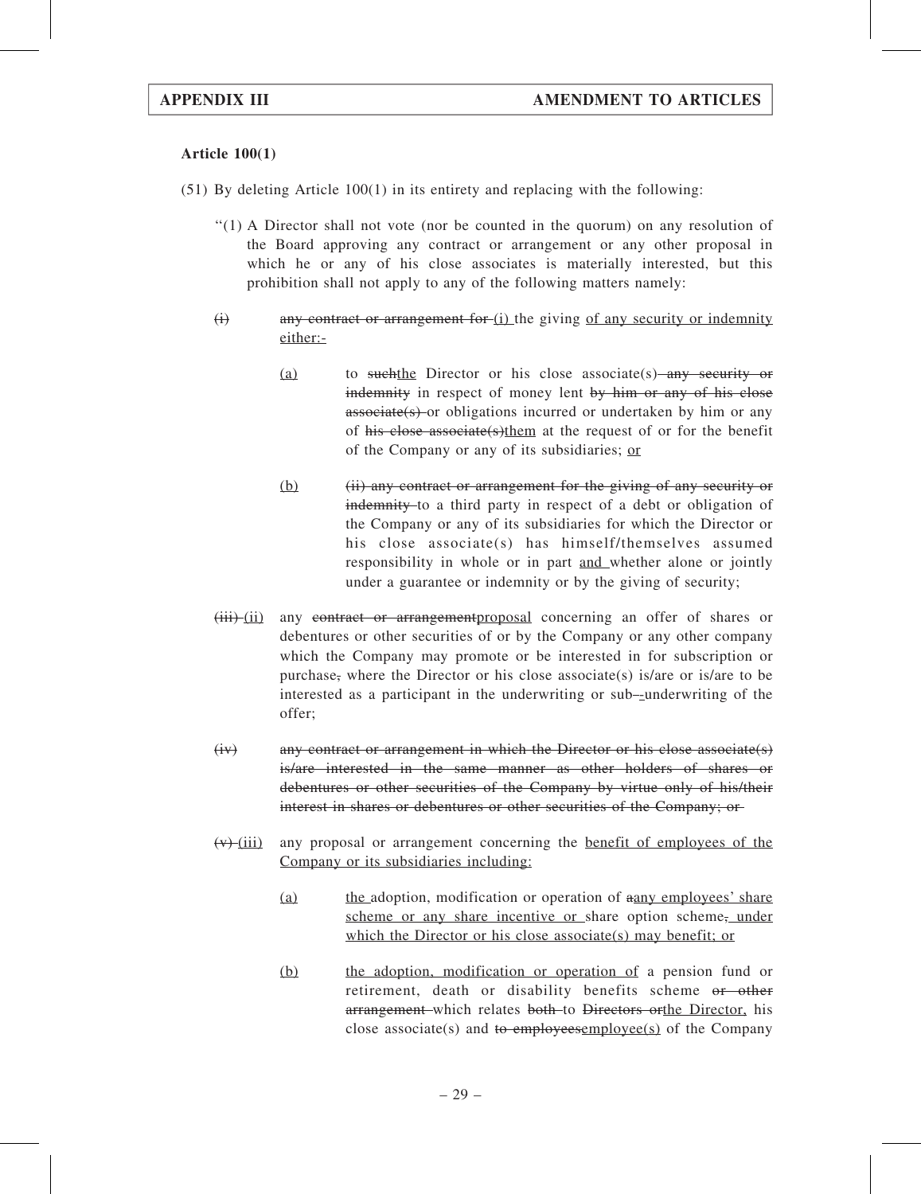**Article 100(1)**

(51) By deleting Article 100(1) in its entirety and replacing with the following:

"(1) A Director shall not vote (nor be counted in the quorum) on any resolution of the Board approving any contract or arrangement or any other proposal in which he or any of his close associates is materially interested, but this prohibition shall not apply to any of the following matters namely:

~~(i)~~ ~~any contract or arrangement for~~ (i) the giving of any security or indemnity either:-

(a) to ~~such~~the Director or his close associate(s) ~~any security or indemnity~~ in respect of money lent ~~by him or any of his close associate(s)~~ or obligations incurred or undertaken by him or any of ~~his close associate(s)~~them at the request of or for the benefit of the Company or any of its subsidiaries; or

(b) ~~(ii) any contract or arrangement for the giving of any security or indemnity~~ to a third party in respect of a debt or obligation of the Company or any of its subsidiaries for which the Director or his close associate(s) has himself/themselves assumed responsibility in whole or in part and whether alone or jointly under a guarantee or indemnity or by the giving of security;

~~(iii)~~ (ii) any ~~contract or arrangement~~proposal concerning an offer of shares or debentures or other securities of or by the Company or any other company which the Company may promote or be interested in for subscription or purchase~~,~~ where the Director or his close associate(s) is/are or is/are to be interested as a participant in the underwriting or sub~~-~~-underwriting of the offer;

~~(iv) any contract or arrangement in which the Director or his close associate(s) is/are interested in the same manner as other holders of shares or debentures or other securities of the Company by virtue only of his/their interest in shares or debentures or other securities of the Company; or~~

~~(v)~~ (iii) any proposal or arrangement concerning the benefit of employees of the Company or its subsidiaries including:

(a) the adoption, modification or operation of ~~a~~any employees' share scheme or any share incentive or share option scheme~~,~~ under which the Director or his close associate(s) may benefit; or

(b) the adoption, modification or operation of a pension fund or retirement, death or disability benefits scheme ~~or other arrangement~~ which relates ~~both~~ to ~~Directors or~~the Director, his close associate(s) and ~~to employees~~employee(s) of the Company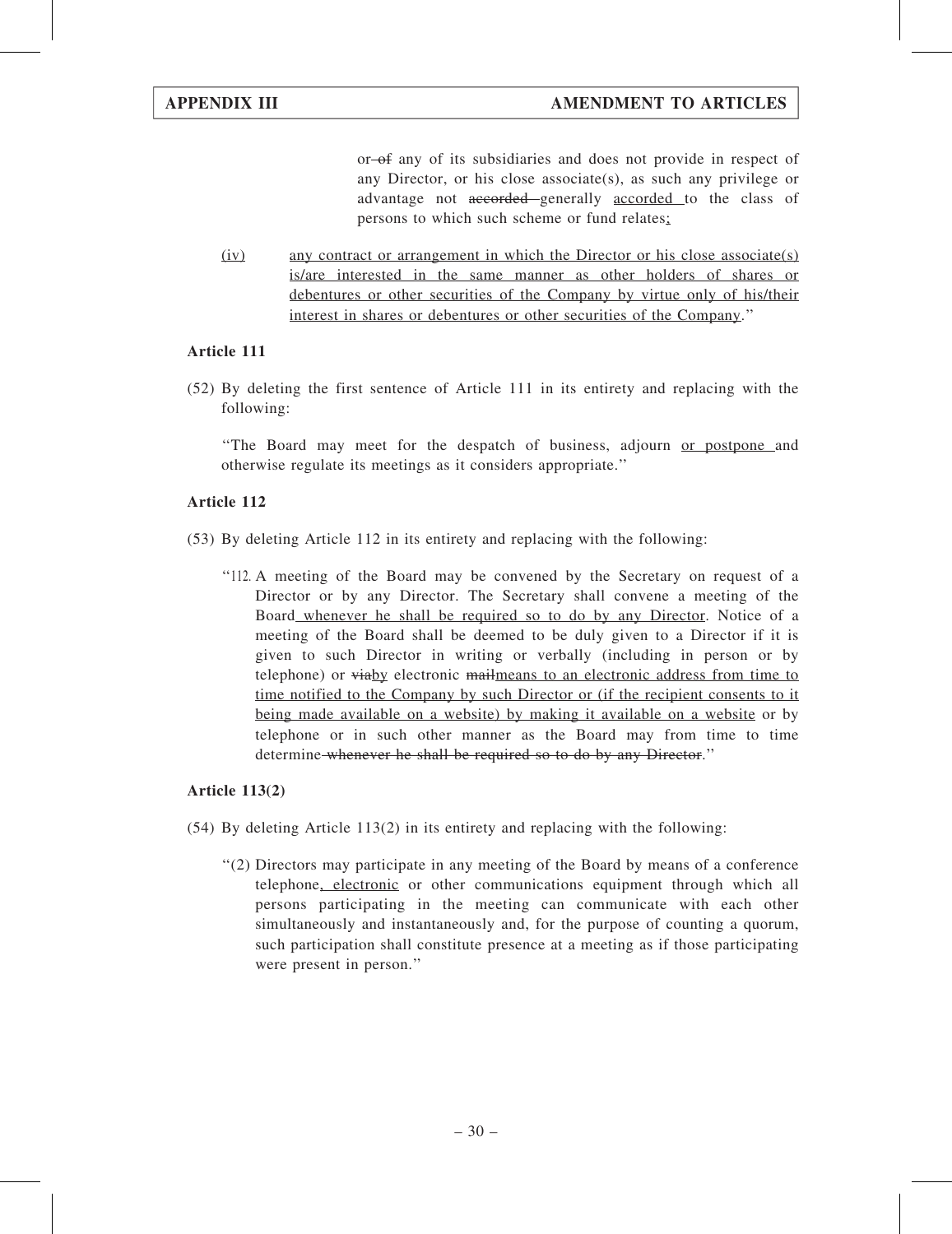or ~~of~~ any of its subsidiaries and does not provide in respect of any Director, or his close associate(s), as such any privilege or advantage not ~~accorded~~ generally <u>accorded</u> to the class of persons to which such scheme or fund relates<u>;</u>

<u>(iv)</u> <u>any contract or arrangement in which the Director or his close associate(s) is/are interested in the same manner as other holders of shares or debentures or other securities of the Company by virtue only of his/their interest in shares or debentures or other securities of the Company</u>."

**Article 111**

(52) By deleting the first sentence of Article 111 in its entirety and replacing with the following:

"The Board may meet for the despatch of business, adjourn <u>or postpone</u> and otherwise regulate its meetings as it considers appropriate."

**Article 112**

(53) By deleting Article 112 in its entirety and replacing with the following:

"112. A meeting of the Board may be convened by the Secretary on request of a Director or by any Director. The Secretary shall convene a meeting of the Board <u>whenever he shall be required so to do by any Director</u>. Notice of a meeting of the Board shall be deemed to be duly given to a Director if it is given to such Director in writing or verbally (including in person or by telephone) or ~~via~~<u>by</u> electronic ~~mail~~<u>means to an electronic address from time to time notified to the Company by such Director or (if the recipient consents to it being made available on a website) by making it available on a website</u> or by telephone or in such other manner as the Board may from time to time determine ~~whenever he shall be required so to do by any Director~~."

**Article 113(2)**

(54) By deleting Article 113(2) in its entirety and replacing with the following:

"(2) Directors may participate in any meeting of the Board by means of a conference telephone<u>, electronic</u> or other communications equipment through which all persons participating in the meeting can communicate with each other simultaneously and instantaneously and, for the purpose of counting a quorum, such participation shall constitute presence at a meeting as if those participating were present in person."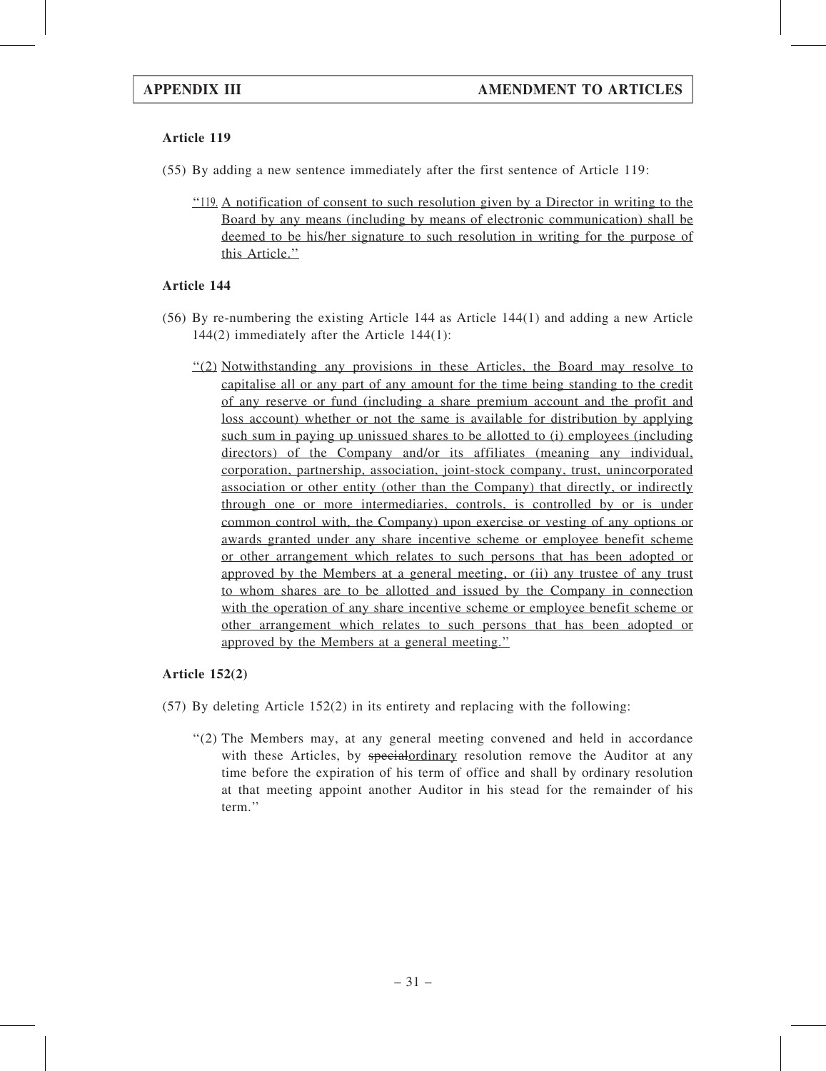**Article 119**

(55) By adding a new sentence immediately after the first sentence of Article 119:

"119. A notification of consent to such resolution given by a Director in writing to the Board by any means (including by means of electronic communication) shall be deemed to be his/her signature to such resolution in writing for the purpose of this Article."

**Article 144**

(56) By re-numbering the existing Article 144 as Article 144(1) and adding a new Article 144(2) immediately after the Article 144(1):

"(2) Notwithstanding any provisions in these Articles, the Board may resolve to capitalise all or any part of any amount for the time being standing to the credit of any reserve or fund (including a share premium account and the profit and loss account) whether or not the same is available for distribution by applying such sum in paying up unissued shares to be allotted to (i) employees (including directors) of the Company and/or its affiliates (meaning any individual, corporation, partnership, association, joint-stock company, trust, unincorporated association or other entity (other than the Company) that directly, or indirectly through one or more intermediaries, controls, is controlled by or is under common control with, the Company) upon exercise or vesting of any options or awards granted under any share incentive scheme or employee benefit scheme or other arrangement which relates to such persons that has been adopted or approved by the Members at a general meeting, or (ii) any trustee of any trust to whom shares are to be allotted and issued by the Company in connection with the operation of any share incentive scheme or employee benefit scheme or other arrangement which relates to such persons that has been adopted or approved by the Members at a general meeting."

**Article 152(2)**

(57) By deleting Article 152(2) in its entirety and replacing with the following:

"(2) The Members may, at any general meeting convened and held in accordance with these Articles, by ~~special~~ordinary resolution remove the Auditor at any time before the expiration of his term of office and shall by ordinary resolution at that meeting appoint another Auditor in his stead for the remainder of his term."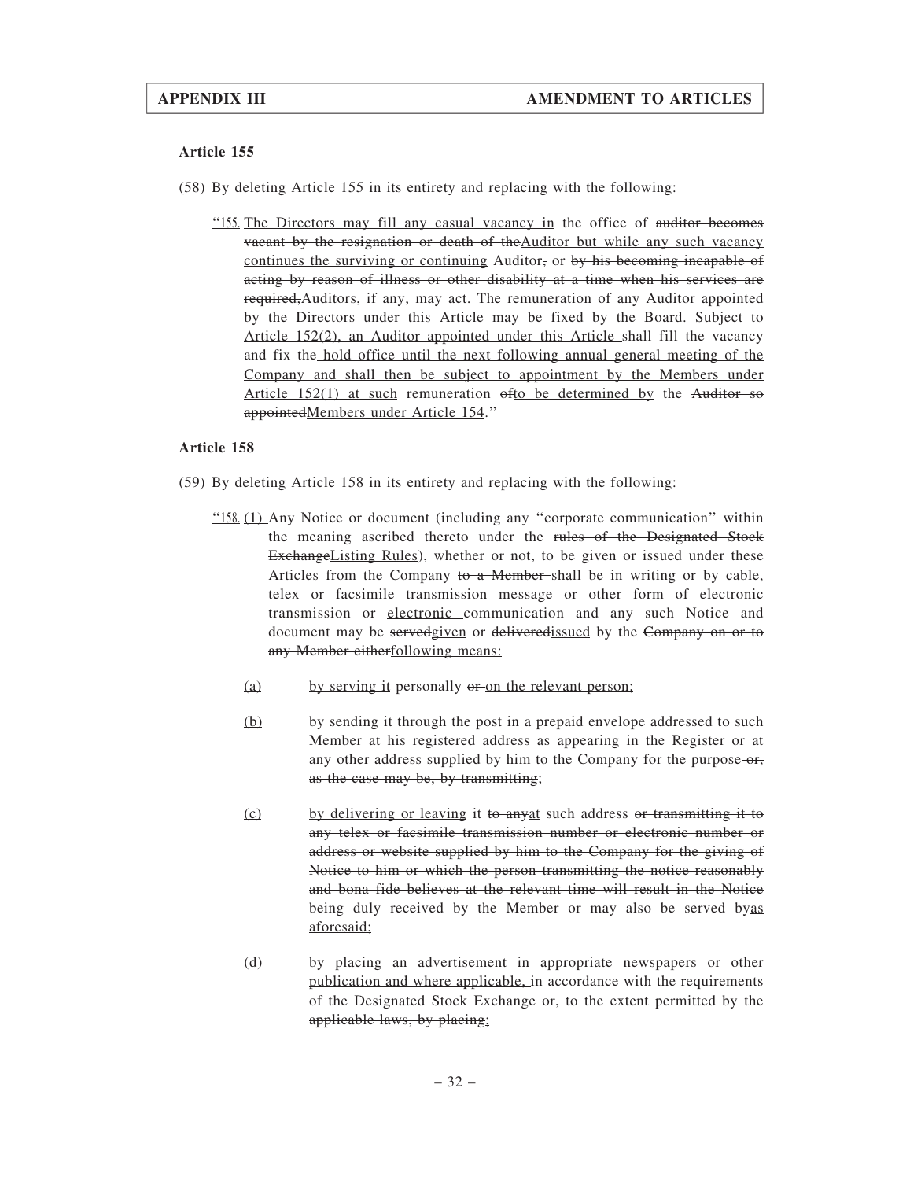**Article 155**

(58) By deleting Article 155 in its entirety and replacing with the following:

"155. <u>The Directors may fill any casual vacancy in</u> the office of ~~auditor becomes vacant by the resignation or death of the~~<u>Auditor but while any such vacancy continues the surviving or continuing</u> Auditor~~,~~ or ~~by his becoming incapable of acting by reason of illness or other disability at a time when his services are required,~~<u>Auditors, if any, may act. The remuneration of any Auditor appointed by</u> the Directors <u>under this Article may be fixed by the Board. Subject to Article 152(2), an Auditor appointed under this Article</u> shall ~~fill the vacancy and fix the~~ <u>hold office until the next following annual general meeting of the Company and shall then be subject to appointment by the Members under Article 152(1) at such</u> remuneration ~~of~~<u>to be determined by</u> the ~~Auditor so appointed~~<u>Members under Article 154</u>."

**Article 158**

(59) By deleting Article 158 in its entirety and replacing with the following:

"158. <u>(1)</u> Any Notice or document (including any "corporate communication" within the meaning ascribed thereto under the ~~rules of the Designated Stock Exchange~~<u>Listing Rules</u>), whether or not, to be given or issued under these Articles from the Company ~~to a Member~~ shall be in writing or by cable, telex or facsimile transmission message or other form of electronic transmission or <u>electronic</u> communication and any such Notice and document may be ~~served~~<u>given</u> or ~~delivered~~<u>issued</u> by the ~~Company on or to any Member either~~<u>following means:</u>

<u>(a)</u> <u>by serving it</u> personally ~~or~~ <u>on the relevant person;</u>

<u>(b)</u> by sending it through the post in a prepaid envelope addressed to such Member at his registered address as appearing in the Register or at any other address supplied by him to the Company for the purpose ~~or, as the case may be, by transmitting~~<u>;</u>

<u>(c)</u> <u>by delivering or leaving</u> it ~~to any~~<u>at</u> such address ~~or transmitting it to any telex or facsimile transmission number or electronic number or address or website supplied by him to the Company for the giving of Notice to him or which the person transmitting the notice reasonably and bona fide believes at the relevant time will result in the Notice being duly received by the Member or may also be served by~~<u>as aforesaid;</u>

<u>(d)</u> <u>by placing an</u> advertisement in appropriate newspapers <u>or other publication and where applicable, in</u> accordance with the requirements of the Designated Stock Exchange ~~or, to the extent permitted by the applicable laws, by placing~~<u>;</u>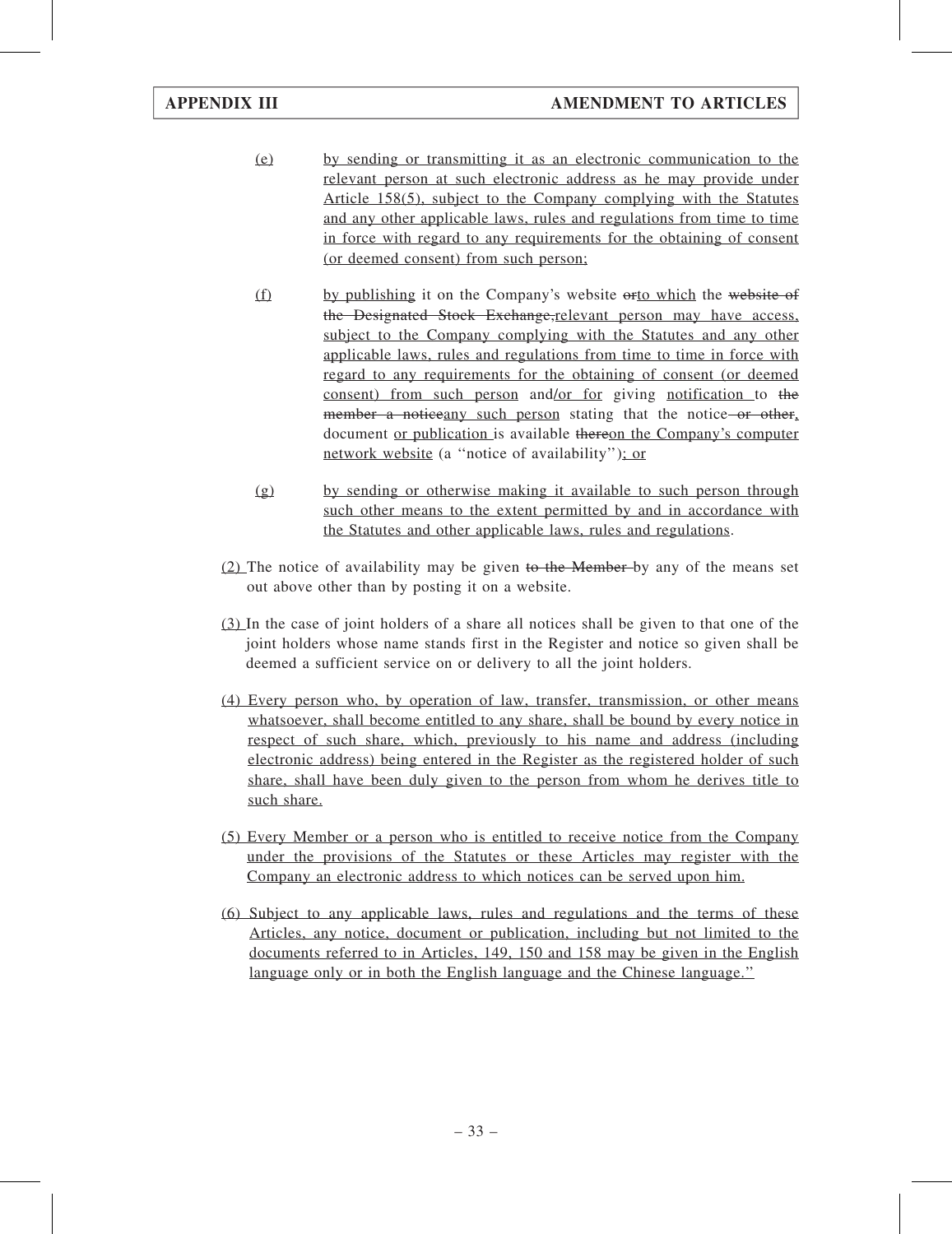(e) by sending or transmitting it as an electronic communication to the relevant person at such electronic address as he may provide under Article 158(5), subject to the Company complying with the Statutes and any other applicable laws, rules and regulations from time to time in force with regard to any requirements for the obtaining of consent (or deemed consent) from such person;

(f) by publishing it on the Company's website orto which the website of the Designated Stock Exchange,relevant person may have access, subject to the Company complying with the Statutes and any other applicable laws, rules and regulations from time to time in force with regard to any requirements for the obtaining of consent (or deemed consent) from such person and/or for giving notification to the member a noticeany such person stating that the notice or other, document or publication is available thereon the Company's computer network website (a ''notice of availability''); or

(g) by sending or otherwise making it available to such person through such other means to the extent permitted by and in accordance with the Statutes and other applicable laws, rules and regulations.

(2) The notice of availability may be given to the Member by any of the means set out above other than by posting it on a website.

(3) In the case of joint holders of a share all notices shall be given to that one of the joint holders whose name stands first in the Register and notice so given shall be deemed a sufficient service on or delivery to all the joint holders.

(4) Every person who, by operation of law, transfer, transmission, or other means whatsoever, shall become entitled to any share, shall be bound by every notice in respect of such share, which, previously to his name and address (including electronic address) being entered in the Register as the registered holder of such share, shall have been duly given to the person from whom he derives title to such share.

(5) Every Member or a person who is entitled to receive notice from the Company under the provisions of the Statutes or these Articles may register with the Company an electronic address to which notices can be served upon him.

(6) Subject to any applicable laws, rules and regulations and the terms of these Articles, any notice, document or publication, including but not limited to the documents referred to in Articles, 149, 150 and 158 may be given in the English language only or in both the English language and the Chinese language.''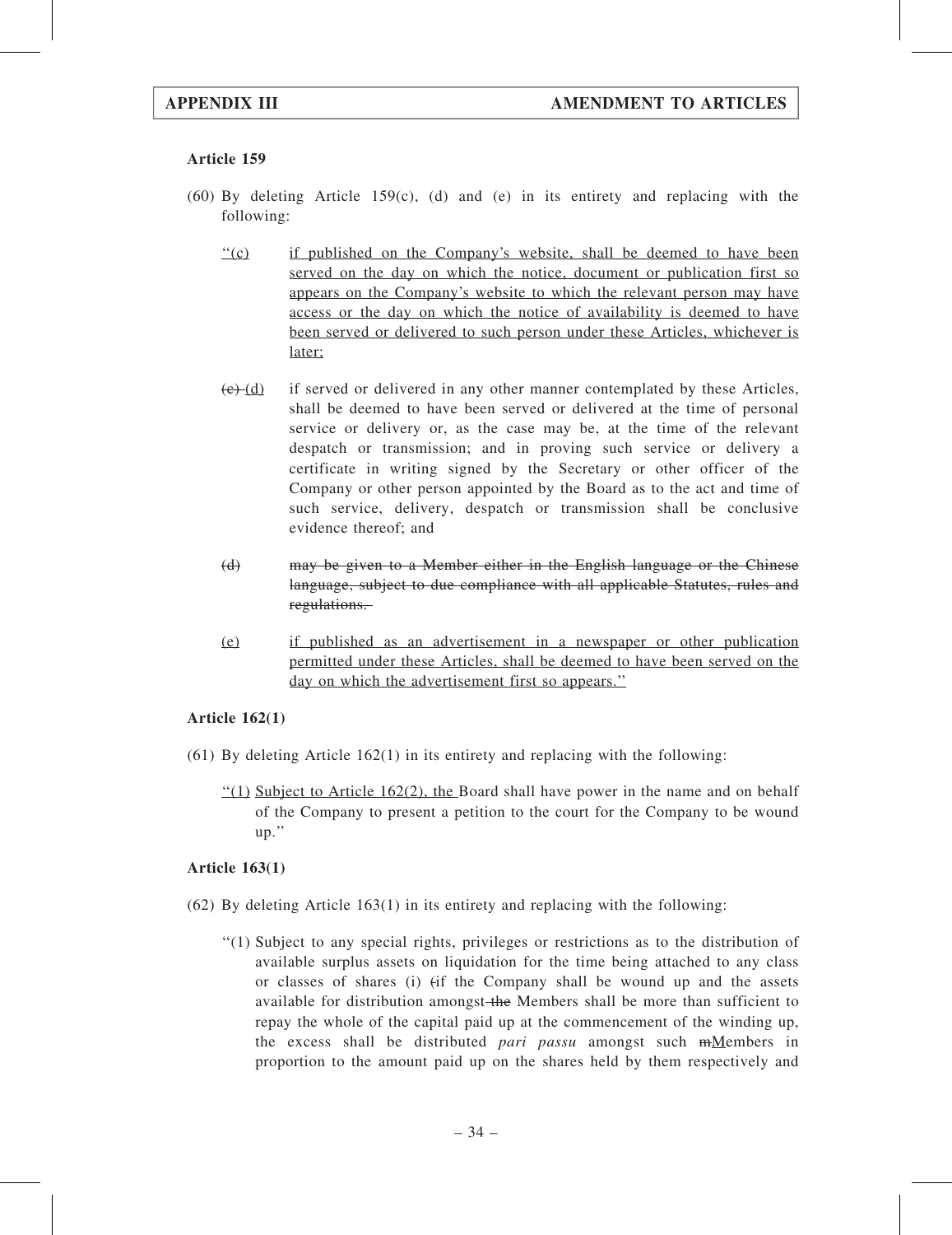**Article 159**

(60) By deleting Article 159(c), (d) and (e) in its entirety and replacing with the following:

"(c) if published on the Company's website, shall be deemed to have been served on the day on which the notice, document or publication first so appears on the Company's website to which the relevant person may have access or the day on which the notice of availability is deemed to have been served or delivered to such person under these Articles, whichever is later;

~~(c)~~ (d) if served or delivered in any other manner contemplated by these Articles, shall be deemed to have been served or delivered at the time of personal service or delivery or, as the case may be, at the time of the relevant despatch or transmission; and in proving such service or delivery a certificate in writing signed by the Secretary or other officer of the Company or other person appointed by the Board as to the act and time of such service, delivery, despatch or transmission shall be conclusive evidence thereof; and

~~(d) may be given to a Member either in the English language or the Chinese language, subject to due compliance with all applicable Statutes, rules and regulations.~~

(e) if published as an advertisement in a newspaper or other publication permitted under these Articles, shall be deemed to have been served on the day on which the advertisement first so appears."

**Article 162(1)**

(61) By deleting Article 162(1) in its entirety and replacing with the following:

"(1) Subject to Article 162(2), the Board shall have power in the name and on behalf of the Company to present a petition to the court for the Company to be wound up."

**Article 163(1)**

(62) By deleting Article 163(1) in its entirety and replacing with the following:

"(1) Subject to any special rights, privileges or restrictions as to the distribution of available surplus assets on liquidation for the time being attached to any class or classes of shares (i) ~~(~~if the Company shall be wound up and the assets available for distribution amongst ~~the~~ Members shall be more than sufficient to repay the whole of the capital paid up at the commencement of the winding up, the excess shall be distributed *pari passu* amongst such ~~m~~Members in proportion to the amount paid up on the shares held by them respectively and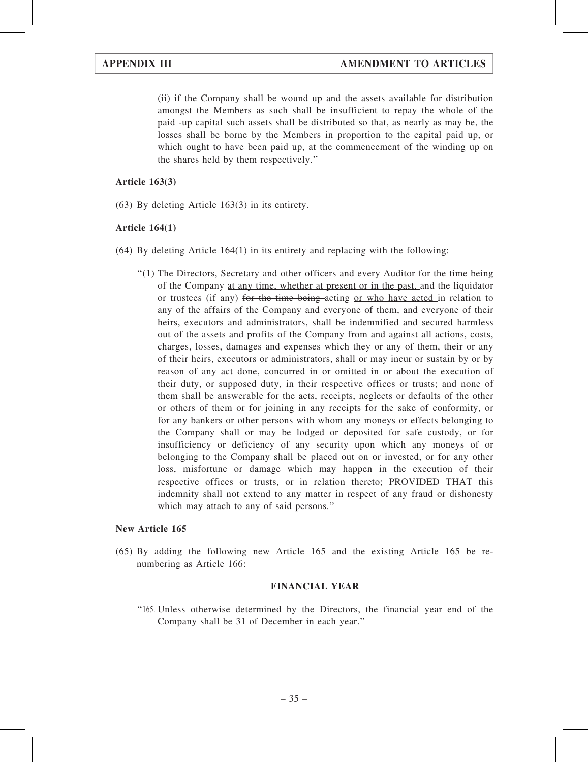(ii) if the Company shall be wound up and the assets available for distribution amongst the Members as such shall be insufficient to repay the whole of the paid--up capital such assets shall be distributed so that, as nearly as may be, the losses shall be borne by the Members in proportion to the capital paid up, or which ought to have been paid up, at the commencement of the winding up on the shares held by them respectively.''

**Article 163(3)**

(63) By deleting Article 163(3) in its entirety.

**Article 164(1)**

(64) By deleting Article 164(1) in its entirety and replacing with the following:

''(1) The Directors, Secretary and other officers and every Auditor ~~for the time being~~ of the Company <u>at any time, whether at present or in the past,</u> and the liquidator or trustees (if any) ~~for the time being~~ acting <u>or who have acted</u> in relation to any of the affairs of the Company and everyone of them, and everyone of their heirs, executors and administrators, shall be indemnified and secured harmless out of the assets and profits of the Company from and against all actions, costs, charges, losses, damages and expenses which they or any of them, their or any of their heirs, executors or administrators, shall or may incur or sustain by or by reason of any act done, concurred in or omitted in or about the execution of their duty, or supposed duty, in their respective offices or trusts; and none of them shall be answerable for the acts, receipts, neglects or defaults of the other or others of them or for joining in any receipts for the sake of conformity, or for any bankers or other persons with whom any moneys or effects belonging to the Company shall or may be lodged or deposited for safe custody, or for insufficiency or deficiency of any security upon which any moneys of or belonging to the Company shall be placed out on or invested, or for any other loss, misfortune or damage which may happen in the execution of their respective offices or trusts, or in relation thereto; PROVIDED THAT this indemnity shall not extend to any matter in respect of any fraud or dishonesty which may attach to any of said persons.''

**New Article 165**

(65) By adding the following new Article 165 and the existing Article 165 be re-numbering as Article 166:

**<u>FINANCIAL YEAR</u>**

<u>''165. Unless otherwise determined by the Directors, the financial year end of the Company shall be 31 of December in each year.''</u>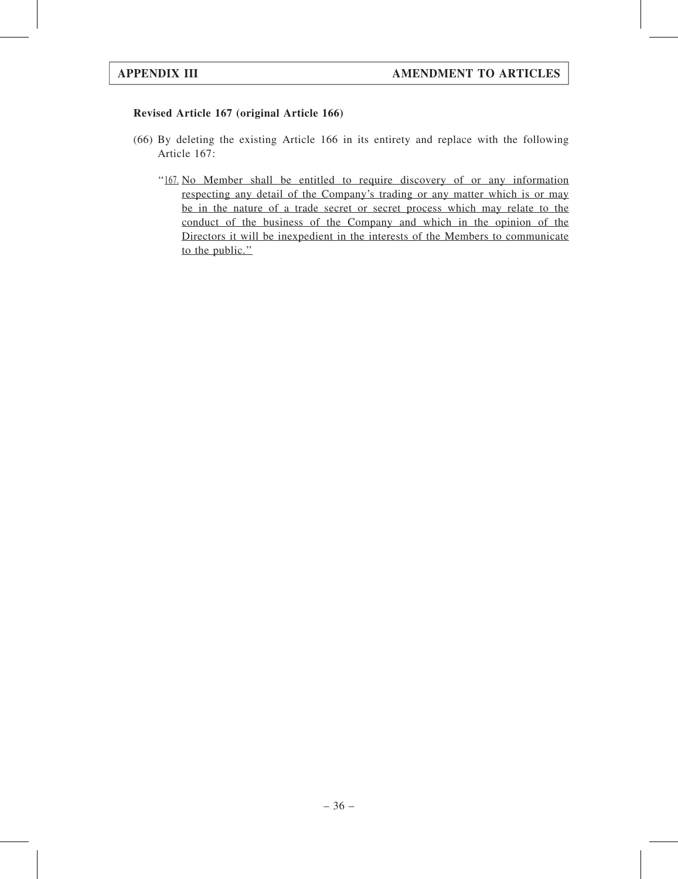**Revised Article 167 (original Article 166)**

(66) By deleting the existing Article 166 in its entirety and replace with the following Article 167:

"167. No Member shall be entitled to require discovery of or any information respecting any detail of the Company's trading or any matter which is or may be in the nature of a trade secret or secret process which may relate to the conduct of the business of the Company and which in the opinion of the Directors it will be inexpedient in the interests of the Members to communicate to the public."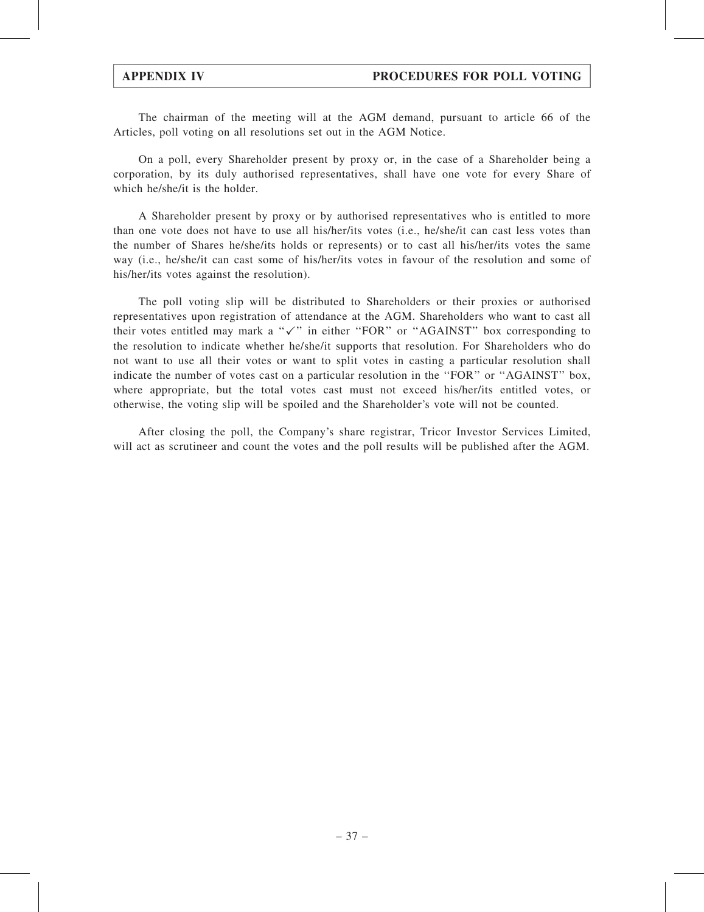## APPENDIX IV PROCEDURES FOR POLL VOTING

The chairman of the meeting will at the AGM demand, pursuant to article 66 of the Articles, poll voting on all resolutions set out in the AGM Notice.

On a poll, every Shareholder present by proxy or, in the case of a Shareholder being a corporation, by its duly authorised representatives, shall have one vote for every Share of which he/she/it is the holder.

A Shareholder present by proxy or by authorised representatives who is entitled to more than one vote does not have to use all his/her/its votes (i.e., he/she/it can cast less votes than the number of Shares he/she/its holds or represents) or to cast all his/her/its votes the same way (i.e., he/she/it can cast some of his/her/its votes in favour of the resolution and some of his/her/its votes against the resolution).

The poll voting slip will be distributed to Shareholders or their proxies or authorised representatives upon registration of attendance at the AGM. Shareholders who want to cast all their votes entitled may mark a "✓" in either "FOR" or "AGAINST" box corresponding to the resolution to indicate whether he/she/it supports that resolution. For Shareholders who do not want to use all their votes or want to split votes in casting a particular resolution shall indicate the number of votes cast on a particular resolution in the "FOR" or "AGAINST" box, where appropriate, but the total votes cast must not exceed his/her/its entitled votes, or otherwise, the voting slip will be spoiled and the Shareholder's vote will not be counted.

After closing the poll, the Company's share registrar, Tricor Investor Services Limited, will act as scrutineer and count the votes and the poll results will be published after the AGM.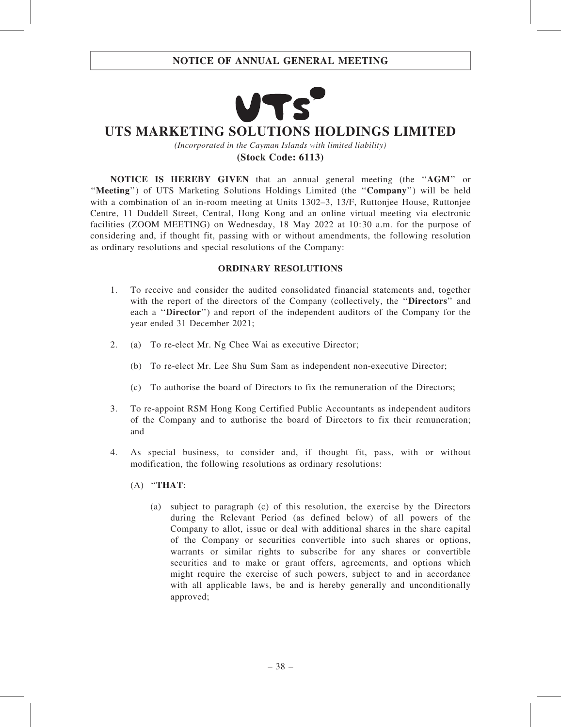# NOTICE OF ANNUAL GENERAL MEETING

# UTS MARKETING SOLUTIONS HOLDINGS LIMITED

*(Incorporated in the Cayman Islands with limited liability)*

**(Stock Code: 6113)**

**NOTICE IS HEREBY GIVEN** that an annual general meeting (the "**AGM**" or "**Meeting**") of UTS Marketing Solutions Holdings Limited (the "**Company**") will be held with a combination of an in-room meeting at Units 1302–3, 13/F, Ruttonjee House, Ruttonjee Centre, 11 Duddell Street, Central, Hong Kong and an online virtual meeting via electronic facilities (ZOOM MEETING) on Wednesday, 18 May 2022 at 10:30 a.m. for the purpose of considering and, if thought fit, passing with or without amendments, the following resolution as ordinary resolutions and special resolutions of the Company:

**ORDINARY RESOLUTIONS**

1. To receive and consider the audited consolidated financial statements and, together with the report of the directors of the Company (collectively, the "**Directors**" and each a "**Director**") and report of the independent auditors of the Company for the year ended 31 December 2021;

2. (a) To re-elect Mr. Ng Chee Wai as executive Director;

   (b) To re-elect Mr. Lee Shu Sum Sam as independent non-executive Director;

   (c) To authorise the board of Directors to fix the remuneration of the Directors;

3. To re-appoint RSM Hong Kong Certified Public Accountants as independent auditors of the Company and to authorise the board of Directors to fix their remuneration; and

4. As special business, to consider and, if thought fit, pass, with or without modification, the following resolutions as ordinary resolutions:

   (A) "**THAT**:

   (a) subject to paragraph (c) of this resolution, the exercise by the Directors during the Relevant Period (as defined below) of all powers of the Company to allot, issue or deal with additional shares in the share capital of the Company or securities convertible into such shares or options, warrants or similar rights to subscribe for any shares or convertible securities and to make or grant offers, agreements, and options which might require the exercise of such powers, subject to and in accordance with all applicable laws, be and is hereby generally and unconditionally approved;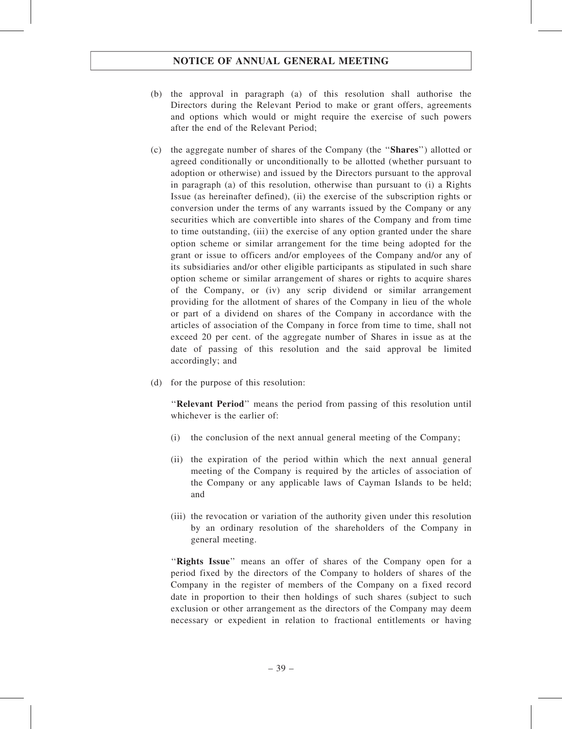(b) the approval in paragraph (a) of this resolution shall authorise the Directors during the Relevant Period to make or grant offers, agreements and options which would or might require the exercise of such powers after the end of the Relevant Period;

(c) the aggregate number of shares of the Company (the "**Shares**") allotted or agreed conditionally or unconditionally to be allotted (whether pursuant to adoption or otherwise) and issued by the Directors pursuant to the approval in paragraph (a) of this resolution, otherwise than pursuant to (i) a Rights Issue (as hereinafter defined), (ii) the exercise of the subscription rights or conversion under the terms of any warrants issued by the Company or any securities which are convertible into shares of the Company and from time to time outstanding, (iii) the exercise of any option granted under the share option scheme or similar arrangement for the time being adopted for the grant or issue to officers and/or employees of the Company and/or any of its subsidiaries and/or other eligible participants as stipulated in such share option scheme or similar arrangement of shares or rights to acquire shares of the Company, or (iv) any scrip dividend or similar arrangement providing for the allotment of shares of the Company in lieu of the whole or part of a dividend on shares of the Company in accordance with the articles of association of the Company in force from time to time, shall not exceed 20 per cent. of the aggregate number of Shares in issue as at the date of passing of this resolution and the said approval be limited accordingly; and

(d) for the purpose of this resolution:

"**Relevant Period**" means the period from passing of this resolution until whichever is the earlier of:

(i) the conclusion of the next annual general meeting of the Company;

(ii) the expiration of the period within which the next annual general meeting of the Company is required by the articles of association of the Company or any applicable laws of Cayman Islands to be held; and

(iii) the revocation or variation of the authority given under this resolution by an ordinary resolution of the shareholders of the Company in general meeting.

"**Rights Issue**" means an offer of shares of the Company open for a period fixed by the directors of the Company to holders of shares of the Company in the register of members of the Company on a fixed record date in proportion to their then holdings of such shares (subject to such exclusion or other arrangement as the directors of the Company may deem necessary or expedient in relation to fractional entitlements or having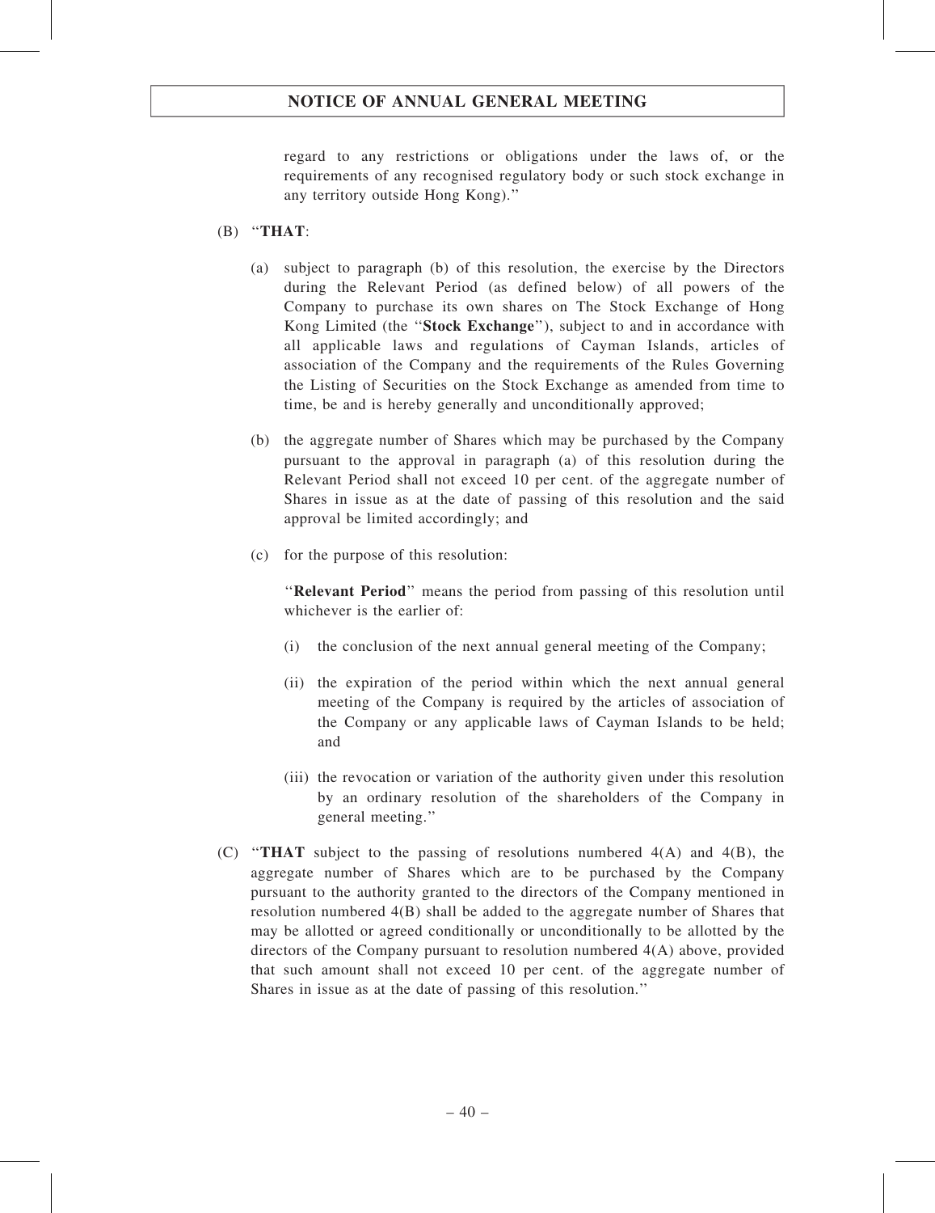regard to any restrictions or obligations under the laws of, or the requirements of any recognised regulatory body or such stock exchange in any territory outside Hong Kong).''

(B) ''**THAT**:

(a) subject to paragraph (b) of this resolution, the exercise by the Directors during the Relevant Period (as defined below) of all powers of the Company to purchase its own shares on The Stock Exchange of Hong Kong Limited (the ''**Stock Exchange**''), subject to and in accordance with all applicable laws and regulations of Cayman Islands, articles of association of the Company and the requirements of the Rules Governing the Listing of Securities on the Stock Exchange as amended from time to time, be and is hereby generally and unconditionally approved;

(b) the aggregate number of Shares which may be purchased by the Company pursuant to the approval in paragraph (a) of this resolution during the Relevant Period shall not exceed 10 per cent. of the aggregate number of Shares in issue as at the date of passing of this resolution and the said approval be limited accordingly; and

(c) for the purpose of this resolution:

''**Relevant Period**'' means the period from passing of this resolution until whichever is the earlier of:

(i) the conclusion of the next annual general meeting of the Company;

(ii) the expiration of the period within which the next annual general meeting of the Company is required by the articles of association of the Company or any applicable laws of Cayman Islands to be held; and

(iii) the revocation or variation of the authority given under this resolution by an ordinary resolution of the shareholders of the Company in general meeting.''

(C) ''**THAT** subject to the passing of resolutions numbered 4(A) and 4(B), the aggregate number of Shares which are to be purchased by the Company pursuant to the authority granted to the directors of the Company mentioned in resolution numbered 4(B) shall be added to the aggregate number of Shares that may be allotted or agreed conditionally or unconditionally to be allotted by the directors of the Company pursuant to resolution numbered 4(A) above, provided that such amount shall not exceed 10 per cent. of the aggregate number of Shares in issue as at the date of passing of this resolution.''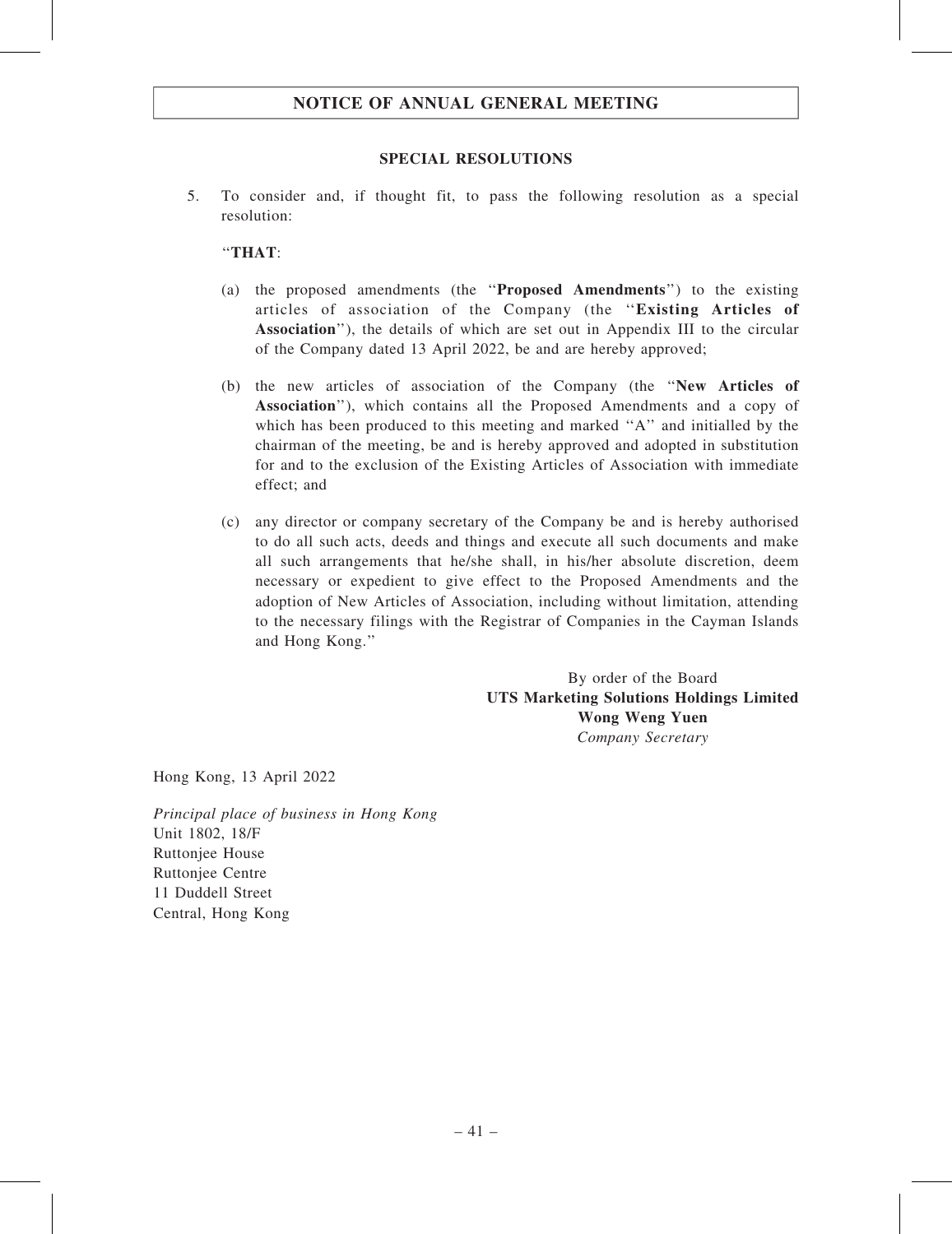## NOTICE OF ANNUAL GENERAL MEETING

### SPECIAL RESOLUTIONS

5. To consider and, if thought fit, to pass the following resolution as a special resolution:

   "**THAT**:

   (a) the proposed amendments (the "**Proposed Amendments**") to the existing articles of association of the Company (the "**Existing Articles of Association**"), the details of which are set out in Appendix III to the circular of the Company dated 13 April 2022, be and are hereby approved;

   (b) the new articles of association of the Company (the "**New Articles of Association**"), which contains all the Proposed Amendments and a copy of which has been produced to this meeting and marked "A" and initialled by the chairman of the meeting, be and is hereby approved and adopted in substitution for and to the exclusion of the Existing Articles of Association with immediate effect; and

   (c) any director or company secretary of the Company be and is hereby authorised to do all such acts, deeds and things and execute all such documents and make all such arrangements that he/she shall, in his/her absolute discretion, deem necessary or expedient to give effect to the Proposed Amendments and the adoption of New Articles of Association, including without limitation, attending to the necessary filings with the Registrar of Companies in the Cayman Islands and Hong Kong."

By order of the Board
**UTS Marketing Solutions Holdings Limited**
**Wong Weng Yuen**
*Company Secretary*

Hong Kong, 13 April 2022

*Principal place of business in Hong Kong*
Unit 1802, 18/F
Ruttonjee House
Ruttonjee Centre
11 Duddell Street
Central, Hong Kong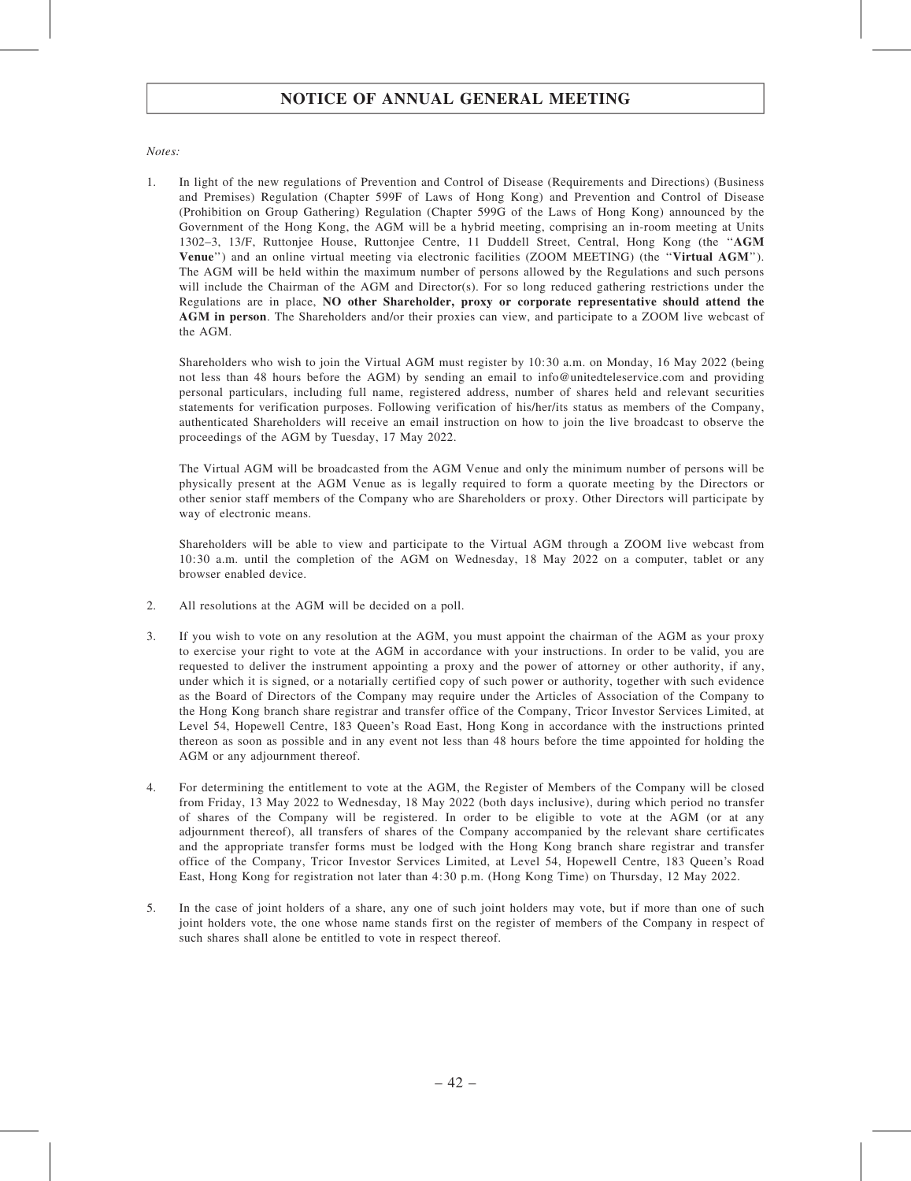# NOTICE OF ANNUAL GENERAL MEETING

*Notes:*

1. In light of the new regulations of Prevention and Control of Disease (Requirements and Directions) (Business and Premises) Regulation (Chapter 599F of Laws of Hong Kong) and Prevention and Control of Disease (Prohibition on Group Gathering) Regulation (Chapter 599G of the Laws of Hong Kong) announced by the Government of the Hong Kong, the AGM will be a hybrid meeting, comprising an in-room meeting at Units 1302–3, 13/F, Ruttonjee House, Ruttonjee Centre, 11 Duddell Street, Central, Hong Kong (the "**AGM Venue**") and an online virtual meeting via electronic facilities (ZOOM MEETING) (the "**Virtual AGM**"). The AGM will be held within the maximum number of persons allowed by the Regulations and such persons will include the Chairman of the AGM and Director(s). For so long reduced gathering restrictions under the Regulations are in place, **NO other Shareholder, proxy or corporate representative should attend the AGM in person**. The Shareholders and/or their proxies can view, and participate to a ZOOM live webcast of the AGM.

   Shareholders who wish to join the Virtual AGM must register by 10:30 a.m. on Monday, 16 May 2022 (being not less than 48 hours before the AGM) by sending an email to info@unitedteleservice.com and providing personal particulars, including full name, registered address, number of shares held and relevant securities statements for verification purposes. Following verification of his/her/its status as members of the Company, authenticated Shareholders will receive an email instruction on how to join the live broadcast to observe the proceedings of the AGM by Tuesday, 17 May 2022.

   The Virtual AGM will be broadcasted from the AGM Venue and only the minimum number of persons will be physically present at the AGM Venue as is legally required to form a quorate meeting by the Directors or other senior staff members of the Company who are Shareholders or proxy. Other Directors will participate by way of electronic means.

   Shareholders will be able to view and participate to the Virtual AGM through a ZOOM live webcast from 10:30 a.m. until the completion of the AGM on Wednesday, 18 May 2022 on a computer, tablet or any browser enabled device.

2. All resolutions at the AGM will be decided on a poll.

3. If you wish to vote on any resolution at the AGM, you must appoint the chairman of the AGM as your proxy to exercise your right to vote at the AGM in accordance with your instructions. In order to be valid, you are requested to deliver the instrument appointing a proxy and the power of attorney or other authority, if any, under which it is signed, or a notarially certified copy of such power or authority, together with such evidence as the Board of Directors of the Company may require under the Articles of Association of the Company to the Hong Kong branch share registrar and transfer office of the Company, Tricor Investor Services Limited, at Level 54, Hopewell Centre, 183 Queen's Road East, Hong Kong in accordance with the instructions printed thereon as soon as possible and in any event not less than 48 hours before the time appointed for holding the AGM or any adjournment thereof.

4. For determining the entitlement to vote at the AGM, the Register of Members of the Company will be closed from Friday, 13 May 2022 to Wednesday, 18 May 2022 (both days inclusive), during which period no transfer of shares of the Company will be registered. In order to be eligible to vote at the AGM (or at any adjournment thereof), all transfers of shares of the Company accompanied by the relevant share certificates and the appropriate transfer forms must be lodged with the Hong Kong branch share registrar and transfer office of the Company, Tricor Investor Services Limited, at Level 54, Hopewell Centre, 183 Queen's Road East, Hong Kong for registration not later than 4:30 p.m. (Hong Kong Time) on Thursday, 12 May 2022.

5. In the case of joint holders of a share, any one of such joint holders may vote, but if more than one of such joint holders vote, the one whose name stands first on the register of members of the Company in respect of such shares shall alone be entitled to vote in respect thereof.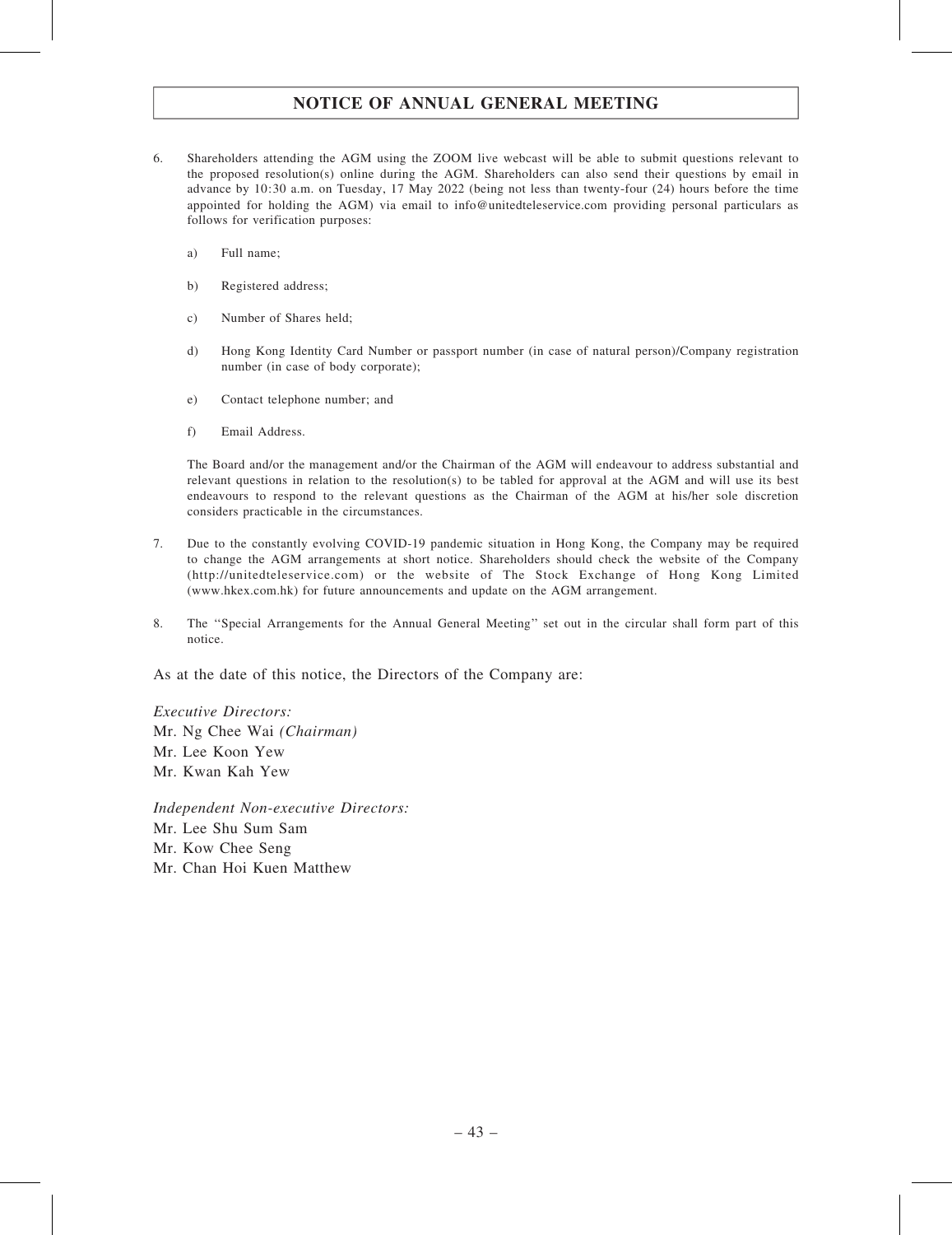# NOTICE OF ANNUAL GENERAL MEETING

6. Shareholders attending the AGM using the ZOOM live webcast will be able to submit questions relevant to the proposed resolution(s) online during the AGM. Shareholders can also send their questions by email in advance by 10:30 a.m. on Tuesday, 17 May 2022 (being not less than twenty-four (24) hours before the time appointed for holding the AGM) via email to info@unitedteleservice.com providing personal particulars as follows for verification purposes:

   a) Full name;

   b) Registered address;

   c) Number of Shares held;

   d) Hong Kong Identity Card Number or passport number (in case of natural person)/Company registration number (in case of body corporate);

   e) Contact telephone number; and

   f) Email Address.

   The Board and/or the management and/or the Chairman of the AGM will endeavour to address substantial and relevant questions in relation to the resolution(s) to be tabled for approval at the AGM and will use its best endeavours to respond to the relevant questions as the Chairman of the AGM at his/her sole discretion considers practicable in the circumstances.

7. Due to the constantly evolving COVID-19 pandemic situation in Hong Kong, the Company may be required to change the AGM arrangements at short notice. Shareholders should check the website of the Company (http://unitedteleservice.com) or the website of The Stock Exchange of Hong Kong Limited (www.hkex.com.hk) for future announcements and update on the AGM arrangement.

8. The "Special Arrangements for the Annual General Meeting" set out in the circular shall form part of this notice.

As at the date of this notice, the Directors of the Company are:

*Executive Directors:*
Mr. Ng Chee Wai *(Chairman)*
Mr. Lee Koon Yew
Mr. Kwan Kah Yew

*Independent Non-executive Directors:*
Mr. Lee Shu Sum Sam
Mr. Kow Chee Seng
Mr. Chan Hoi Kuen Matthew